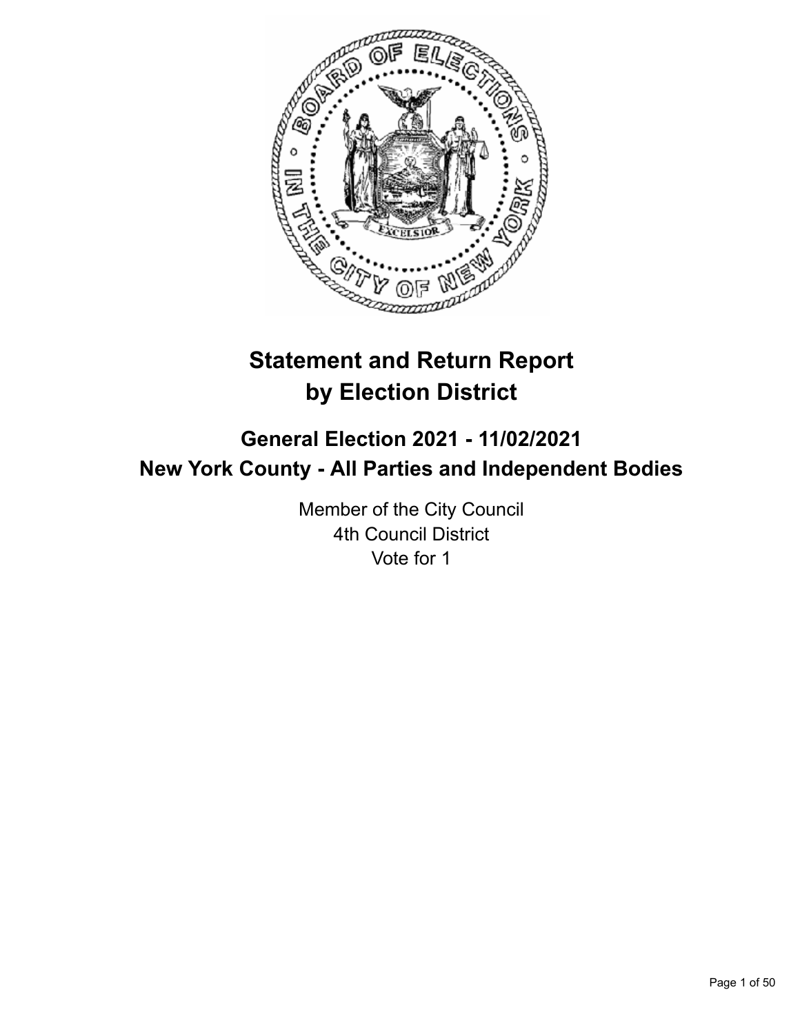# Statement and Return Report by Election District

## General Election 2021 - 11/02/2021
## New York County - All Parties and Independent Bodies

Member of the City Council
4th Council District
Vote for 1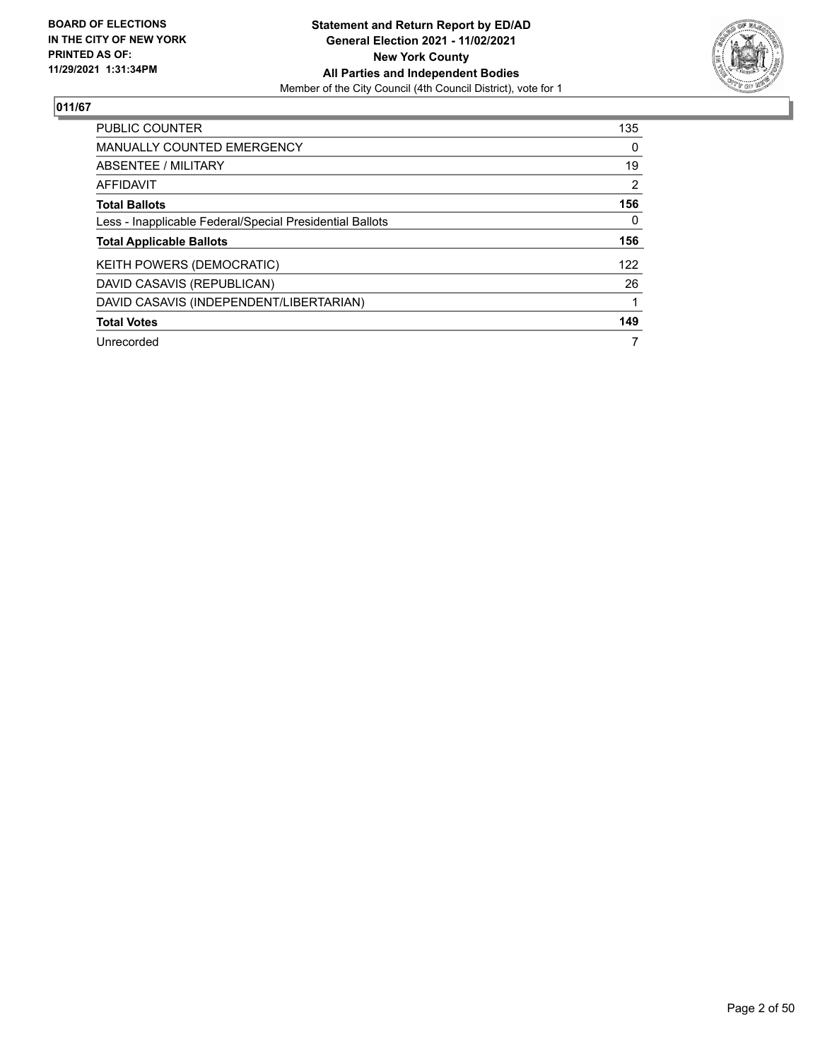**BOARD OF ELECTIONS IN THE CITY OF NEW YORK PRINTED AS OF: 11/29/2021 1:31:34PM**

**Statement and Return Report by ED/AD**
**General Election 2021 - 11/02/2021**
**New York County**
**All Parties and Independent Bodies**
Member of the City Council (4th Council District), vote for 1

## 011/67

| | |
|---|---|
| PUBLIC COUNTER | 135 |
| MANUALLY COUNTED EMERGENCY | 0 |
| ABSENTEE / MILITARY | 19 |
| AFFIDAVIT | 2 |
| **Total Ballots** | **156** |
| Less - Inapplicable Federal/Special Presidential Ballots | 0 |
| **Total Applicable Ballots** | **156** |
| KEITH POWERS (DEMOCRATIC) | 122 |
| DAVID CASAVIS (REPUBLICAN) | 26 |
| DAVID CASAVIS (INDEPENDENT/LIBERTARIAN) | 1 |
| **Total Votes** | **149** |
| Unrecorded | 7 |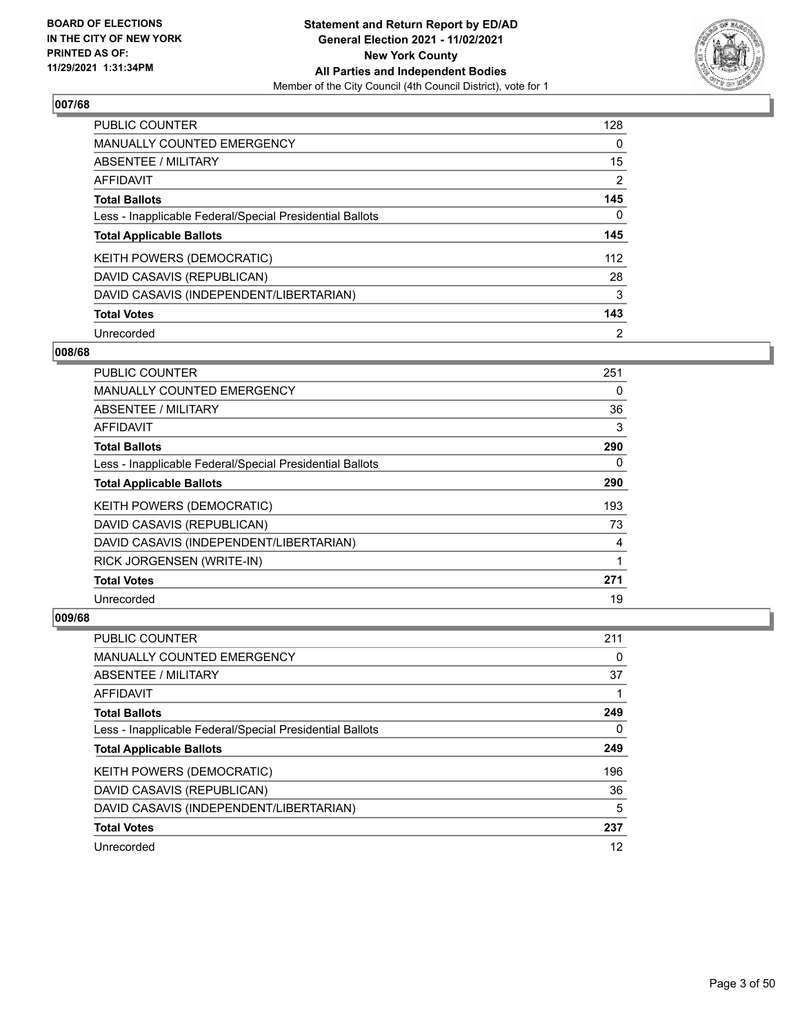## 007/68

| | |
|---|---|
| PUBLIC COUNTER | 128 |
| MANUALLY COUNTED EMERGENCY | 0 |
| ABSENTEE / MILITARY | 15 |
| AFFIDAVIT | 2 |
| **Total Ballots** | **145** |
| Less - Inapplicable Federal/Special Presidential Ballots | 0 |
| **Total Applicable Ballots** | **145** |
| KEITH POWERS (DEMOCRATIC) | 112 |
| DAVID CASAVIS (REPUBLICAN) | 28 |
| DAVID CASAVIS (INDEPENDENT/LIBERTARIAN) | 3 |
| **Total Votes** | **143** |
| Unrecorded | 2 |

## 008/68

| | |
|---|---|
| PUBLIC COUNTER | 251 |
| MANUALLY COUNTED EMERGENCY | 0 |
| ABSENTEE / MILITARY | 36 |
| AFFIDAVIT | 3 |
| **Total Ballots** | **290** |
| Less - Inapplicable Federal/Special Presidential Ballots | 0 |
| **Total Applicable Ballots** | **290** |
| KEITH POWERS (DEMOCRATIC) | 193 |
| DAVID CASAVIS (REPUBLICAN) | 73 |
| DAVID CASAVIS (INDEPENDENT/LIBERTARIAN) | 4 |
| RICK JORGENSEN (WRITE-IN) | 1 |
| **Total Votes** | **271** |
| Unrecorded | 19 |

## 009/68

| | |
|---|---|
| PUBLIC COUNTER | 211 |
| MANUALLY COUNTED EMERGENCY | 0 |
| ABSENTEE / MILITARY | 37 |
| AFFIDAVIT | 1 |
| **Total Ballots** | **249** |
| Less - Inapplicable Federal/Special Presidential Ballots | 0 |
| **Total Applicable Ballots** | **249** |
| KEITH POWERS (DEMOCRATIC) | 196 |
| DAVID CASAVIS (REPUBLICAN) | 36 |
| DAVID CASAVIS (INDEPENDENT/LIBERTARIAN) | 5 |
| **Total Votes** | **237** |
| Unrecorded | 12 |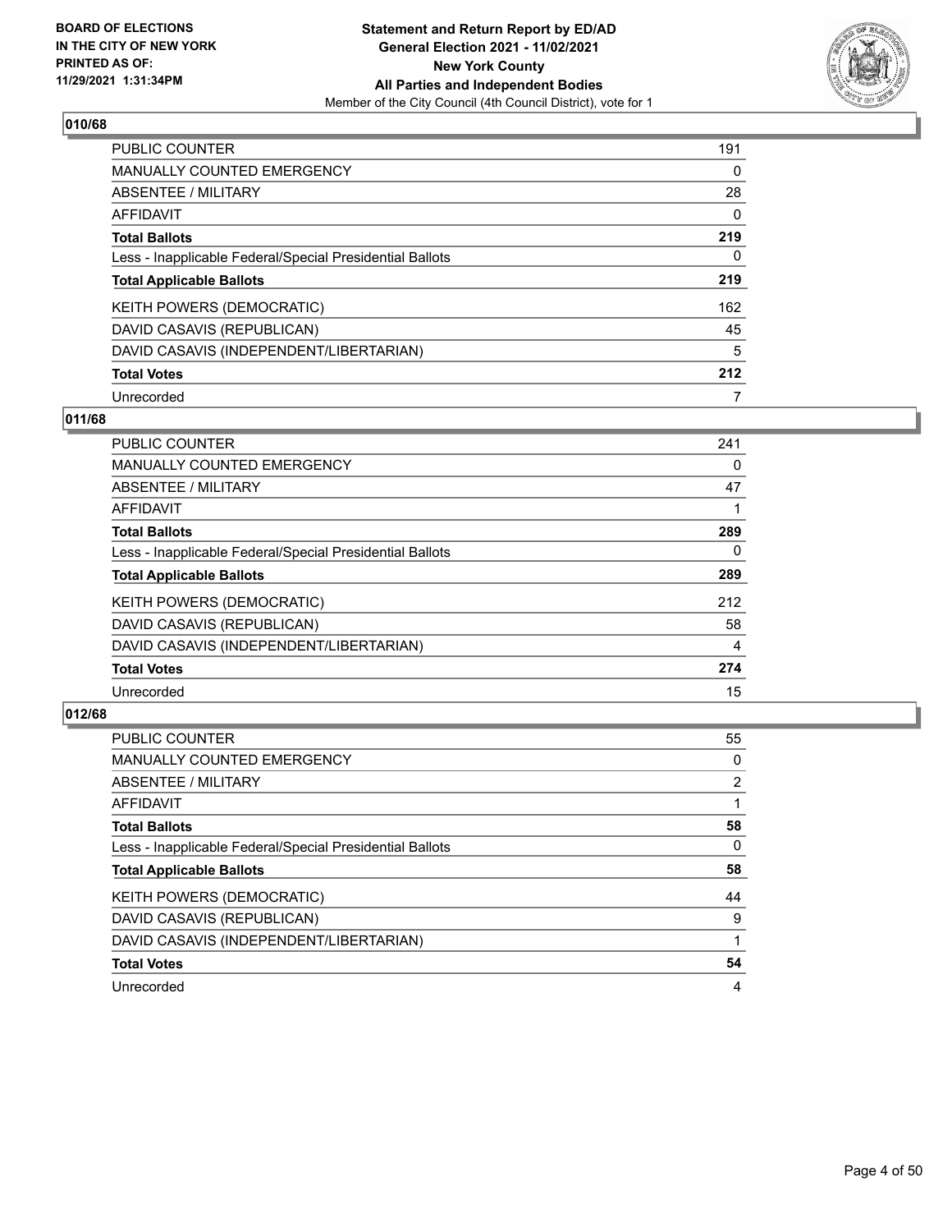## 010/68

| | |
|---|---|
| PUBLIC COUNTER | 191 |
| MANUALLY COUNTED EMERGENCY | 0 |
| ABSENTEE / MILITARY | 28 |
| AFFIDAVIT | 0 |
| **Total Ballots** | **219** |
| Less - Inapplicable Federal/Special Presidential Ballots | 0 |
| **Total Applicable Ballots** | **219** |
| KEITH POWERS (DEMOCRATIC) | 162 |
| DAVID CASAVIS (REPUBLICAN) | 45 |
| DAVID CASAVIS (INDEPENDENT/LIBERTARIAN) | 5 |
| **Total Votes** | **212** |
| Unrecorded | 7 |

## 011/68

| | |
|---|---|
| PUBLIC COUNTER | 241 |
| MANUALLY COUNTED EMERGENCY | 0 |
| ABSENTEE / MILITARY | 47 |
| AFFIDAVIT | 1 |
| **Total Ballots** | **289** |
| Less - Inapplicable Federal/Special Presidential Ballots | 0 |
| **Total Applicable Ballots** | **289** |
| KEITH POWERS (DEMOCRATIC) | 212 |
| DAVID CASAVIS (REPUBLICAN) | 58 |
| DAVID CASAVIS (INDEPENDENT/LIBERTARIAN) | 4 |
| **Total Votes** | **274** |
| Unrecorded | 15 |

## 012/68

| | |
|---|---|
| PUBLIC COUNTER | 55 |
| MANUALLY COUNTED EMERGENCY | 0 |
| ABSENTEE / MILITARY | 2 |
| AFFIDAVIT | 1 |
| **Total Ballots** | **58** |
| Less - Inapplicable Federal/Special Presidential Ballots | 0 |
| **Total Applicable Ballots** | **58** |
| KEITH POWERS (DEMOCRATIC) | 44 |
| DAVID CASAVIS (REPUBLICAN) | 9 |
| DAVID CASAVIS (INDEPENDENT/LIBERTARIAN) | 1 |
| **Total Votes** | **54** |
| Unrecorded | 4 |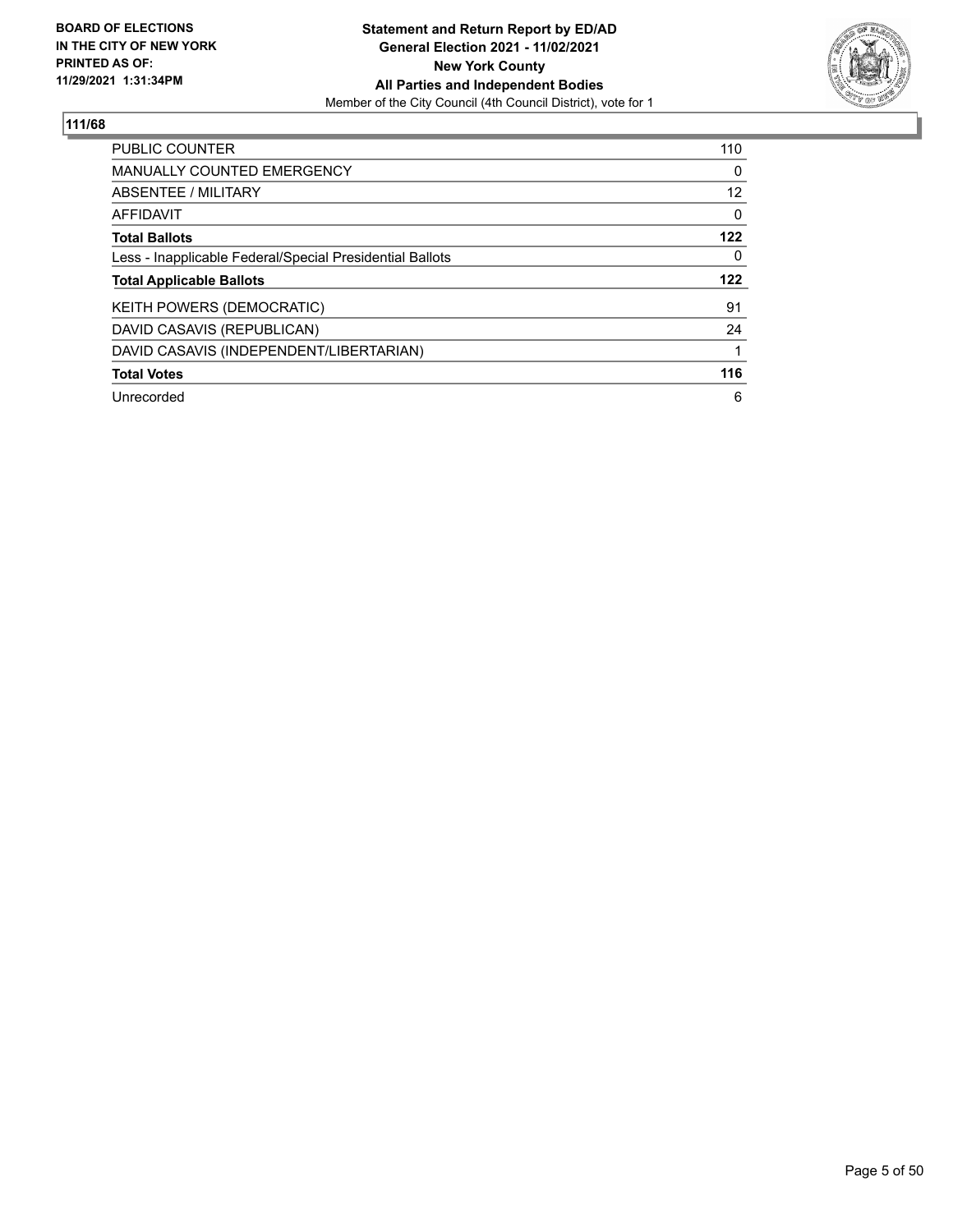**BOARD OF ELECTIONS IN THE CITY OF NEW YORK PRINTED AS OF: 11/29/2021 1:31:34PM**

**Statement and Return Report by ED/AD General Election 2021 - 11/02/2021 New York County All Parties and Independent Bodies**

Member of the City Council (4th Council District), vote for 1

## 111/68

| | |
|---|---|
| PUBLIC COUNTER | 110 |
| MANUALLY COUNTED EMERGENCY | 0 |
| ABSENTEE / MILITARY | 12 |
| AFFIDAVIT | 0 |
| **Total Ballots** | **122** |
| Less - Inapplicable Federal/Special Presidential Ballots | 0 |
| **Total Applicable Ballots** | **122** |
| KEITH POWERS (DEMOCRATIC) | 91 |
| DAVID CASAVIS (REPUBLICAN) | 24 |
| DAVID CASAVIS (INDEPENDENT/LIBERTARIAN) | 1 |
| **Total Votes** | **116** |
| Unrecorded | 6 |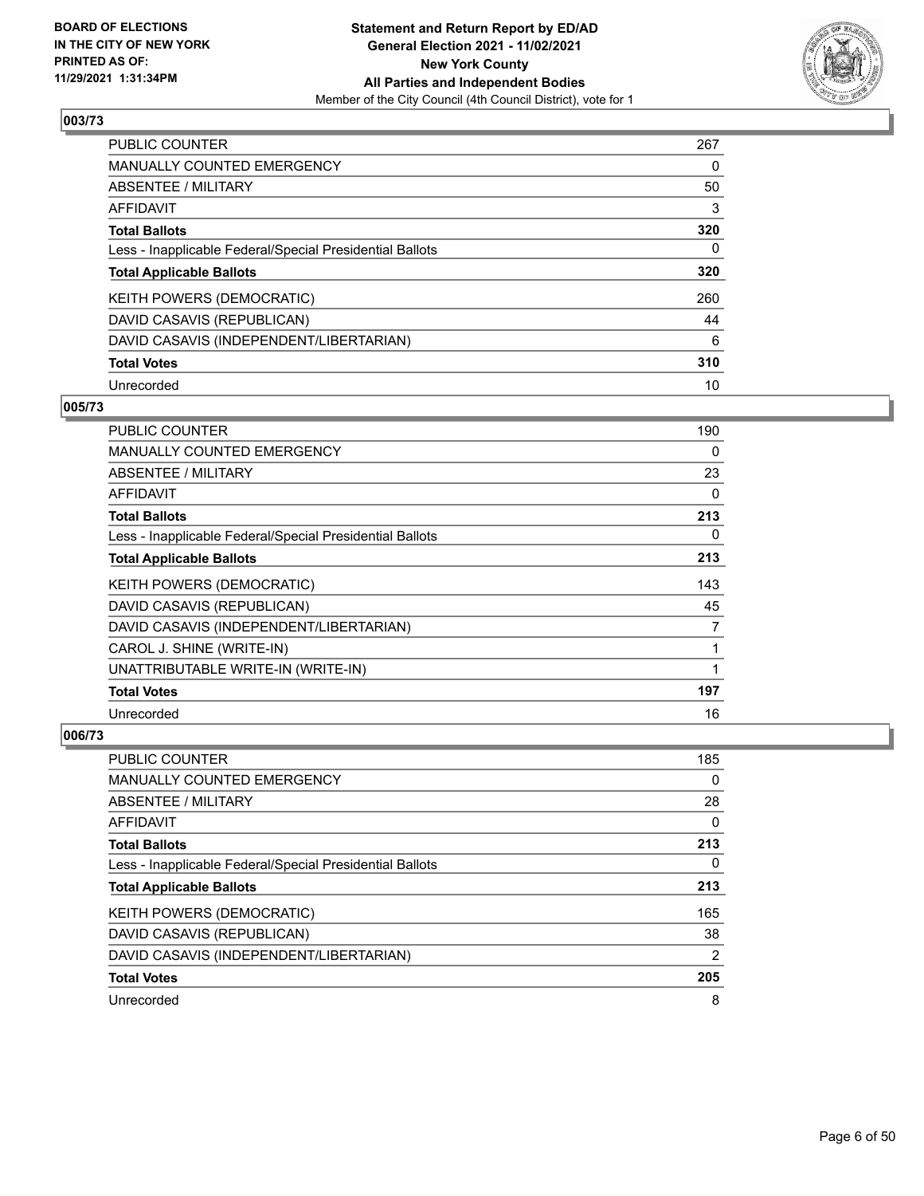## 003/73

| | |
|---|---|
| PUBLIC COUNTER | 267 |
| MANUALLY COUNTED EMERGENCY | 0 |
| ABSENTEE / MILITARY | 50 |
| AFFIDAVIT | 3 |
| **Total Ballots** | **320** |
| Less - Inapplicable Federal/Special Presidential Ballots | 0 |
| **Total Applicable Ballots** | **320** |
| KEITH POWERS (DEMOCRATIC) | 260 |
| DAVID CASAVIS (REPUBLICAN) | 44 |
| DAVID CASAVIS (INDEPENDENT/LIBERTARIAN) | 6 |
| **Total Votes** | **310** |
| Unrecorded | 10 |

## 005/73

| | |
|---|---|
| PUBLIC COUNTER | 190 |
| MANUALLY COUNTED EMERGENCY | 0 |
| ABSENTEE / MILITARY | 23 |
| AFFIDAVIT | 0 |
| **Total Ballots** | **213** |
| Less - Inapplicable Federal/Special Presidential Ballots | 0 |
| **Total Applicable Ballots** | **213** |
| KEITH POWERS (DEMOCRATIC) | 143 |
| DAVID CASAVIS (REPUBLICAN) | 45 |
| DAVID CASAVIS (INDEPENDENT/LIBERTARIAN) | 7 |
| CAROL J. SHINE (WRITE-IN) | 1 |
| UNATTRIBUTABLE WRITE-IN (WRITE-IN) | 1 |
| **Total Votes** | **197** |
| Unrecorded | 16 |

## 006/73

| | |
|---|---|
| PUBLIC COUNTER | 185 |
| MANUALLY COUNTED EMERGENCY | 0 |
| ABSENTEE / MILITARY | 28 |
| AFFIDAVIT | 0 |
| **Total Ballots** | **213** |
| Less - Inapplicable Federal/Special Presidential Ballots | 0 |
| **Total Applicable Ballots** | **213** |
| KEITH POWERS (DEMOCRATIC) | 165 |
| DAVID CASAVIS (REPUBLICAN) | 38 |
| DAVID CASAVIS (INDEPENDENT/LIBERTARIAN) | 2 |
| **Total Votes** | **205** |
| Unrecorded | 8 |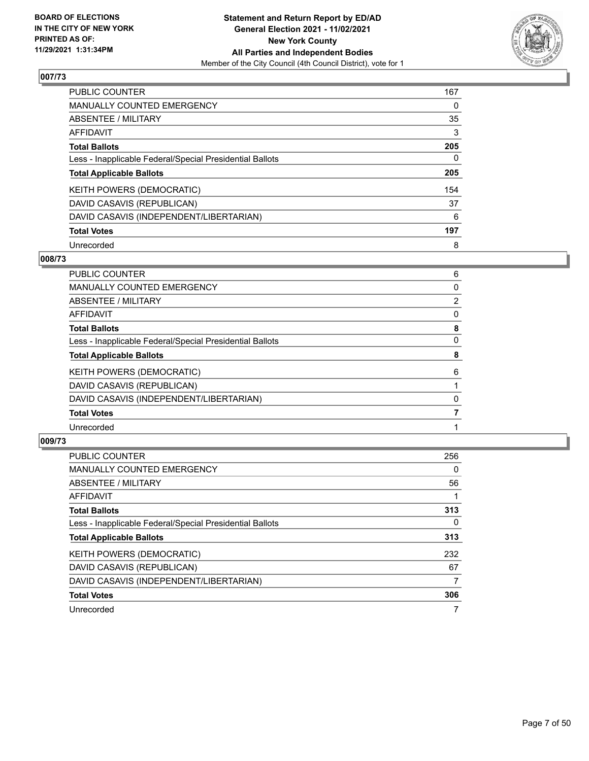**BOARD OF ELECTIONS IN THE CITY OF NEW YORK PRINTED AS OF: 11/29/2021 1:31:34PM**

**Statement and Return Report by ED/AD General Election 2021 - 11/02/2021 New York County All Parties and Independent Bodies**

Member of the City Council (4th Council District), vote for 1

### 007/73

| | |
|---|---|
| PUBLIC COUNTER | 167 |
| MANUALLY COUNTED EMERGENCY | 0 |
| ABSENTEE / MILITARY | 35 |
| AFFIDAVIT | 3 |
| **Total Ballots** | **205** |
| Less - Inapplicable Federal/Special Presidential Ballots | 0 |
| **Total Applicable Ballots** | **205** |
| KEITH POWERS (DEMOCRATIC) | 154 |
| DAVID CASAVIS (REPUBLICAN) | 37 |
| DAVID CASAVIS (INDEPENDENT/LIBERTARIAN) | 6 |
| **Total Votes** | **197** |
| Unrecorded | 8 |

### 008/73

| | |
|---|---|
| PUBLIC COUNTER | 6 |
| MANUALLY COUNTED EMERGENCY | 0 |
| ABSENTEE / MILITARY | 2 |
| AFFIDAVIT | 0 |
| **Total Ballots** | **8** |
| Less - Inapplicable Federal/Special Presidential Ballots | 0 |
| **Total Applicable Ballots** | **8** |
| KEITH POWERS (DEMOCRATIC) | 6 |
| DAVID CASAVIS (REPUBLICAN) | 1 |
| DAVID CASAVIS (INDEPENDENT/LIBERTARIAN) | 0 |
| **Total Votes** | **7** |
| Unrecorded | 1 |

### 009/73

| | |
|---|---|
| PUBLIC COUNTER | 256 |
| MANUALLY COUNTED EMERGENCY | 0 |
| ABSENTEE / MILITARY | 56 |
| AFFIDAVIT | 1 |
| **Total Ballots** | **313** |
| Less - Inapplicable Federal/Special Presidential Ballots | 0 |
| **Total Applicable Ballots** | **313** |
| KEITH POWERS (DEMOCRATIC) | 232 |
| DAVID CASAVIS (REPUBLICAN) | 67 |
| DAVID CASAVIS (INDEPENDENT/LIBERTARIAN) | 7 |
| **Total Votes** | **306** |
| Unrecorded | 7 |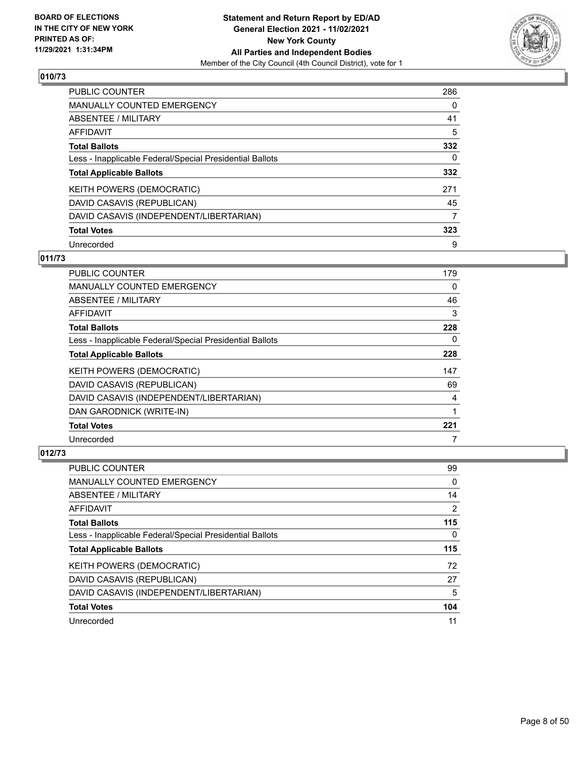## 010/73

| | |
|---|---|
| PUBLIC COUNTER | 286 |
| MANUALLY COUNTED EMERGENCY | 0 |
| ABSENTEE / MILITARY | 41 |
| AFFIDAVIT | 5 |
| **Total Ballots** | **332** |
| Less - Inapplicable Federal/Special Presidential Ballots | 0 |
| **Total Applicable Ballots** | **332** |
| KEITH POWERS (DEMOCRATIC) | 271 |
| DAVID CASAVIS (REPUBLICAN) | 45 |
| DAVID CASAVIS (INDEPENDENT/LIBERTARIAN) | 7 |
| **Total Votes** | **323** |
| Unrecorded | 9 |

## 011/73

| | |
|---|---|
| PUBLIC COUNTER | 179 |
| MANUALLY COUNTED EMERGENCY | 0 |
| ABSENTEE / MILITARY | 46 |
| AFFIDAVIT | 3 |
| **Total Ballots** | **228** |
| Less - Inapplicable Federal/Special Presidential Ballots | 0 |
| **Total Applicable Ballots** | **228** |
| KEITH POWERS (DEMOCRATIC) | 147 |
| DAVID CASAVIS (REPUBLICAN) | 69 |
| DAVID CASAVIS (INDEPENDENT/LIBERTARIAN) | 4 |
| DAN GARODNICK (WRITE-IN) | 1 |
| **Total Votes** | **221** |
| Unrecorded | 7 |

## 012/73

| | |
|---|---|
| PUBLIC COUNTER | 99 |
| MANUALLY COUNTED EMERGENCY | 0 |
| ABSENTEE / MILITARY | 14 |
| AFFIDAVIT | 2 |
| **Total Ballots** | **115** |
| Less - Inapplicable Federal/Special Presidential Ballots | 0 |
| **Total Applicable Ballots** | **115** |
| KEITH POWERS (DEMOCRATIC) | 72 |
| DAVID CASAVIS (REPUBLICAN) | 27 |
| DAVID CASAVIS (INDEPENDENT/LIBERTARIAN) | 5 |
| **Total Votes** | **104** |
| Unrecorded | 11 |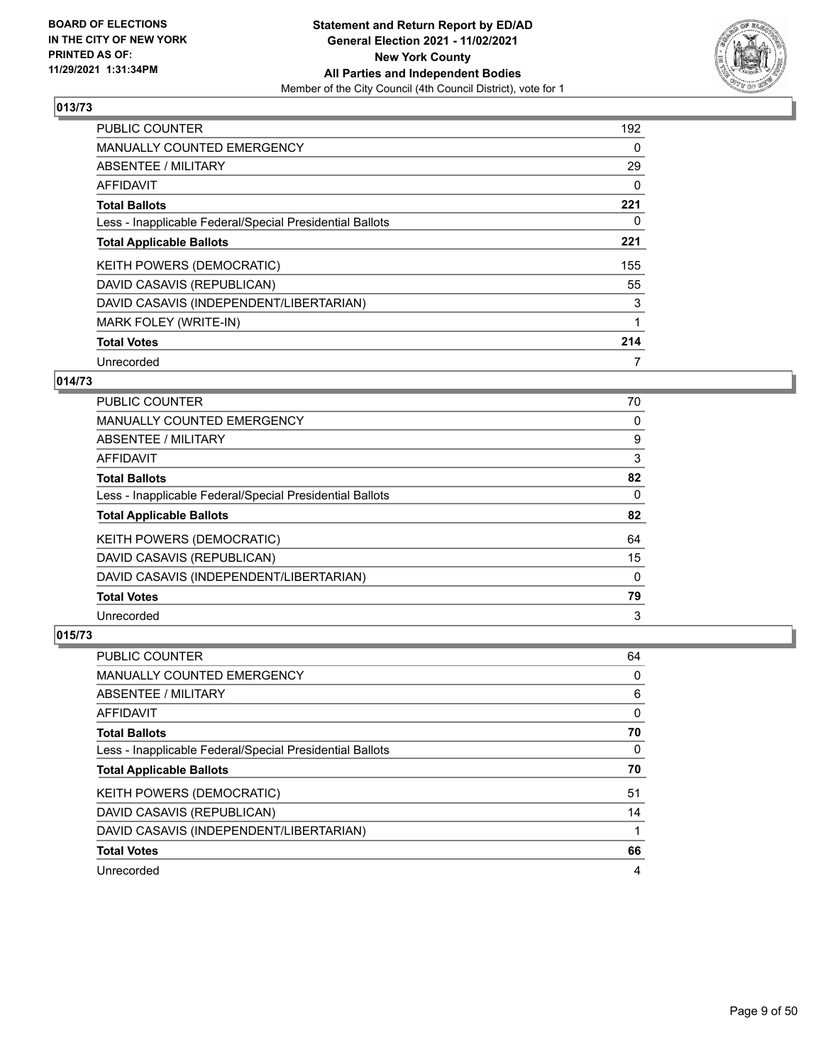## 013/73

| | |
|---|---|
| PUBLIC COUNTER | 192 |
| MANUALLY COUNTED EMERGENCY | 0 |
| ABSENTEE / MILITARY | 29 |
| AFFIDAVIT | 0 |
| **Total Ballots** | **221** |
| Less - Inapplicable Federal/Special Presidential Ballots | 0 |
| **Total Applicable Ballots** | **221** |
| KEITH POWERS (DEMOCRATIC) | 155 |
| DAVID CASAVIS (REPUBLICAN) | 55 |
| DAVID CASAVIS (INDEPENDENT/LIBERTARIAN) | 3 |
| MARK FOLEY (WRITE-IN) | 1 |
| **Total Votes** | **214** |
| Unrecorded | 7 |

## 014/73

| | |
|---|---|
| PUBLIC COUNTER | 70 |
| MANUALLY COUNTED EMERGENCY | 0 |
| ABSENTEE / MILITARY | 9 |
| AFFIDAVIT | 3 |
| **Total Ballots** | **82** |
| Less - Inapplicable Federal/Special Presidential Ballots | 0 |
| **Total Applicable Ballots** | **82** |
| KEITH POWERS (DEMOCRATIC) | 64 |
| DAVID CASAVIS (REPUBLICAN) | 15 |
| DAVID CASAVIS (INDEPENDENT/LIBERTARIAN) | 0 |
| **Total Votes** | **79** |
| Unrecorded | 3 |

## 015/73

| | |
|---|---|
| PUBLIC COUNTER | 64 |
| MANUALLY COUNTED EMERGENCY | 0 |
| ABSENTEE / MILITARY | 6 |
| AFFIDAVIT | 0 |
| **Total Ballots** | **70** |
| Less - Inapplicable Federal/Special Presidential Ballots | 0 |
| **Total Applicable Ballots** | **70** |
| KEITH POWERS (DEMOCRATIC) | 51 |
| DAVID CASAVIS (REPUBLICAN) | 14 |
| DAVID CASAVIS (INDEPENDENT/LIBERTARIAN) | 1 |
| **Total Votes** | **66** |
| Unrecorded | 4 |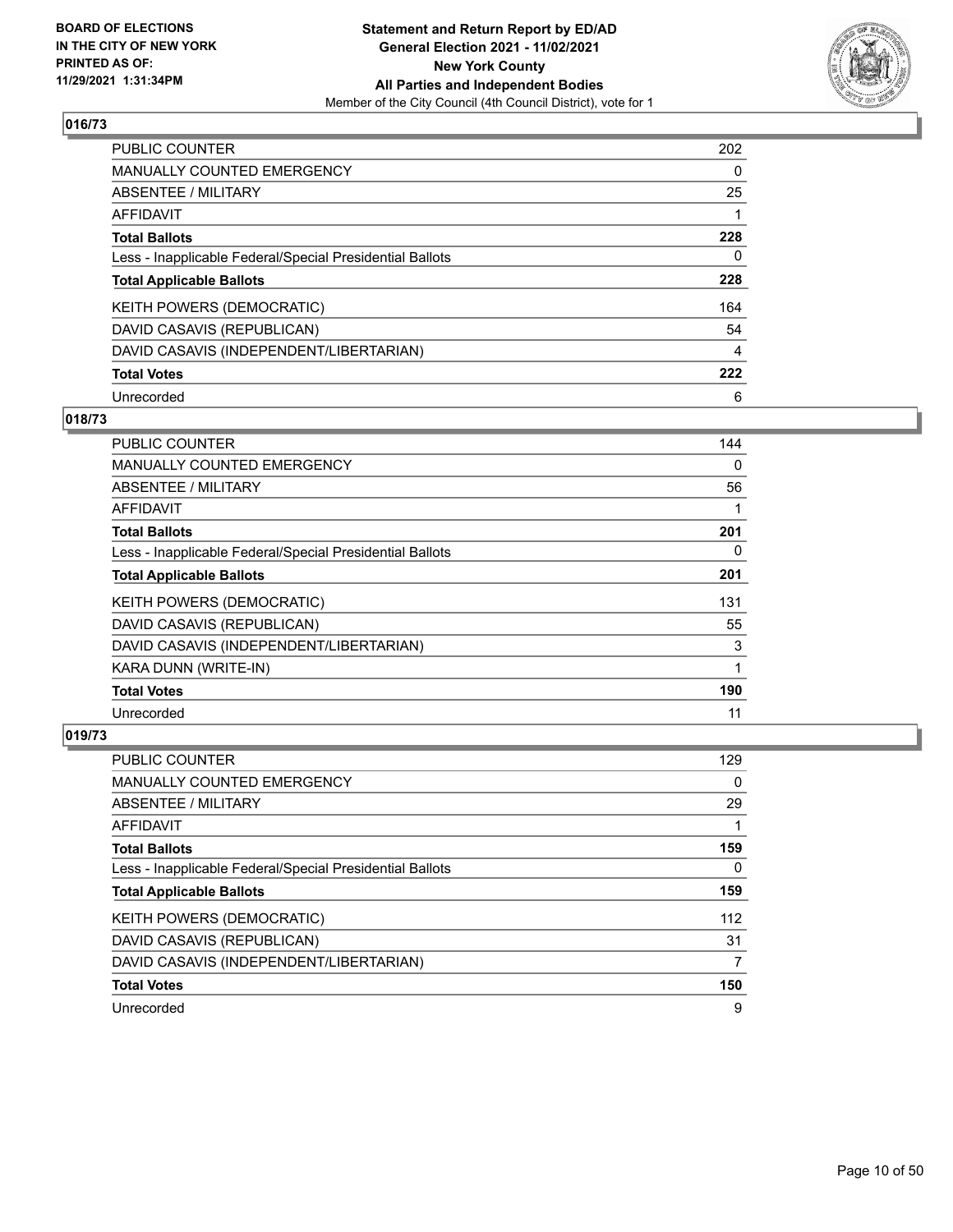BOARD OF ELECTIONS
IN THE CITY OF NEW YORK
PRINTED AS OF:
11/29/2021 1:31:34PM

**Statement and Return Report by ED/AD**
**General Election 2021 - 11/02/2021**
**New York County**
**All Parties and Independent Bodies**
Member of the City Council (4th Council District), vote for 1

## 016/73

| | |
|---|---|
| PUBLIC COUNTER | 202 |
| MANUALLY COUNTED EMERGENCY | 0 |
| ABSENTEE / MILITARY | 25 |
| AFFIDAVIT | 1 |
| **Total Ballots** | **228** |
| Less - Inapplicable Federal/Special Presidential Ballots | 0 |
| **Total Applicable Ballots** | **228** |
| KEITH POWERS (DEMOCRATIC) | 164 |
| DAVID CASAVIS (REPUBLICAN) | 54 |
| DAVID CASAVIS (INDEPENDENT/LIBERTARIAN) | 4 |
| **Total Votes** | **222** |
| Unrecorded | 6 |

## 018/73

| | |
|---|---|
| PUBLIC COUNTER | 144 |
| MANUALLY COUNTED EMERGENCY | 0 |
| ABSENTEE / MILITARY | 56 |
| AFFIDAVIT | 1 |
| **Total Ballots** | **201** |
| Less - Inapplicable Federal/Special Presidential Ballots | 0 |
| **Total Applicable Ballots** | **201** |
| KEITH POWERS (DEMOCRATIC) | 131 |
| DAVID CASAVIS (REPUBLICAN) | 55 |
| DAVID CASAVIS (INDEPENDENT/LIBERTARIAN) | 3 |
| KARA DUNN (WRITE-IN) | 1 |
| **Total Votes** | **190** |
| Unrecorded | 11 |

## 019/73

| | |
|---|---|
| PUBLIC COUNTER | 129 |
| MANUALLY COUNTED EMERGENCY | 0 |
| ABSENTEE / MILITARY | 29 |
| AFFIDAVIT | 1 |
| **Total Ballots** | **159** |
| Less - Inapplicable Federal/Special Presidential Ballots | 0 |
| **Total Applicable Ballots** | **159** |
| KEITH POWERS (DEMOCRATIC) | 112 |
| DAVID CASAVIS (REPUBLICAN) | 31 |
| DAVID CASAVIS (INDEPENDENT/LIBERTARIAN) | 7 |
| **Total Votes** | **150** |
| Unrecorded | 9 |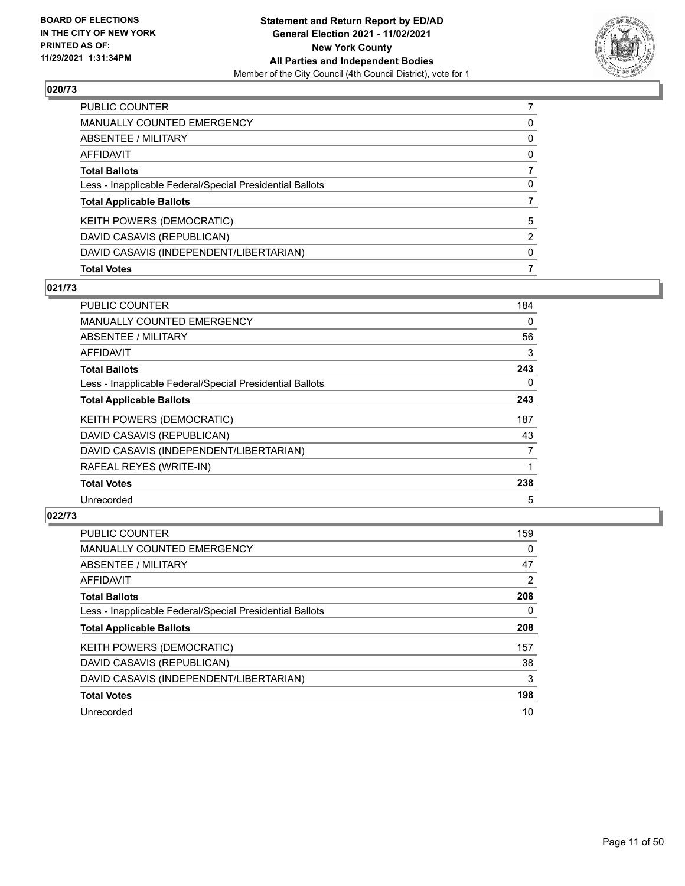**BOARD OF ELECTIONS IN THE CITY OF NEW YORK PRINTED AS OF: 11/29/2021 1:31:34PM**

**Statement and Return Report by ED/AD General Election 2021 - 11/02/2021 New York County All Parties and Independent Bodies**

Member of the City Council (4th Council District), vote for 1

## 020/73

| | |
|---|---|
| PUBLIC COUNTER | 7 |
| MANUALLY COUNTED EMERGENCY | 0 |
| ABSENTEE / MILITARY | 0 |
| AFFIDAVIT | 0 |
| **Total Ballots** | **7** |
| Less - Inapplicable Federal/Special Presidential Ballots | 0 |
| **Total Applicable Ballots** | **7** |
| KEITH POWERS (DEMOCRATIC) | 5 |
| DAVID CASAVIS (REPUBLICAN) | 2 |
| DAVID CASAVIS (INDEPENDENT/LIBERTARIAN) | 0 |
| **Total Votes** | **7** |

## 021/73

| | |
|---|---|
| PUBLIC COUNTER | 184 |
| MANUALLY COUNTED EMERGENCY | 0 |
| ABSENTEE / MILITARY | 56 |
| AFFIDAVIT | 3 |
| **Total Ballots** | **243** |
| Less - Inapplicable Federal/Special Presidential Ballots | 0 |
| **Total Applicable Ballots** | **243** |
| KEITH POWERS (DEMOCRATIC) | 187 |
| DAVID CASAVIS (REPUBLICAN) | 43 |
| DAVID CASAVIS (INDEPENDENT/LIBERTARIAN) | 7 |
| RAFEAL REYES (WRITE-IN) | 1 |
| **Total Votes** | **238** |
| Unrecorded | 5 |

## 022/73

| | |
|---|---|
| PUBLIC COUNTER | 159 |
| MANUALLY COUNTED EMERGENCY | 0 |
| ABSENTEE / MILITARY | 47 |
| AFFIDAVIT | 2 |
| **Total Ballots** | **208** |
| Less - Inapplicable Federal/Special Presidential Ballots | 0 |
| **Total Applicable Ballots** | **208** |
| KEITH POWERS (DEMOCRATIC) | 157 |
| DAVID CASAVIS (REPUBLICAN) | 38 |
| DAVID CASAVIS (INDEPENDENT/LIBERTARIAN) | 3 |
| **Total Votes** | **198** |
| Unrecorded | 10 |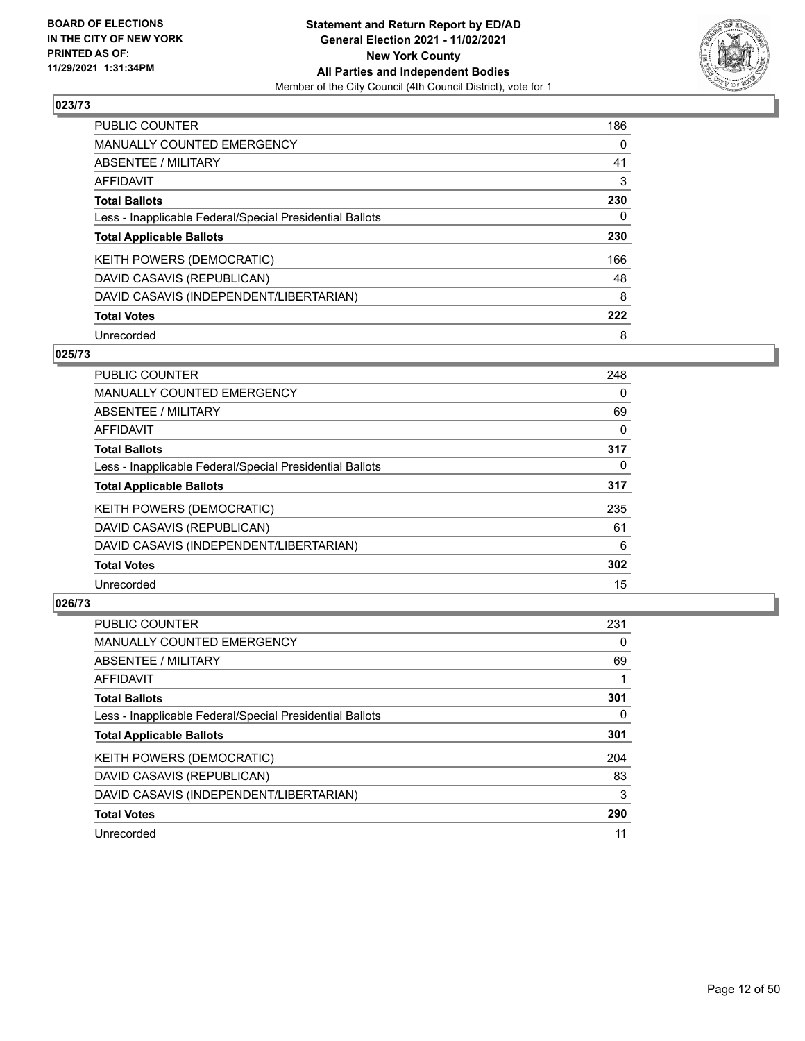**Statement and Return Report by ED/AD**
**General Election 2021 - 11/02/2021**
**New York County**
**All Parties and Independent Bodies**
Member of the City Council (4th Council District), vote for 1

BOARD OF ELECTIONS IN THE CITY OF NEW YORK PRINTED AS OF: 11/29/2021 1:31:34PM

## 023/73

| | |
|---|---|
| PUBLIC COUNTER | 186 |
| MANUALLY COUNTED EMERGENCY | 0 |
| ABSENTEE / MILITARY | 41 |
| AFFIDAVIT | 3 |
| **Total Ballots** | **230** |
| Less - Inapplicable Federal/Special Presidential Ballots | 0 |
| **Total Applicable Ballots** | **230** |
| KEITH POWERS (DEMOCRATIC) | 166 |
| DAVID CASAVIS (REPUBLICAN) | 48 |
| DAVID CASAVIS (INDEPENDENT/LIBERTARIAN) | 8 |
| **Total Votes** | **222** |
| Unrecorded | 8 |

## 025/73

| | |
|---|---|
| PUBLIC COUNTER | 248 |
| MANUALLY COUNTED EMERGENCY | 0 |
| ABSENTEE / MILITARY | 69 |
| AFFIDAVIT | 0 |
| **Total Ballots** | **317** |
| Less - Inapplicable Federal/Special Presidential Ballots | 0 |
| **Total Applicable Ballots** | **317** |
| KEITH POWERS (DEMOCRATIC) | 235 |
| DAVID CASAVIS (REPUBLICAN) | 61 |
| DAVID CASAVIS (INDEPENDENT/LIBERTARIAN) | 6 |
| **Total Votes** | **302** |
| Unrecorded | 15 |

## 026/73

| | |
|---|---|
| PUBLIC COUNTER | 231 |
| MANUALLY COUNTED EMERGENCY | 0 |
| ABSENTEE / MILITARY | 69 |
| AFFIDAVIT | 1 |
| **Total Ballots** | **301** |
| Less - Inapplicable Federal/Special Presidential Ballots | 0 |
| **Total Applicable Ballots** | **301** |
| KEITH POWERS (DEMOCRATIC) | 204 |
| DAVID CASAVIS (REPUBLICAN) | 83 |
| DAVID CASAVIS (INDEPENDENT/LIBERTARIAN) | 3 |
| **Total Votes** | **290** |
| Unrecorded | 11 |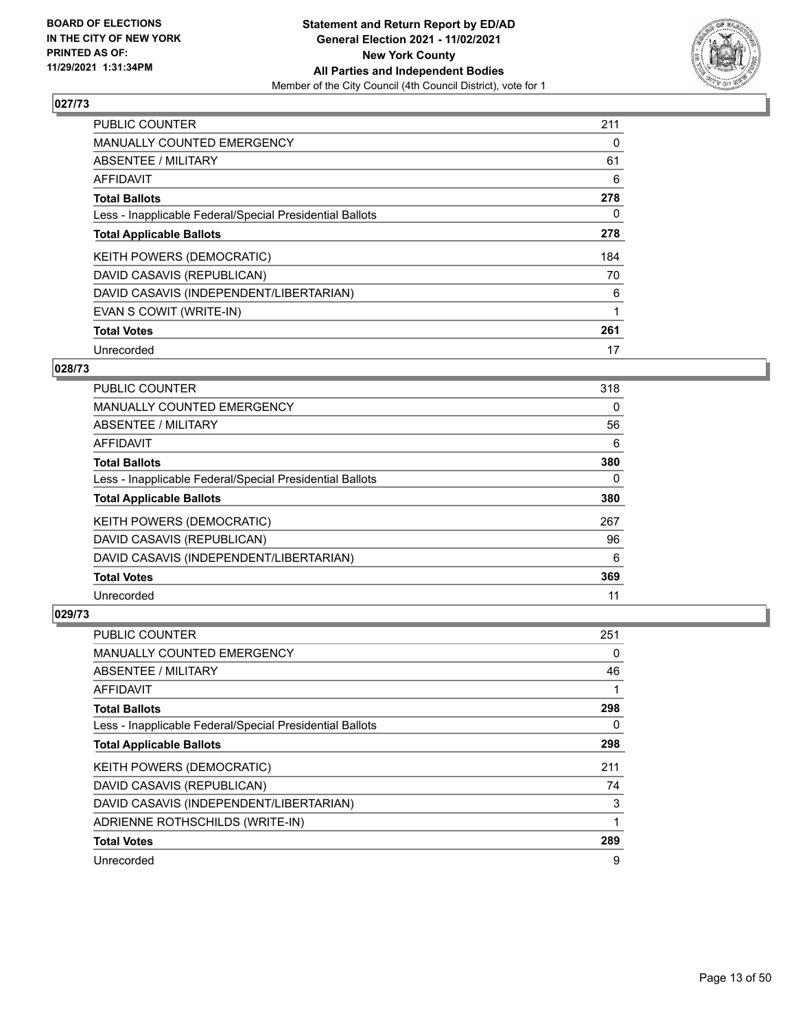### 027/73

| | |
|---|---|
| PUBLIC COUNTER | 211 |
| MANUALLY COUNTED EMERGENCY | 0 |
| ABSENTEE / MILITARY | 61 |
| AFFIDAVIT | 6 |
| **Total Ballots** | **278** |
| Less - Inapplicable Federal/Special Presidential Ballots | 0 |
| **Total Applicable Ballots** | **278** |
| KEITH POWERS (DEMOCRATIC) | 184 |
| DAVID CASAVIS (REPUBLICAN) | 70 |
| DAVID CASAVIS (INDEPENDENT/LIBERTARIAN) | 6 |
| EVAN S COWIT (WRITE-IN) | 1 |
| **Total Votes** | **261** |
| Unrecorded | 17 |

### 028/73

| | |
|---|---|
| PUBLIC COUNTER | 318 |
| MANUALLY COUNTED EMERGENCY | 0 |
| ABSENTEE / MILITARY | 56 |
| AFFIDAVIT | 6 |
| **Total Ballots** | **380** |
| Less - Inapplicable Federal/Special Presidential Ballots | 0 |
| **Total Applicable Ballots** | **380** |
| KEITH POWERS (DEMOCRATIC) | 267 |
| DAVID CASAVIS (REPUBLICAN) | 96 |
| DAVID CASAVIS (INDEPENDENT/LIBERTARIAN) | 6 |
| **Total Votes** | **369** |
| Unrecorded | 11 |

### 029/73

| | |
|---|---|
| PUBLIC COUNTER | 251 |
| MANUALLY COUNTED EMERGENCY | 0 |
| ABSENTEE / MILITARY | 46 |
| AFFIDAVIT | 1 |
| **Total Ballots** | **298** |
| Less - Inapplicable Federal/Special Presidential Ballots | 0 |
| **Total Applicable Ballots** | **298** |
| KEITH POWERS (DEMOCRATIC) | 211 |
| DAVID CASAVIS (REPUBLICAN) | 74 |
| DAVID CASAVIS (INDEPENDENT/LIBERTARIAN) | 3 |
| ADRIENNE ROTHSCHILDS (WRITE-IN) | 1 |
| **Total Votes** | **289** |
| Unrecorded | 9 |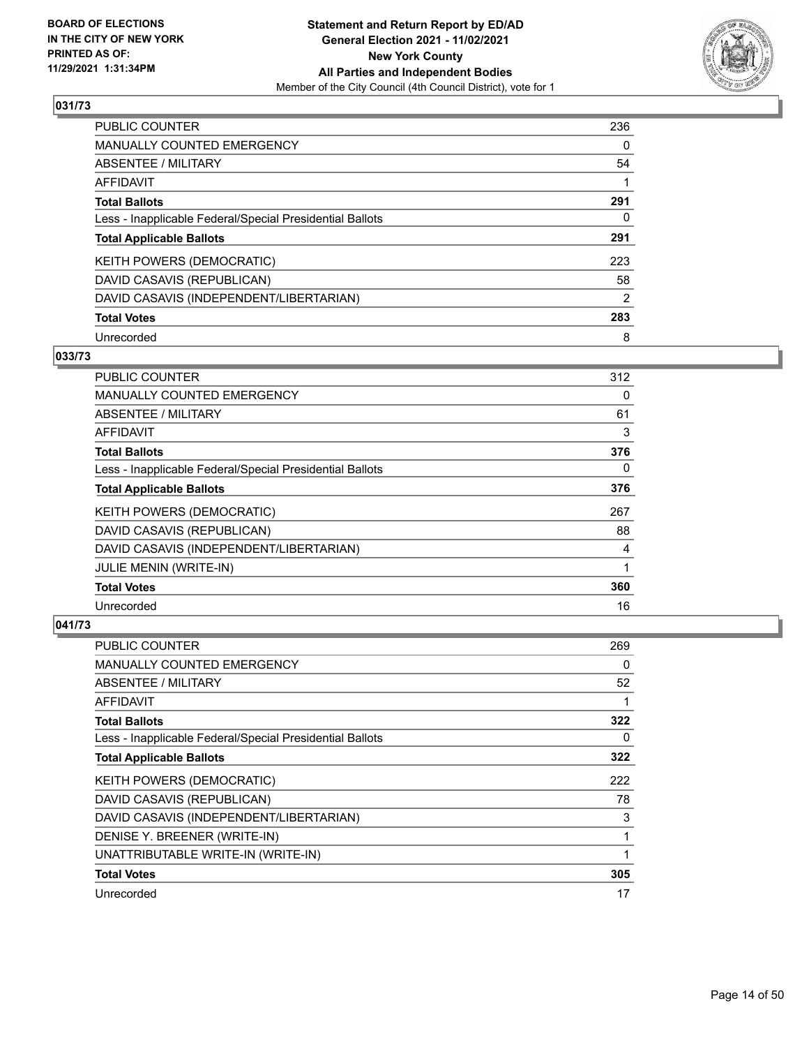## 031/73

| | |
|---|---|
| PUBLIC COUNTER | 236 |
| MANUALLY COUNTED EMERGENCY | 0 |
| ABSENTEE / MILITARY | 54 |
| AFFIDAVIT | 1 |
| **Total Ballots** | **291** |
| Less - Inapplicable Federal/Special Presidential Ballots | 0 |
| **Total Applicable Ballots** | **291** |
| KEITH POWERS (DEMOCRATIC) | 223 |
| DAVID CASAVIS (REPUBLICAN) | 58 |
| DAVID CASAVIS (INDEPENDENT/LIBERTARIAN) | 2 |
| **Total Votes** | **283** |
| Unrecorded | 8 |

## 033/73

| | |
|---|---|
| PUBLIC COUNTER | 312 |
| MANUALLY COUNTED EMERGENCY | 0 |
| ABSENTEE / MILITARY | 61 |
| AFFIDAVIT | 3 |
| **Total Ballots** | **376** |
| Less - Inapplicable Federal/Special Presidential Ballots | 0 |
| **Total Applicable Ballots** | **376** |
| KEITH POWERS (DEMOCRATIC) | 267 |
| DAVID CASAVIS (REPUBLICAN) | 88 |
| DAVID CASAVIS (INDEPENDENT/LIBERTARIAN) | 4 |
| JULIE MENIN (WRITE-IN) | 1 |
| **Total Votes** | **360** |
| Unrecorded | 16 |

## 041/73

| | |
|---|---|
| PUBLIC COUNTER | 269 |
| MANUALLY COUNTED EMERGENCY | 0 |
| ABSENTEE / MILITARY | 52 |
| AFFIDAVIT | 1 |
| **Total Ballots** | **322** |
| Less - Inapplicable Federal/Special Presidential Ballots | 0 |
| **Total Applicable Ballots** | **322** |
| KEITH POWERS (DEMOCRATIC) | 222 |
| DAVID CASAVIS (REPUBLICAN) | 78 |
| DAVID CASAVIS (INDEPENDENT/LIBERTARIAN) | 3 |
| DENISE Y. BREENER (WRITE-IN) | 1 |
| UNATTRIBUTABLE WRITE-IN (WRITE-IN) | 1 |
| **Total Votes** | **305** |
| Unrecorded | 17 |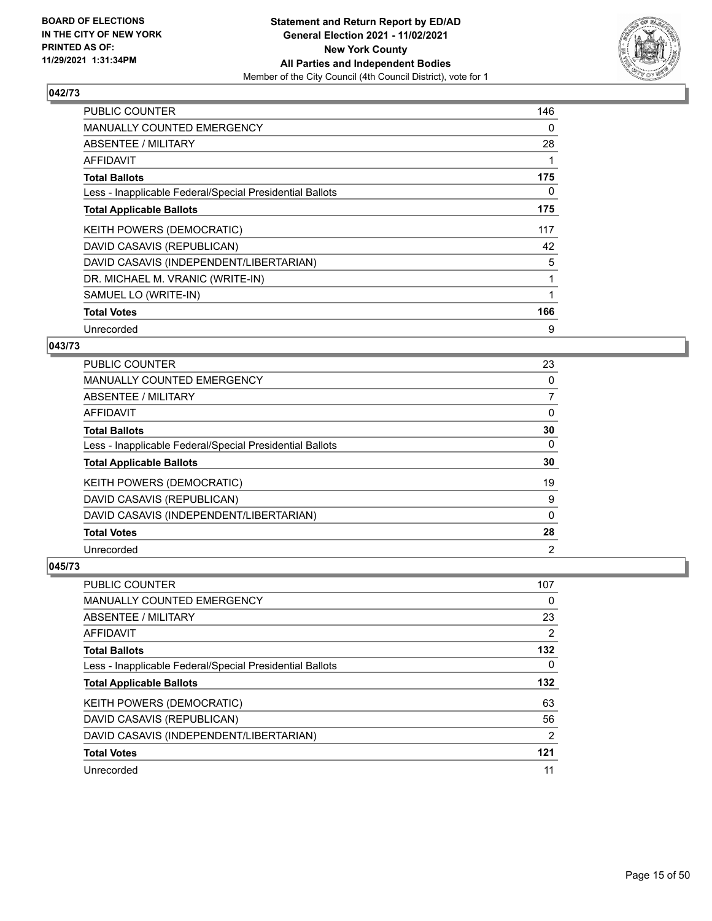## 042/73

| | |
|---|---|
| PUBLIC COUNTER | 146 |
| MANUALLY COUNTED EMERGENCY | 0 |
| ABSENTEE / MILITARY | 28 |
| AFFIDAVIT | 1 |
| **Total Ballots** | **175** |
| Less - Inapplicable Federal/Special Presidential Ballots | 0 |
| **Total Applicable Ballots** | **175** |
| KEITH POWERS (DEMOCRATIC) | 117 |
| DAVID CASAVIS (REPUBLICAN) | 42 |
| DAVID CASAVIS (INDEPENDENT/LIBERTARIAN) | 5 |
| DR. MICHAEL M. VRANIC (WRITE-IN) | 1 |
| SAMUEL LO (WRITE-IN) | 1 |
| **Total Votes** | **166** |
| Unrecorded | 9 |

## 043/73

| | |
|---|---|
| PUBLIC COUNTER | 23 |
| MANUALLY COUNTED EMERGENCY | 0 |
| ABSENTEE / MILITARY | 7 |
| AFFIDAVIT | 0 |
| **Total Ballots** | **30** |
| Less - Inapplicable Federal/Special Presidential Ballots | 0 |
| **Total Applicable Ballots** | **30** |
| KEITH POWERS (DEMOCRATIC) | 19 |
| DAVID CASAVIS (REPUBLICAN) | 9 |
| DAVID CASAVIS (INDEPENDENT/LIBERTARIAN) | 0 |
| **Total Votes** | **28** |
| Unrecorded | 2 |

## 045/73

| | |
|---|---|
| PUBLIC COUNTER | 107 |
| MANUALLY COUNTED EMERGENCY | 0 |
| ABSENTEE / MILITARY | 23 |
| AFFIDAVIT | 2 |
| **Total Ballots** | **132** |
| Less - Inapplicable Federal/Special Presidential Ballots | 0 |
| **Total Applicable Ballots** | **132** |
| KEITH POWERS (DEMOCRATIC) | 63 |
| DAVID CASAVIS (REPUBLICAN) | 56 |
| DAVID CASAVIS (INDEPENDENT/LIBERTARIAN) | 2 |
| **Total Votes** | **121** |
| Unrecorded | 11 |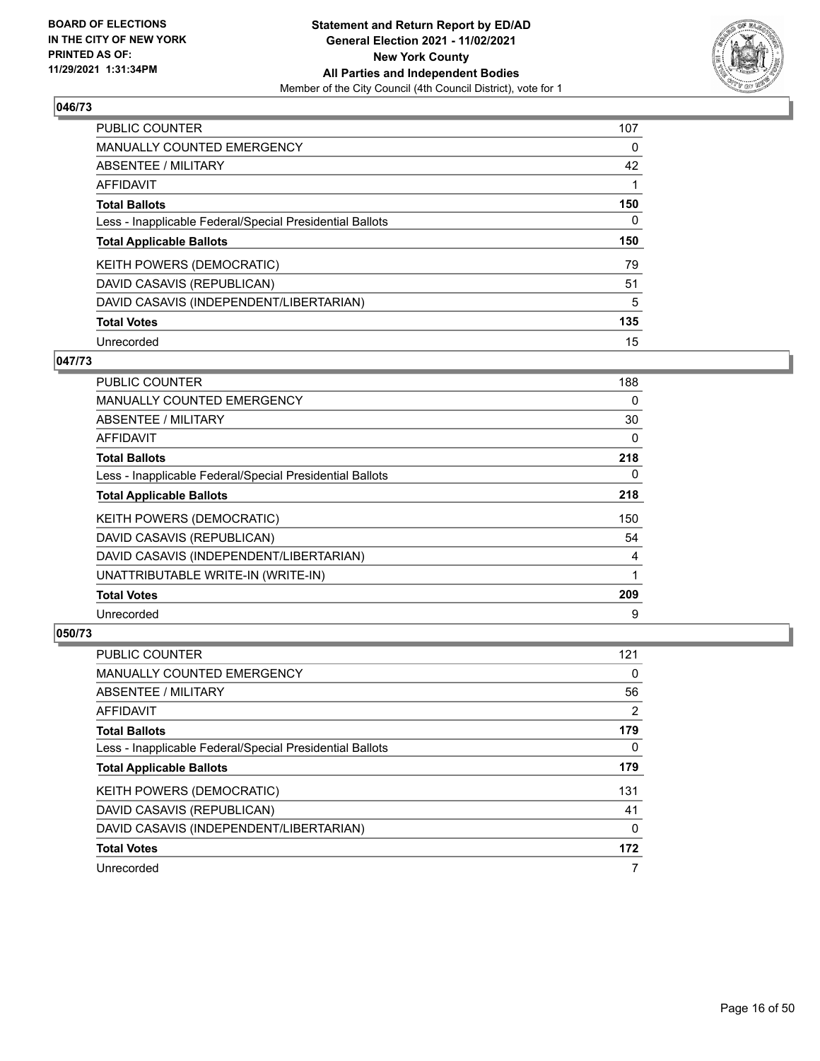**BOARD OF ELECTIONS IN THE CITY OF NEW YORK PRINTED AS OF: 11/29/2021 1:31:34PM**

**Statement and Return Report by ED/AD General Election 2021 - 11/02/2021 New York County All Parties and Independent Bodies**

Member of the City Council (4th Council District), vote for 1

## 046/73

| | |
|---|---|
| PUBLIC COUNTER | 107 |
| MANUALLY COUNTED EMERGENCY | 0 |
| ABSENTEE / MILITARY | 42 |
| AFFIDAVIT | 1 |
| **Total Ballots** | **150** |
| Less - Inapplicable Federal/Special Presidential Ballots | 0 |
| **Total Applicable Ballots** | **150** |
| KEITH POWERS (DEMOCRATIC) | 79 |
| DAVID CASAVIS (REPUBLICAN) | 51 |
| DAVID CASAVIS (INDEPENDENT/LIBERTARIAN) | 5 |
| **Total Votes** | **135** |
| Unrecorded | 15 |

## 047/73

| | |
|---|---|
| PUBLIC COUNTER | 188 |
| MANUALLY COUNTED EMERGENCY | 0 |
| ABSENTEE / MILITARY | 30 |
| AFFIDAVIT | 0 |
| **Total Ballots** | **218** |
| Less - Inapplicable Federal/Special Presidential Ballots | 0 |
| **Total Applicable Ballots** | **218** |
| KEITH POWERS (DEMOCRATIC) | 150 |
| DAVID CASAVIS (REPUBLICAN) | 54 |
| DAVID CASAVIS (INDEPENDENT/LIBERTARIAN) | 4 |
| UNATTRIBUTABLE WRITE-IN (WRITE-IN) | 1 |
| **Total Votes** | **209** |
| Unrecorded | 9 |

## 050/73

| | |
|---|---|
| PUBLIC COUNTER | 121 |
| MANUALLY COUNTED EMERGENCY | 0 |
| ABSENTEE / MILITARY | 56 |
| AFFIDAVIT | 2 |
| **Total Ballots** | **179** |
| Less - Inapplicable Federal/Special Presidential Ballots | 0 |
| **Total Applicable Ballots** | **179** |
| KEITH POWERS (DEMOCRATIC) | 131 |
| DAVID CASAVIS (REPUBLICAN) | 41 |
| DAVID CASAVIS (INDEPENDENT/LIBERTARIAN) | 0 |
| **Total Votes** | **172** |
| Unrecorded | 7 |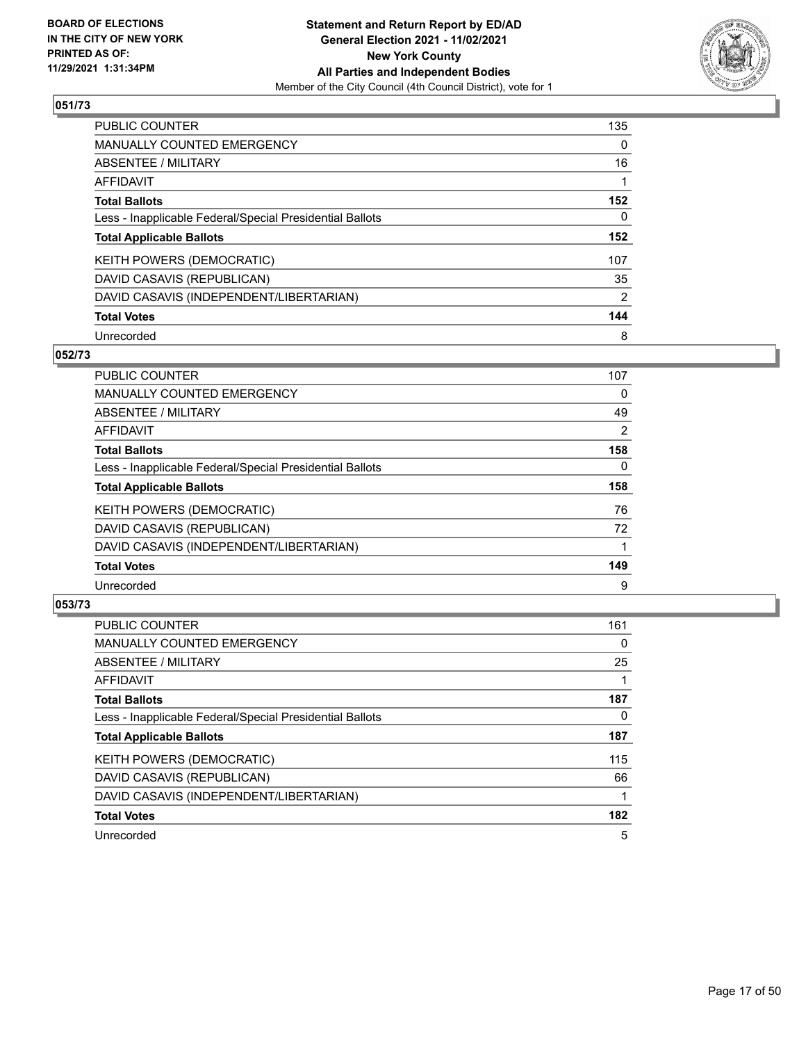## 051/73

| | |
|---|---|
| PUBLIC COUNTER | 135 |
| MANUALLY COUNTED EMERGENCY | 0 |
| ABSENTEE / MILITARY | 16 |
| AFFIDAVIT | 1 |
| **Total Ballots** | **152** |
| Less - Inapplicable Federal/Special Presidential Ballots | 0 |
| **Total Applicable Ballots** | **152** |
| KEITH POWERS (DEMOCRATIC) | 107 |
| DAVID CASAVIS (REPUBLICAN) | 35 |
| DAVID CASAVIS (INDEPENDENT/LIBERTARIAN) | 2 |
| **Total Votes** | **144** |
| Unrecorded | 8 |

## 052/73

| | |
|---|---|
| PUBLIC COUNTER | 107 |
| MANUALLY COUNTED EMERGENCY | 0 |
| ABSENTEE / MILITARY | 49 |
| AFFIDAVIT | 2 |
| **Total Ballots** | **158** |
| Less - Inapplicable Federal/Special Presidential Ballots | 0 |
| **Total Applicable Ballots** | **158** |
| KEITH POWERS (DEMOCRATIC) | 76 |
| DAVID CASAVIS (REPUBLICAN) | 72 |
| DAVID CASAVIS (INDEPENDENT/LIBERTARIAN) | 1 |
| **Total Votes** | **149** |
| Unrecorded | 9 |

## 053/73

| | |
|---|---|
| PUBLIC COUNTER | 161 |
| MANUALLY COUNTED EMERGENCY | 0 |
| ABSENTEE / MILITARY | 25 |
| AFFIDAVIT | 1 |
| **Total Ballots** | **187** |
| Less - Inapplicable Federal/Special Presidential Ballots | 0 |
| **Total Applicable Ballots** | **187** |
| KEITH POWERS (DEMOCRATIC) | 115 |
| DAVID CASAVIS (REPUBLICAN) | 66 |
| DAVID CASAVIS (INDEPENDENT/LIBERTARIAN) | 1 |
| **Total Votes** | **182** |
| Unrecorded | 5 |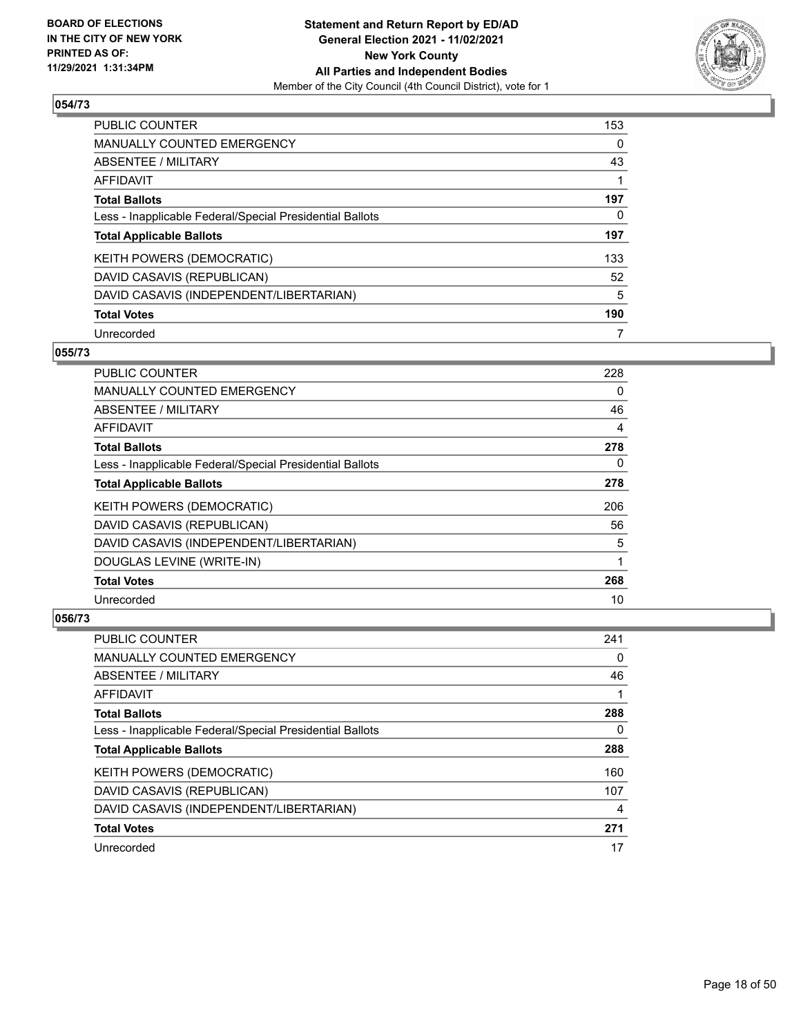**Statement and Return Report by ED/AD**
**General Election 2021 - 11/02/2021**
**New York County**
**All Parties and Independent Bodies**
Member of the City Council (4th Council District), vote for 1

BOARD OF ELECTIONS
IN THE CITY OF NEW YORK
PRINTED AS OF:
11/29/2021 1:31:34PM

## 054/73

| | |
|---|---|
| PUBLIC COUNTER | 153 |
| MANUALLY COUNTED EMERGENCY | 0 |
| ABSENTEE / MILITARY | 43 |
| AFFIDAVIT | 1 |
| **Total Ballots** | **197** |
| Less - Inapplicable Federal/Special Presidential Ballots | 0 |
| **Total Applicable Ballots** | **197** |
| KEITH POWERS (DEMOCRATIC) | 133 |
| DAVID CASAVIS (REPUBLICAN) | 52 |
| DAVID CASAVIS (INDEPENDENT/LIBERTARIAN) | 5 |
| **Total Votes** | **190** |
| Unrecorded | 7 |

## 055/73

| | |
|---|---|
| PUBLIC COUNTER | 228 |
| MANUALLY COUNTED EMERGENCY | 0 |
| ABSENTEE / MILITARY | 46 |
| AFFIDAVIT | 4 |
| **Total Ballots** | **278** |
| Less - Inapplicable Federal/Special Presidential Ballots | 0 |
| **Total Applicable Ballots** | **278** |
| KEITH POWERS (DEMOCRATIC) | 206 |
| DAVID CASAVIS (REPUBLICAN) | 56 |
| DAVID CASAVIS (INDEPENDENT/LIBERTARIAN) | 5 |
| DOUGLAS LEVINE (WRITE-IN) | 1 |
| **Total Votes** | **268** |
| Unrecorded | 10 |

## 056/73

| | |
|---|---|
| PUBLIC COUNTER | 241 |
| MANUALLY COUNTED EMERGENCY | 0 |
| ABSENTEE / MILITARY | 46 |
| AFFIDAVIT | 1 |
| **Total Ballots** | **288** |
| Less - Inapplicable Federal/Special Presidential Ballots | 0 |
| **Total Applicable Ballots** | **288** |
| KEITH POWERS (DEMOCRATIC) | 160 |
| DAVID CASAVIS (REPUBLICAN) | 107 |
| DAVID CASAVIS (INDEPENDENT/LIBERTARIAN) | 4 |
| **Total Votes** | **271** |
| Unrecorded | 17 |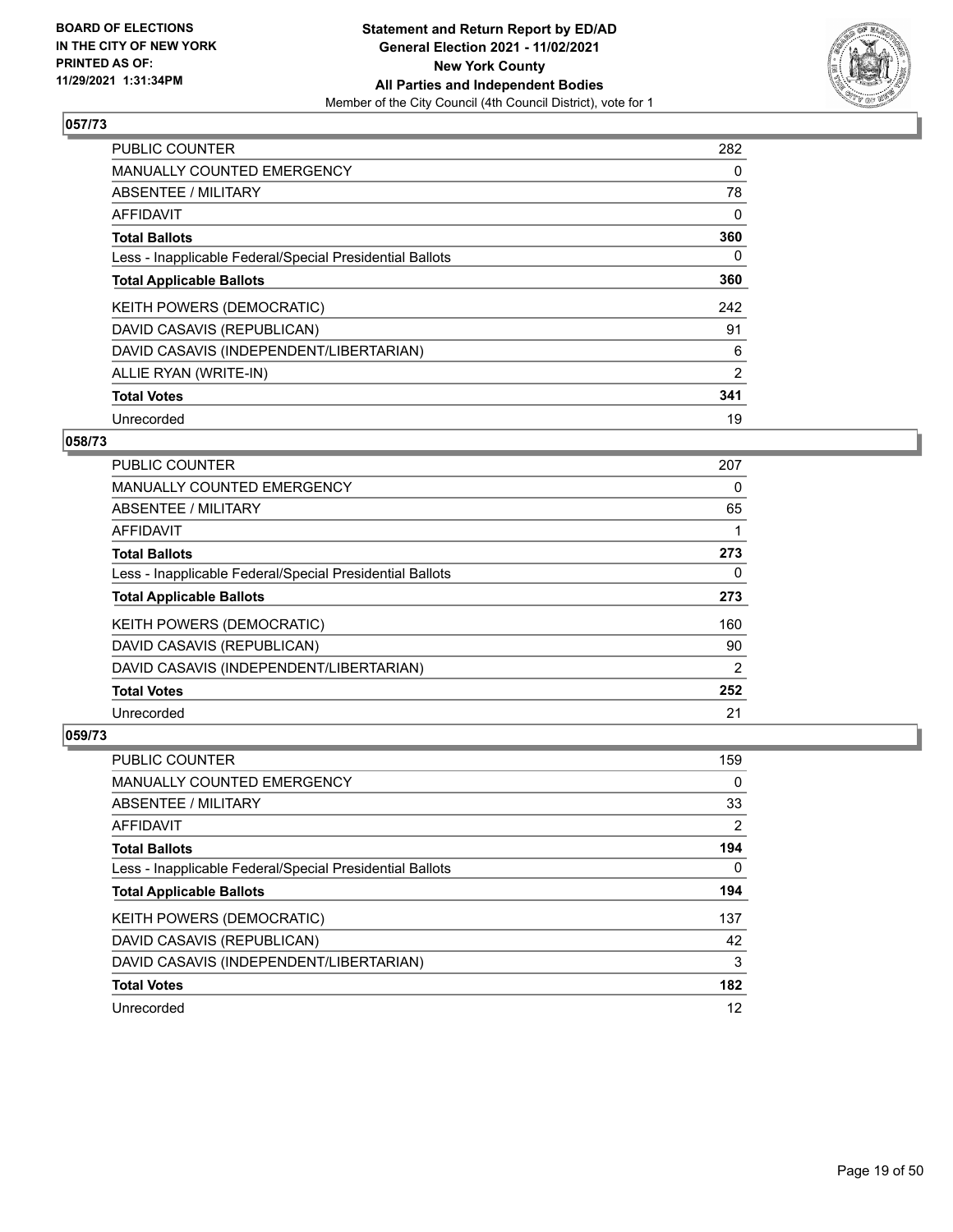## 057/73

| | |
|---|---|
| PUBLIC COUNTER | 282 |
| MANUALLY COUNTED EMERGENCY | 0 |
| ABSENTEE / MILITARY | 78 |
| AFFIDAVIT | 0 |
| **Total Ballots** | **360** |
| Less - Inapplicable Federal/Special Presidential Ballots | 0 |
| **Total Applicable Ballots** | **360** |
| KEITH POWERS (DEMOCRATIC) | 242 |
| DAVID CASAVIS (REPUBLICAN) | 91 |
| DAVID CASAVIS (INDEPENDENT/LIBERTARIAN) | 6 |
| ALLIE RYAN (WRITE-IN) | 2 |
| **Total Votes** | **341** |
| Unrecorded | 19 |

## 058/73

| | |
|---|---|
| PUBLIC COUNTER | 207 |
| MANUALLY COUNTED EMERGENCY | 0 |
| ABSENTEE / MILITARY | 65 |
| AFFIDAVIT | 1 |
| **Total Ballots** | **273** |
| Less - Inapplicable Federal/Special Presidential Ballots | 0 |
| **Total Applicable Ballots** | **273** |
| KEITH POWERS (DEMOCRATIC) | 160 |
| DAVID CASAVIS (REPUBLICAN) | 90 |
| DAVID CASAVIS (INDEPENDENT/LIBERTARIAN) | 2 |
| **Total Votes** | **252** |
| Unrecorded | 21 |

## 059/73

| | |
|---|---|
| PUBLIC COUNTER | 159 |
| MANUALLY COUNTED EMERGENCY | 0 |
| ABSENTEE / MILITARY | 33 |
| AFFIDAVIT | 2 |
| **Total Ballots** | **194** |
| Less - Inapplicable Federal/Special Presidential Ballots | 0 |
| **Total Applicable Ballots** | **194** |
| KEITH POWERS (DEMOCRATIC) | 137 |
| DAVID CASAVIS (REPUBLICAN) | 42 |
| DAVID CASAVIS (INDEPENDENT/LIBERTARIAN) | 3 |
| **Total Votes** | **182** |
| Unrecorded | 12 |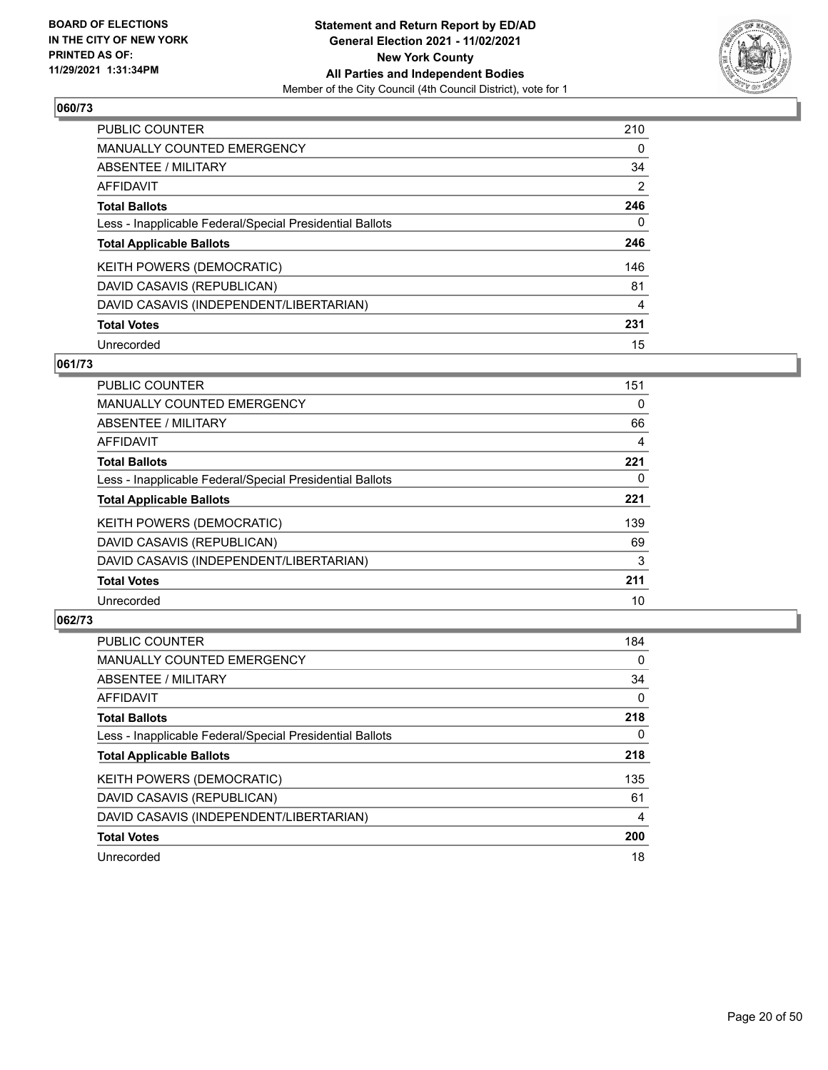## 060/73

| | |
|---|---|
| PUBLIC COUNTER | 210 |
| MANUALLY COUNTED EMERGENCY | 0 |
| ABSENTEE / MILITARY | 34 |
| AFFIDAVIT | 2 |
| **Total Ballots** | **246** |
| Less - Inapplicable Federal/Special Presidential Ballots | 0 |
| **Total Applicable Ballots** | **246** |
| KEITH POWERS (DEMOCRATIC) | 146 |
| DAVID CASAVIS (REPUBLICAN) | 81 |
| DAVID CASAVIS (INDEPENDENT/LIBERTARIAN) | 4 |
| **Total Votes** | **231** |
| Unrecorded | 15 |

## 061/73

| | |
|---|---|
| PUBLIC COUNTER | 151 |
| MANUALLY COUNTED EMERGENCY | 0 |
| ABSENTEE / MILITARY | 66 |
| AFFIDAVIT | 4 |
| **Total Ballots** | **221** |
| Less - Inapplicable Federal/Special Presidential Ballots | 0 |
| **Total Applicable Ballots** | **221** |
| KEITH POWERS (DEMOCRATIC) | 139 |
| DAVID CASAVIS (REPUBLICAN) | 69 |
| DAVID CASAVIS (INDEPENDENT/LIBERTARIAN) | 3 |
| **Total Votes** | **211** |
| Unrecorded | 10 |

## 062/73

| | |
|---|---|
| PUBLIC COUNTER | 184 |
| MANUALLY COUNTED EMERGENCY | 0 |
| ABSENTEE / MILITARY | 34 |
| AFFIDAVIT | 0 |
| **Total Ballots** | **218** |
| Less - Inapplicable Federal/Special Presidential Ballots | 0 |
| **Total Applicable Ballots** | **218** |
| KEITH POWERS (DEMOCRATIC) | 135 |
| DAVID CASAVIS (REPUBLICAN) | 61 |
| DAVID CASAVIS (INDEPENDENT/LIBERTARIAN) | 4 |
| **Total Votes** | **200** |
| Unrecorded | 18 |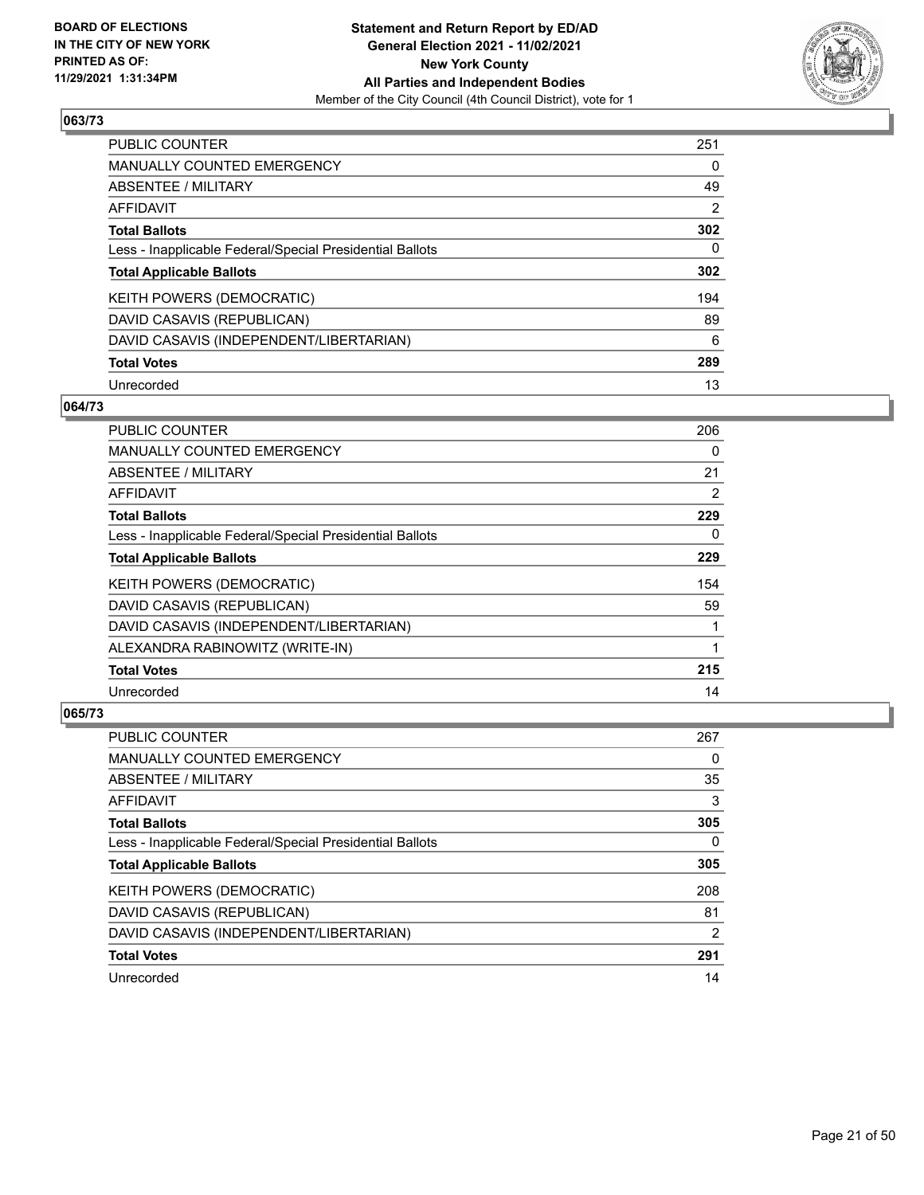**BOARD OF ELECTIONS IN THE CITY OF NEW YORK PRINTED AS OF: 11/29/2021 1:31:34PM**

**Statement and Return Report by ED/AD General Election 2021 - 11/02/2021 New York County All Parties and Independent Bodies**
Member of the City Council (4th Council District), vote for 1

## 063/73

| | |
|---|---|
| PUBLIC COUNTER | 251 |
| MANUALLY COUNTED EMERGENCY | 0 |
| ABSENTEE / MILITARY | 49 |
| AFFIDAVIT | 2 |
| **Total Ballots** | **302** |
| Less - Inapplicable Federal/Special Presidential Ballots | 0 |
| **Total Applicable Ballots** | **302** |
| KEITH POWERS (DEMOCRATIC) | 194 |
| DAVID CASAVIS (REPUBLICAN) | 89 |
| DAVID CASAVIS (INDEPENDENT/LIBERTARIAN) | 6 |
| **Total Votes** | **289** |
| Unrecorded | 13 |

## 064/73

| | |
|---|---|
| PUBLIC COUNTER | 206 |
| MANUALLY COUNTED EMERGENCY | 0 |
| ABSENTEE / MILITARY | 21 |
| AFFIDAVIT | 2 |
| **Total Ballots** | **229** |
| Less - Inapplicable Federal/Special Presidential Ballots | 0 |
| **Total Applicable Ballots** | **229** |
| KEITH POWERS (DEMOCRATIC) | 154 |
| DAVID CASAVIS (REPUBLICAN) | 59 |
| DAVID CASAVIS (INDEPENDENT/LIBERTARIAN) | 1 |
| ALEXANDRA RABINOWITZ (WRITE-IN) | 1 |
| **Total Votes** | **215** |
| Unrecorded | 14 |

## 065/73

| | |
|---|---|
| PUBLIC COUNTER | 267 |
| MANUALLY COUNTED EMERGENCY | 0 |
| ABSENTEE / MILITARY | 35 |
| AFFIDAVIT | 3 |
| **Total Ballots** | **305** |
| Less - Inapplicable Federal/Special Presidential Ballots | 0 |
| **Total Applicable Ballots** | **305** |
| KEITH POWERS (DEMOCRATIC) | 208 |
| DAVID CASAVIS (REPUBLICAN) | 81 |
| DAVID CASAVIS (INDEPENDENT/LIBERTARIAN) | 2 |
| **Total Votes** | **291** |
| Unrecorded | 14 |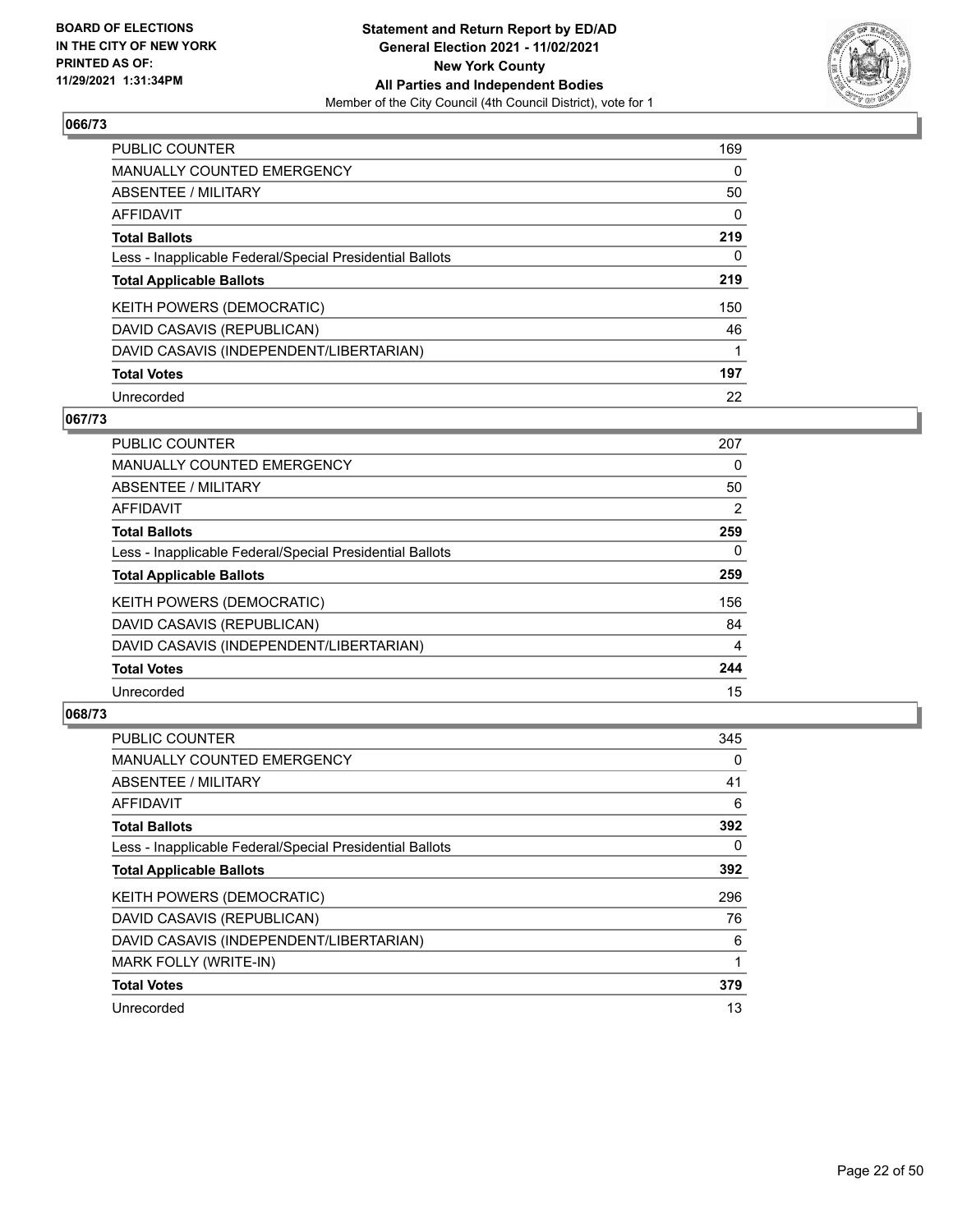**BOARD OF ELECTIONS IN THE CITY OF NEW YORK PRINTED AS OF: 11/29/2021 1:31:34PM**

**Statement and Return Report by ED/AD**
**General Election 2021 - 11/02/2021**
**New York County**
**All Parties and Independent Bodies**
Member of the City Council (4th Council District), vote for 1

## 066/73

| | |
|---|---|
| PUBLIC COUNTER | 169 |
| MANUALLY COUNTED EMERGENCY | 0 |
| ABSENTEE / MILITARY | 50 |
| AFFIDAVIT | 0 |
| **Total Ballots** | **219** |
| Less - Inapplicable Federal/Special Presidential Ballots | 0 |
| **Total Applicable Ballots** | **219** |
| KEITH POWERS (DEMOCRATIC) | 150 |
| DAVID CASAVIS (REPUBLICAN) | 46 |
| DAVID CASAVIS (INDEPENDENT/LIBERTARIAN) | 1 |
| **Total Votes** | **197** |
| Unrecorded | 22 |

## 067/73

| | |
|---|---|
| PUBLIC COUNTER | 207 |
| MANUALLY COUNTED EMERGENCY | 0 |
| ABSENTEE / MILITARY | 50 |
| AFFIDAVIT | 2 |
| **Total Ballots** | **259** |
| Less - Inapplicable Federal/Special Presidential Ballots | 0 |
| **Total Applicable Ballots** | **259** |
| KEITH POWERS (DEMOCRATIC) | 156 |
| DAVID CASAVIS (REPUBLICAN) | 84 |
| DAVID CASAVIS (INDEPENDENT/LIBERTARIAN) | 4 |
| **Total Votes** | **244** |
| Unrecorded | 15 |

## 068/73

| | |
|---|---|
| PUBLIC COUNTER | 345 |
| MANUALLY COUNTED EMERGENCY | 0 |
| ABSENTEE / MILITARY | 41 |
| AFFIDAVIT | 6 |
| **Total Ballots** | **392** |
| Less - Inapplicable Federal/Special Presidential Ballots | 0 |
| **Total Applicable Ballots** | **392** |
| KEITH POWERS (DEMOCRATIC) | 296 |
| DAVID CASAVIS (REPUBLICAN) | 76 |
| DAVID CASAVIS (INDEPENDENT/LIBERTARIAN) | 6 |
| MARK FOLLY (WRITE-IN) | 1 |
| **Total Votes** | **379** |
| Unrecorded | 13 |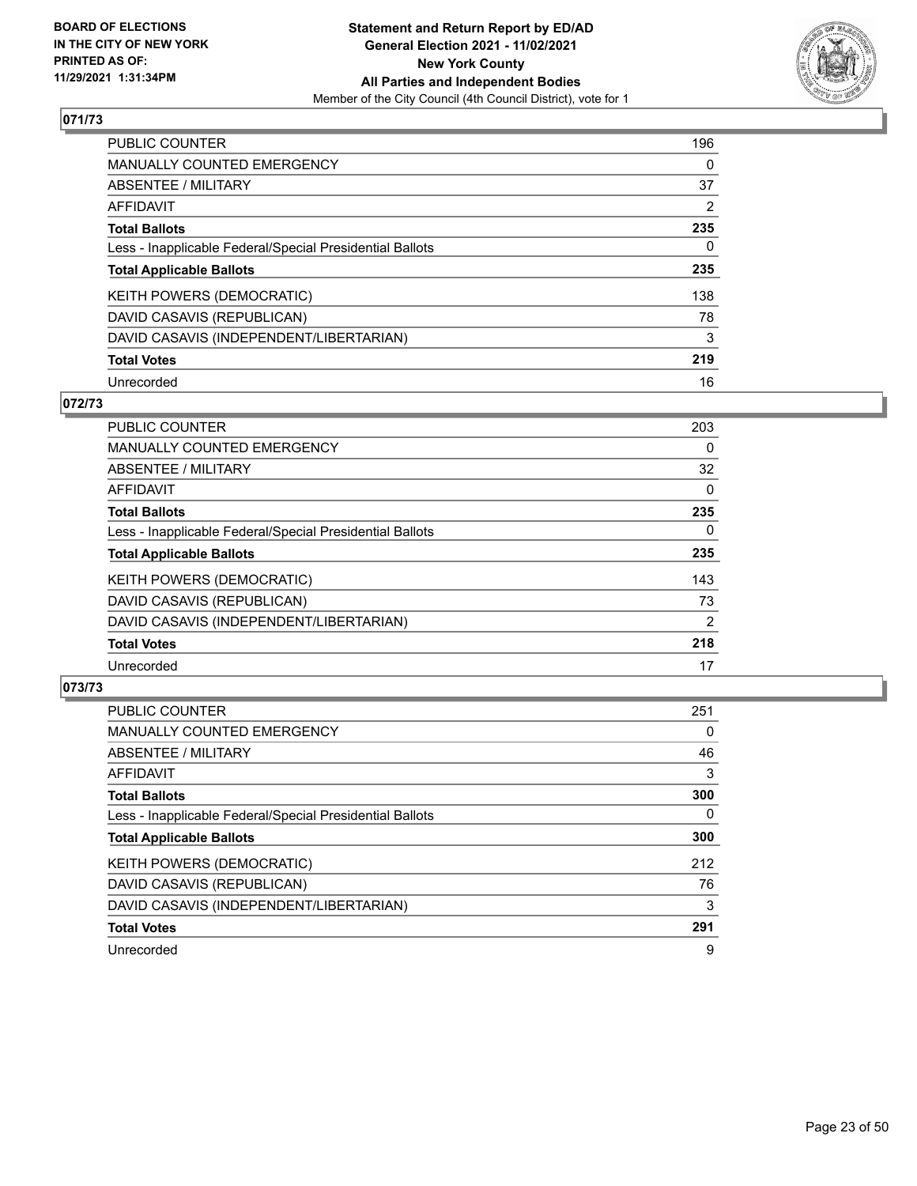### 071/73

| | |
|---|---|
| PUBLIC COUNTER | 196 |
| MANUALLY COUNTED EMERGENCY | 0 |
| ABSENTEE / MILITARY | 37 |
| AFFIDAVIT | 2 |
| **Total Ballots** | **235** |
| Less - Inapplicable Federal/Special Presidential Ballots | 0 |
| **Total Applicable Ballots** | **235** |
| KEITH POWERS (DEMOCRATIC) | 138 |
| DAVID CASAVIS (REPUBLICAN) | 78 |
| DAVID CASAVIS (INDEPENDENT/LIBERTARIAN) | 3 |
| **Total Votes** | **219** |
| Unrecorded | 16 |

### 072/73

| | |
|---|---|
| PUBLIC COUNTER | 203 |
| MANUALLY COUNTED EMERGENCY | 0 |
| ABSENTEE / MILITARY | 32 |
| AFFIDAVIT | 0 |
| **Total Ballots** | **235** |
| Less - Inapplicable Federal/Special Presidential Ballots | 0 |
| **Total Applicable Ballots** | **235** |
| KEITH POWERS (DEMOCRATIC) | 143 |
| DAVID CASAVIS (REPUBLICAN) | 73 |
| DAVID CASAVIS (INDEPENDENT/LIBERTARIAN) | 2 |
| **Total Votes** | **218** |
| Unrecorded | 17 |

### 073/73

| | |
|---|---|
| PUBLIC COUNTER | 251 |
| MANUALLY COUNTED EMERGENCY | 0 |
| ABSENTEE / MILITARY | 46 |
| AFFIDAVIT | 3 |
| **Total Ballots** | **300** |
| Less - Inapplicable Federal/Special Presidential Ballots | 0 |
| **Total Applicable Ballots** | **300** |
| KEITH POWERS (DEMOCRATIC) | 212 |
| DAVID CASAVIS (REPUBLICAN) | 76 |
| DAVID CASAVIS (INDEPENDENT/LIBERTARIAN) | 3 |
| **Total Votes** | **291** |
| Unrecorded | 9 |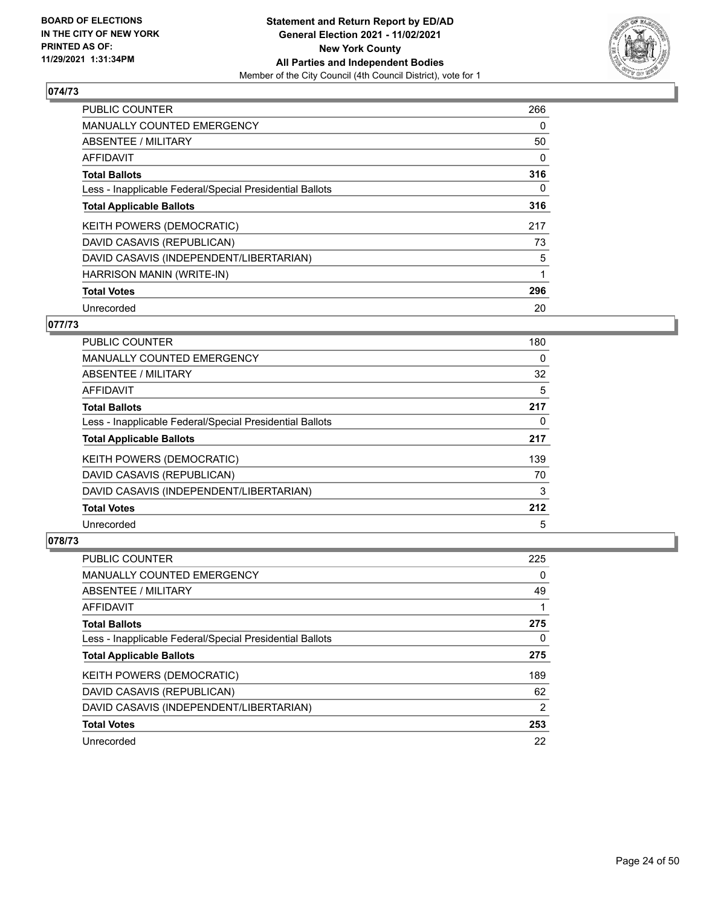**BOARD OF ELECTIONS IN THE CITY OF NEW YORK PRINTED AS OF: 11/29/2021 1:31:34PM**

**Statement and Return Report by ED/AD General Election 2021 - 11/02/2021 New York County All Parties and Independent Bodies**

Member of the City Council (4th Council District), vote for 1

## 074/73

| | |
|---|---|
| PUBLIC COUNTER | 266 |
| MANUALLY COUNTED EMERGENCY | 0 |
| ABSENTEE / MILITARY | 50 |
| AFFIDAVIT | 0 |
| **Total Ballots** | **316** |
| Less - Inapplicable Federal/Special Presidential Ballots | 0 |
| **Total Applicable Ballots** | **316** |
| KEITH POWERS (DEMOCRATIC) | 217 |
| DAVID CASAVIS (REPUBLICAN) | 73 |
| DAVID CASAVIS (INDEPENDENT/LIBERTARIAN) | 5 |
| HARRISON MANIN (WRITE-IN) | 1 |
| **Total Votes** | **296** |
| Unrecorded | 20 |

## 077/73

| | |
|---|---|
| PUBLIC COUNTER | 180 |
| MANUALLY COUNTED EMERGENCY | 0 |
| ABSENTEE / MILITARY | 32 |
| AFFIDAVIT | 5 |
| **Total Ballots** | **217** |
| Less - Inapplicable Federal/Special Presidential Ballots | 0 |
| **Total Applicable Ballots** | **217** |
| KEITH POWERS (DEMOCRATIC) | 139 |
| DAVID CASAVIS (REPUBLICAN) | 70 |
| DAVID CASAVIS (INDEPENDENT/LIBERTARIAN) | 3 |
| **Total Votes** | **212** |
| Unrecorded | 5 |

## 078/73

| | |
|---|---|
| PUBLIC COUNTER | 225 |
| MANUALLY COUNTED EMERGENCY | 0 |
| ABSENTEE / MILITARY | 49 |
| AFFIDAVIT | 1 |
| **Total Ballots** | **275** |
| Less - Inapplicable Federal/Special Presidential Ballots | 0 |
| **Total Applicable Ballots** | **275** |
| KEITH POWERS (DEMOCRATIC) | 189 |
| DAVID CASAVIS (REPUBLICAN) | 62 |
| DAVID CASAVIS (INDEPENDENT/LIBERTARIAN) | 2 |
| **Total Votes** | **253** |
| Unrecorded | 22 |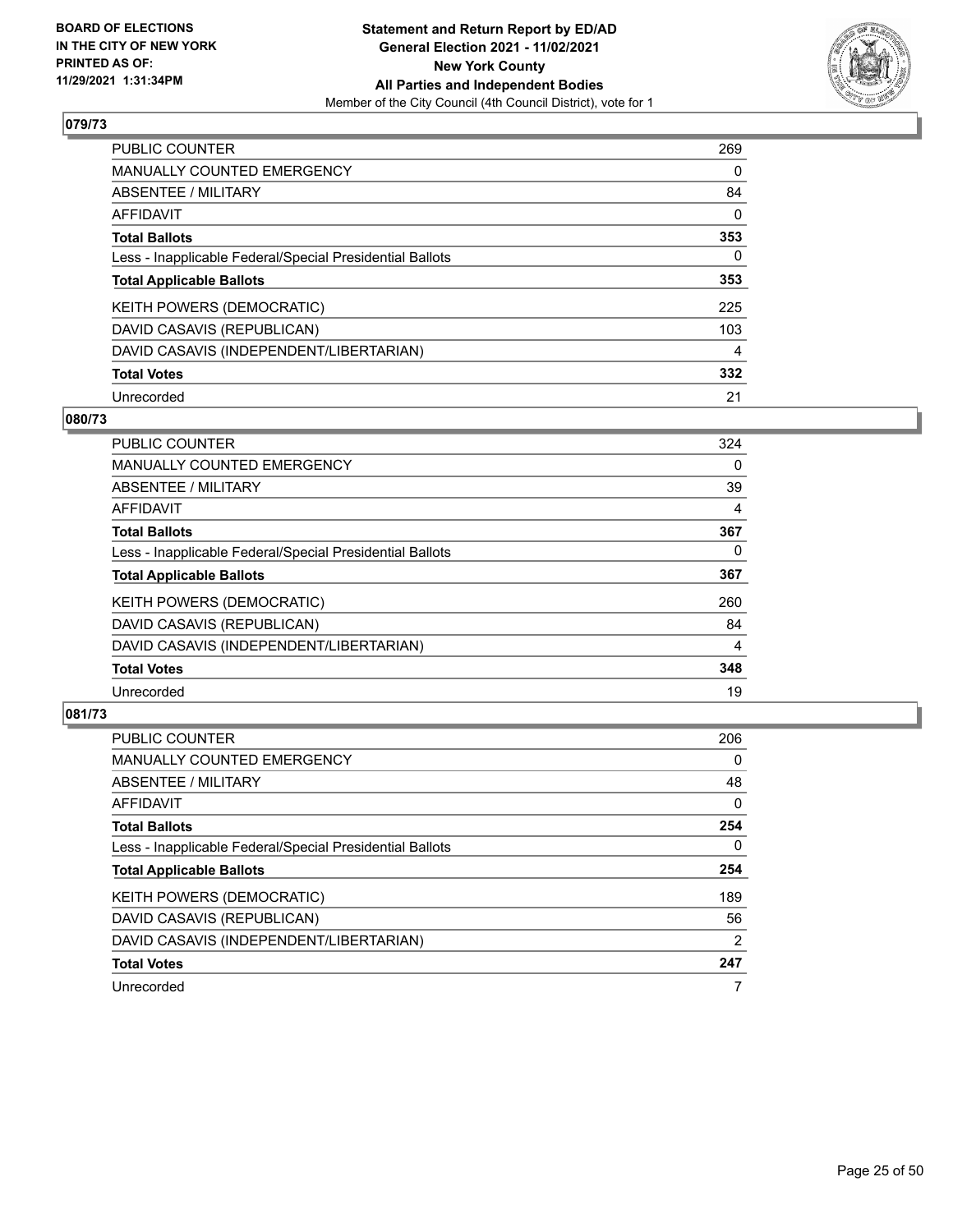## 079/73

| | |
|---|---|
| PUBLIC COUNTER | 269 |
| MANUALLY COUNTED EMERGENCY | 0 |
| ABSENTEE / MILITARY | 84 |
| AFFIDAVIT | 0 |
| **Total Ballots** | **353** |
| Less - Inapplicable Federal/Special Presidential Ballots | 0 |
| **Total Applicable Ballots** | **353** |
| KEITH POWERS (DEMOCRATIC) | 225 |
| DAVID CASAVIS (REPUBLICAN) | 103 |
| DAVID CASAVIS (INDEPENDENT/LIBERTARIAN) | 4 |
| **Total Votes** | **332** |
| Unrecorded | 21 |

## 080/73

| | |
|---|---|
| PUBLIC COUNTER | 324 |
| MANUALLY COUNTED EMERGENCY | 0 |
| ABSENTEE / MILITARY | 39 |
| AFFIDAVIT | 4 |
| **Total Ballots** | **367** |
| Less - Inapplicable Federal/Special Presidential Ballots | 0 |
| **Total Applicable Ballots** | **367** |
| KEITH POWERS (DEMOCRATIC) | 260 |
| DAVID CASAVIS (REPUBLICAN) | 84 |
| DAVID CASAVIS (INDEPENDENT/LIBERTARIAN) | 4 |
| **Total Votes** | **348** |
| Unrecorded | 19 |

## 081/73

| | |
|---|---|
| PUBLIC COUNTER | 206 |
| MANUALLY COUNTED EMERGENCY | 0 |
| ABSENTEE / MILITARY | 48 |
| AFFIDAVIT | 0 |
| **Total Ballots** | **254** |
| Less - Inapplicable Federal/Special Presidential Ballots | 0 |
| **Total Applicable Ballots** | **254** |
| KEITH POWERS (DEMOCRATIC) | 189 |
| DAVID CASAVIS (REPUBLICAN) | 56 |
| DAVID CASAVIS (INDEPENDENT/LIBERTARIAN) | 2 |
| **Total Votes** | **247** |
| Unrecorded | 7 |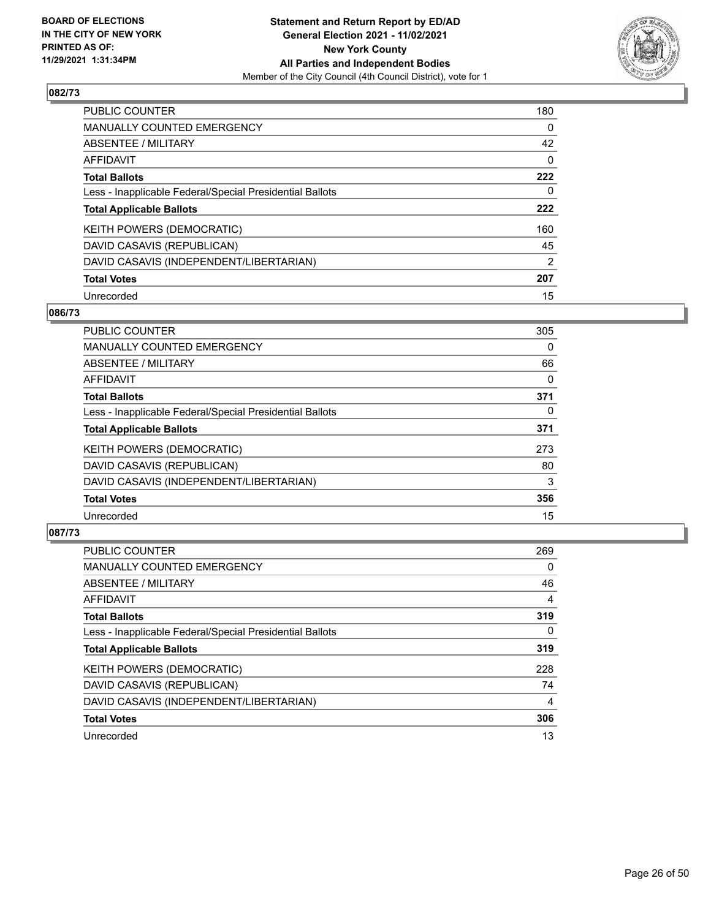BOARD OF ELECTIONS
IN THE CITY OF NEW YORK
PRINTED AS OF:
11/29/2021 1:31:34PM

**Statement and Return Report by ED/AD**
**General Election 2021 - 11/02/2021**
**New York County**
**All Parties and Independent Bodies**
Member of the City Council (4th Council District), vote for 1

### 082/73

| | |
|---|---|
| PUBLIC COUNTER | 180 |
| MANUALLY COUNTED EMERGENCY | 0 |
| ABSENTEE / MILITARY | 42 |
| AFFIDAVIT | 0 |
| **Total Ballots** | **222** |
| Less - Inapplicable Federal/Special Presidential Ballots | 0 |
| **Total Applicable Ballots** | **222** |
| KEITH POWERS (DEMOCRATIC) | 160 |
| DAVID CASAVIS (REPUBLICAN) | 45 |
| DAVID CASAVIS (INDEPENDENT/LIBERTARIAN) | 2 |
| **Total Votes** | **207** |
| Unrecorded | 15 |

### 086/73

| | |
|---|---|
| PUBLIC COUNTER | 305 |
| MANUALLY COUNTED EMERGENCY | 0 |
| ABSENTEE / MILITARY | 66 |
| AFFIDAVIT | 0 |
| **Total Ballots** | **371** |
| Less - Inapplicable Federal/Special Presidential Ballots | 0 |
| **Total Applicable Ballots** | **371** |
| KEITH POWERS (DEMOCRATIC) | 273 |
| DAVID CASAVIS (REPUBLICAN) | 80 |
| DAVID CASAVIS (INDEPENDENT/LIBERTARIAN) | 3 |
| **Total Votes** | **356** |
| Unrecorded | 15 |

### 087/73

| | |
|---|---|
| PUBLIC COUNTER | 269 |
| MANUALLY COUNTED EMERGENCY | 0 |
| ABSENTEE / MILITARY | 46 |
| AFFIDAVIT | 4 |
| **Total Ballots** | **319** |
| Less - Inapplicable Federal/Special Presidential Ballots | 0 |
| **Total Applicable Ballots** | **319** |
| KEITH POWERS (DEMOCRATIC) | 228 |
| DAVID CASAVIS (REPUBLICAN) | 74 |
| DAVID CASAVIS (INDEPENDENT/LIBERTARIAN) | 4 |
| **Total Votes** | **306** |
| Unrecorded | 13 |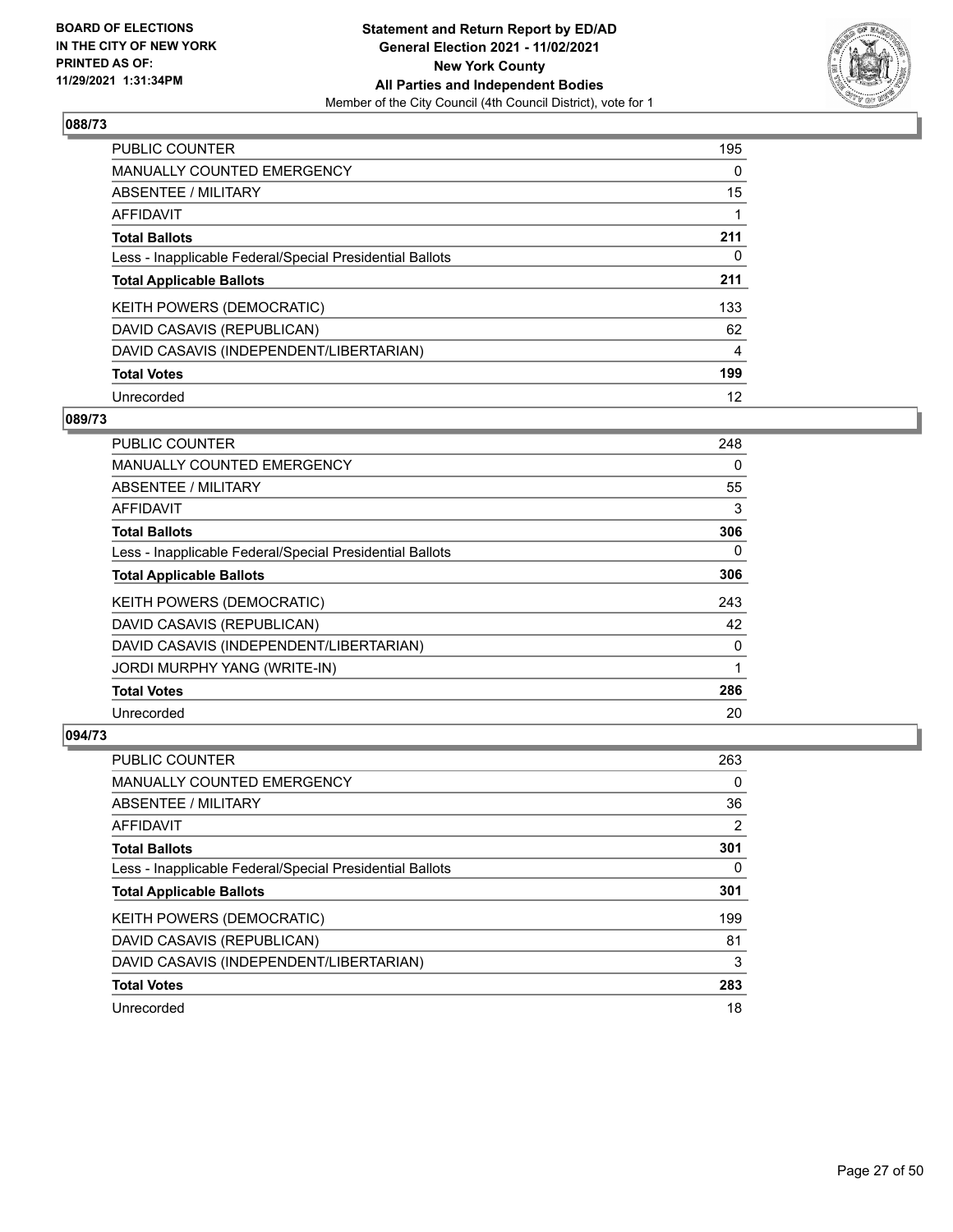**BOARD OF ELECTIONS IN THE CITY OF NEW YORK PRINTED AS OF: 11/29/2021 1:31:34PM**

**Statement and Return Report by ED/AD General Election 2021 - 11/02/2021 New York County All Parties and Independent Bodies**
Member of the City Council (4th Council District), vote for 1

## 088/73

| | |
|---|---|
| PUBLIC COUNTER | 195 |
| MANUALLY COUNTED EMERGENCY | 0 |
| ABSENTEE / MILITARY | 15 |
| AFFIDAVIT | 1 |
| **Total Ballots** | **211** |
| Less - Inapplicable Federal/Special Presidential Ballots | 0 |
| **Total Applicable Ballots** | **211** |
| KEITH POWERS (DEMOCRATIC) | 133 |
| DAVID CASAVIS (REPUBLICAN) | 62 |
| DAVID CASAVIS (INDEPENDENT/LIBERTARIAN) | 4 |
| **Total Votes** | **199** |
| Unrecorded | 12 |

## 089/73

| | |
|---|---|
| PUBLIC COUNTER | 248 |
| MANUALLY COUNTED EMERGENCY | 0 |
| ABSENTEE / MILITARY | 55 |
| AFFIDAVIT | 3 |
| **Total Ballots** | **306** |
| Less - Inapplicable Federal/Special Presidential Ballots | 0 |
| **Total Applicable Ballots** | **306** |
| KEITH POWERS (DEMOCRATIC) | 243 |
| DAVID CASAVIS (REPUBLICAN) | 42 |
| DAVID CASAVIS (INDEPENDENT/LIBERTARIAN) | 0 |
| JORDI MURPHY YANG (WRITE-IN) | 1 |
| **Total Votes** | **286** |
| Unrecorded | 20 |

## 094/73

| | |
|---|---|
| PUBLIC COUNTER | 263 |
| MANUALLY COUNTED EMERGENCY | 0 |
| ABSENTEE / MILITARY | 36 |
| AFFIDAVIT | 2 |
| **Total Ballots** | **301** |
| Less - Inapplicable Federal/Special Presidential Ballots | 0 |
| **Total Applicable Ballots** | **301** |
| KEITH POWERS (DEMOCRATIC) | 199 |
| DAVID CASAVIS (REPUBLICAN) | 81 |
| DAVID CASAVIS (INDEPENDENT/LIBERTARIAN) | 3 |
| **Total Votes** | **283** |
| Unrecorded | 18 |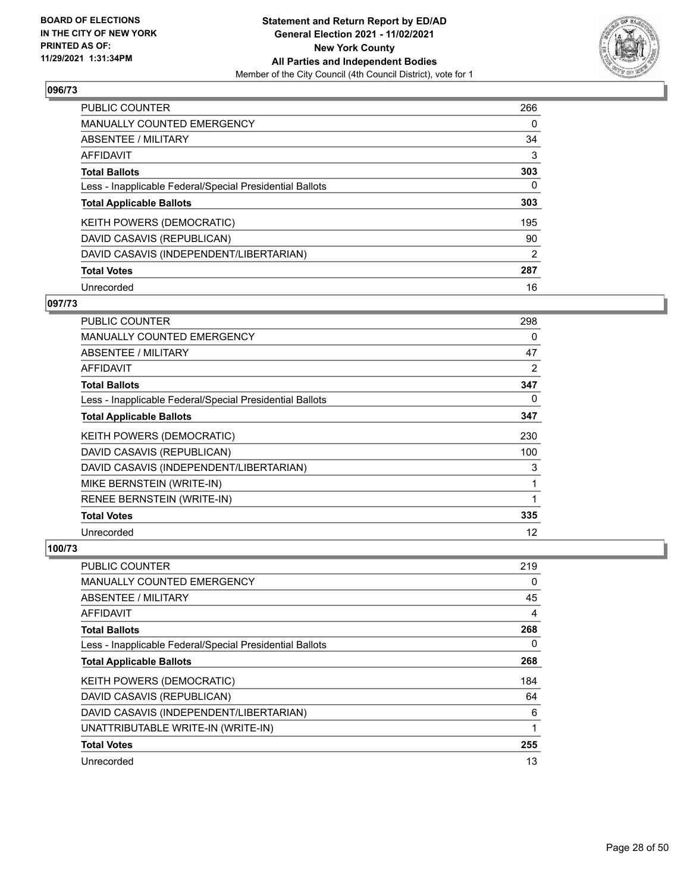**BOARD OF ELECTIONS IN THE CITY OF NEW YORK PRINTED AS OF: 11/29/2021 1:31:34PM**

**Statement and Return Report by ED/AD General Election 2021 - 11/02/2021 New York County All Parties and Independent Bodies**
Member of the City Council (4th Council District), vote for 1

### 096/73

| | |
|---|---|
| PUBLIC COUNTER | 266 |
| MANUALLY COUNTED EMERGENCY | 0 |
| ABSENTEE / MILITARY | 34 |
| AFFIDAVIT | 3 |
| **Total Ballots** | **303** |
| Less - Inapplicable Federal/Special Presidential Ballots | 0 |
| **Total Applicable Ballots** | **303** |
| KEITH POWERS (DEMOCRATIC) | 195 |
| DAVID CASAVIS (REPUBLICAN) | 90 |
| DAVID CASAVIS (INDEPENDENT/LIBERTARIAN) | 2 |
| **Total Votes** | **287** |
| Unrecorded | 16 |

### 097/73

| | |
|---|---|
| PUBLIC COUNTER | 298 |
| MANUALLY COUNTED EMERGENCY | 0 |
| ABSENTEE / MILITARY | 47 |
| AFFIDAVIT | 2 |
| **Total Ballots** | **347** |
| Less - Inapplicable Federal/Special Presidential Ballots | 0 |
| **Total Applicable Ballots** | **347** |
| KEITH POWERS (DEMOCRATIC) | 230 |
| DAVID CASAVIS (REPUBLICAN) | 100 |
| DAVID CASAVIS (INDEPENDENT/LIBERTARIAN) | 3 |
| MIKE BERNSTEIN (WRITE-IN) | 1 |
| RENEE BERNSTEIN (WRITE-IN) | 1 |
| **Total Votes** | **335** |
| Unrecorded | 12 |

### 100/73

| | |
|---|---|
| PUBLIC COUNTER | 219 |
| MANUALLY COUNTED EMERGENCY | 0 |
| ABSENTEE / MILITARY | 45 |
| AFFIDAVIT | 4 |
| **Total Ballots** | **268** |
| Less - Inapplicable Federal/Special Presidential Ballots | 0 |
| **Total Applicable Ballots** | **268** |
| KEITH POWERS (DEMOCRATIC) | 184 |
| DAVID CASAVIS (REPUBLICAN) | 64 |
| DAVID CASAVIS (INDEPENDENT/LIBERTARIAN) | 6 |
| UNATTRIBUTABLE WRITE-IN (WRITE-IN) | 1 |
| **Total Votes** | **255** |
| Unrecorded | 13 |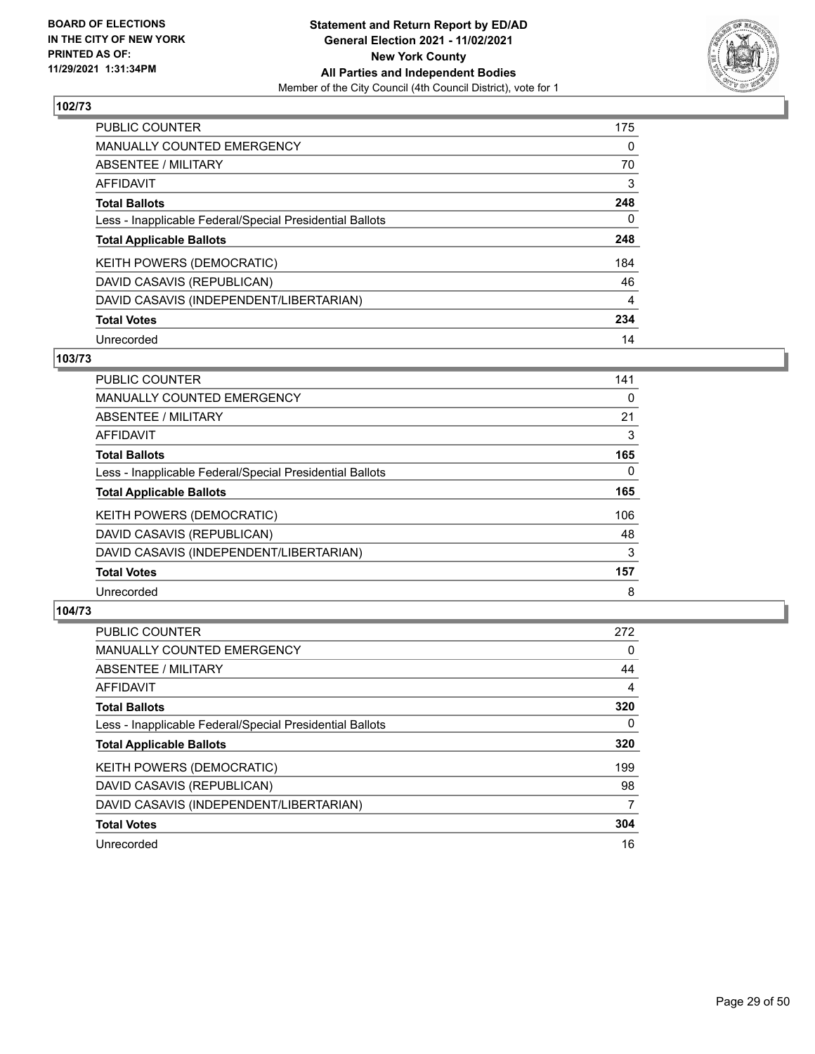## 102/73

| | |
|---|---|
| PUBLIC COUNTER | 175 |
| MANUALLY COUNTED EMERGENCY | 0 |
| ABSENTEE / MILITARY | 70 |
| AFFIDAVIT | 3 |
| **Total Ballots** | **248** |
| Less - Inapplicable Federal/Special Presidential Ballots | 0 |
| **Total Applicable Ballots** | **248** |
| KEITH POWERS (DEMOCRATIC) | 184 |
| DAVID CASAVIS (REPUBLICAN) | 46 |
| DAVID CASAVIS (INDEPENDENT/LIBERTARIAN) | 4 |
| **Total Votes** | **234** |
| Unrecorded | 14 |

## 103/73

| | |
|---|---|
| PUBLIC COUNTER | 141 |
| MANUALLY COUNTED EMERGENCY | 0 |
| ABSENTEE / MILITARY | 21 |
| AFFIDAVIT | 3 |
| **Total Ballots** | **165** |
| Less - Inapplicable Federal/Special Presidential Ballots | 0 |
| **Total Applicable Ballots** | **165** |
| KEITH POWERS (DEMOCRATIC) | 106 |
| DAVID CASAVIS (REPUBLICAN) | 48 |
| DAVID CASAVIS (INDEPENDENT/LIBERTARIAN) | 3 |
| **Total Votes** | **157** |
| Unrecorded | 8 |

## 104/73

| | |
|---|---|
| PUBLIC COUNTER | 272 |
| MANUALLY COUNTED EMERGENCY | 0 |
| ABSENTEE / MILITARY | 44 |
| AFFIDAVIT | 4 |
| **Total Ballots** | **320** |
| Less - Inapplicable Federal/Special Presidential Ballots | 0 |
| **Total Applicable Ballots** | **320** |
| KEITH POWERS (DEMOCRATIC) | 199 |
| DAVID CASAVIS (REPUBLICAN) | 98 |
| DAVID CASAVIS (INDEPENDENT/LIBERTARIAN) | 7 |
| **Total Votes** | **304** |
| Unrecorded | 16 |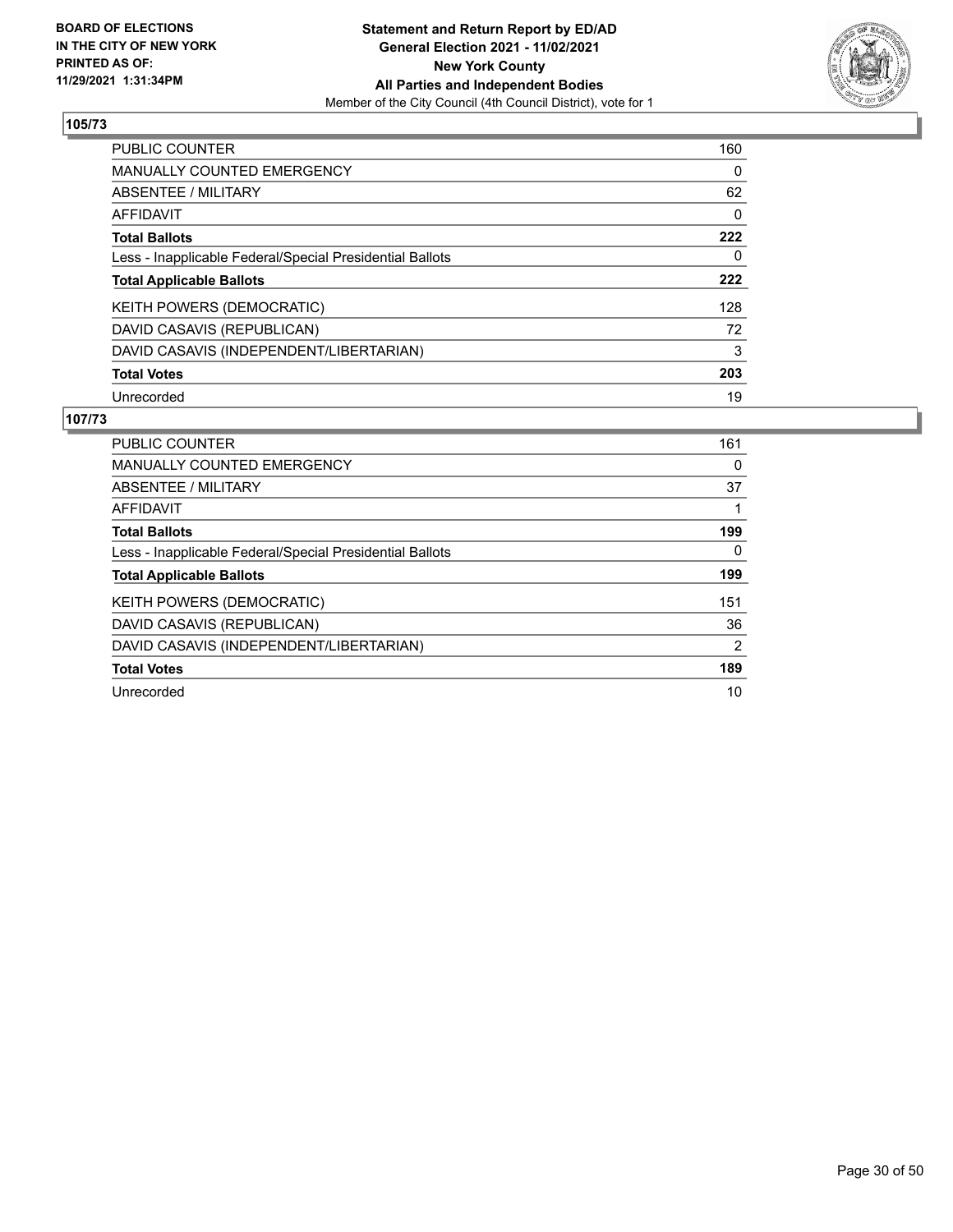## 105/73

| | |
|---|---|
| PUBLIC COUNTER | 160 |
| MANUALLY COUNTED EMERGENCY | 0 |
| ABSENTEE / MILITARY | 62 |
| AFFIDAVIT | 0 |
| **Total Ballots** | **222** |
| Less - Inapplicable Federal/Special Presidential Ballots | 0 |
| **Total Applicable Ballots** | **222** |
| KEITH POWERS (DEMOCRATIC) | 128 |
| DAVID CASAVIS (REPUBLICAN) | 72 |
| DAVID CASAVIS (INDEPENDENT/LIBERTARIAN) | 3 |
| **Total Votes** | **203** |
| Unrecorded | 19 |

## 107/73

| | |
|---|---|
| PUBLIC COUNTER | 161 |
| MANUALLY COUNTED EMERGENCY | 0 |
| ABSENTEE / MILITARY | 37 |
| AFFIDAVIT | 1 |
| **Total Ballots** | **199** |
| Less - Inapplicable Federal/Special Presidential Ballots | 0 |
| **Total Applicable Ballots** | **199** |
| KEITH POWERS (DEMOCRATIC) | 151 |
| DAVID CASAVIS (REPUBLICAN) | 36 |
| DAVID CASAVIS (INDEPENDENT/LIBERTARIAN) | 2 |
| **Total Votes** | **189** |
| Unrecorded | 10 |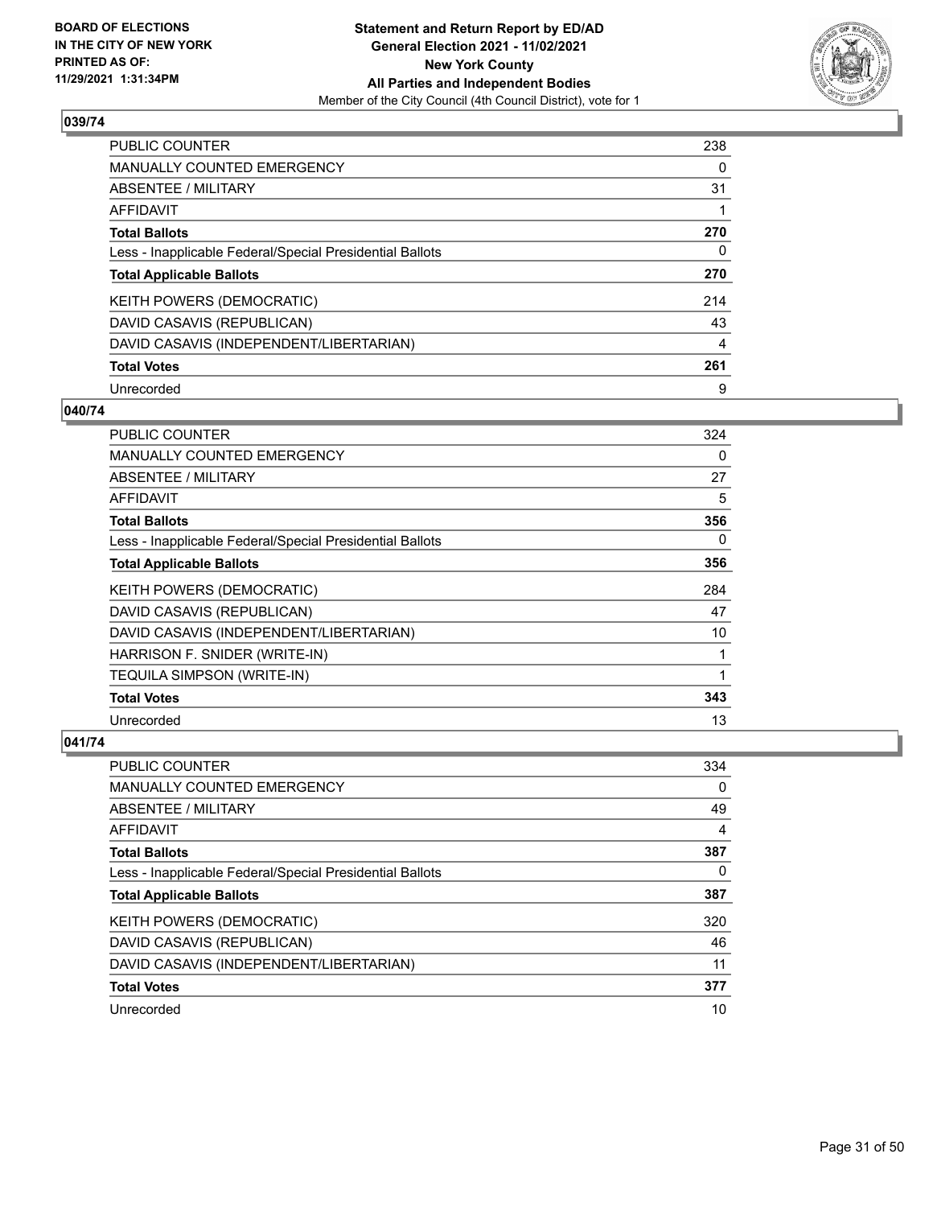## 039/74

| | |
|---|---|
| PUBLIC COUNTER | 238 |
| MANUALLY COUNTED EMERGENCY | 0 |
| ABSENTEE / MILITARY | 31 |
| AFFIDAVIT | 1 |
| **Total Ballots** | **270** |
| Less - Inapplicable Federal/Special Presidential Ballots | 0 |
| **Total Applicable Ballots** | **270** |
| KEITH POWERS (DEMOCRATIC) | 214 |
| DAVID CASAVIS (REPUBLICAN) | 43 |
| DAVID CASAVIS (INDEPENDENT/LIBERTARIAN) | 4 |
| **Total Votes** | **261** |
| Unrecorded | 9 |

## 040/74

| | |
|---|---|
| PUBLIC COUNTER | 324 |
| MANUALLY COUNTED EMERGENCY | 0 |
| ABSENTEE / MILITARY | 27 |
| AFFIDAVIT | 5 |
| **Total Ballots** | **356** |
| Less - Inapplicable Federal/Special Presidential Ballots | 0 |
| **Total Applicable Ballots** | **356** |
| KEITH POWERS (DEMOCRATIC) | 284 |
| DAVID CASAVIS (REPUBLICAN) | 47 |
| DAVID CASAVIS (INDEPENDENT/LIBERTARIAN) | 10 |
| HARRISON F. SNIDER (WRITE-IN) | 1 |
| TEQUILA SIMPSON (WRITE-IN) | 1 |
| **Total Votes** | **343** |
| Unrecorded | 13 |

## 041/74

| | |
|---|---|
| PUBLIC COUNTER | 334 |
| MANUALLY COUNTED EMERGENCY | 0 |
| ABSENTEE / MILITARY | 49 |
| AFFIDAVIT | 4 |
| **Total Ballots** | **387** |
| Less - Inapplicable Federal/Special Presidential Ballots | 0 |
| **Total Applicable Ballots** | **387** |
| KEITH POWERS (DEMOCRATIC) | 320 |
| DAVID CASAVIS (REPUBLICAN) | 46 |
| DAVID CASAVIS (INDEPENDENT/LIBERTARIAN) | 11 |
| **Total Votes** | **377** |
| Unrecorded | 10 |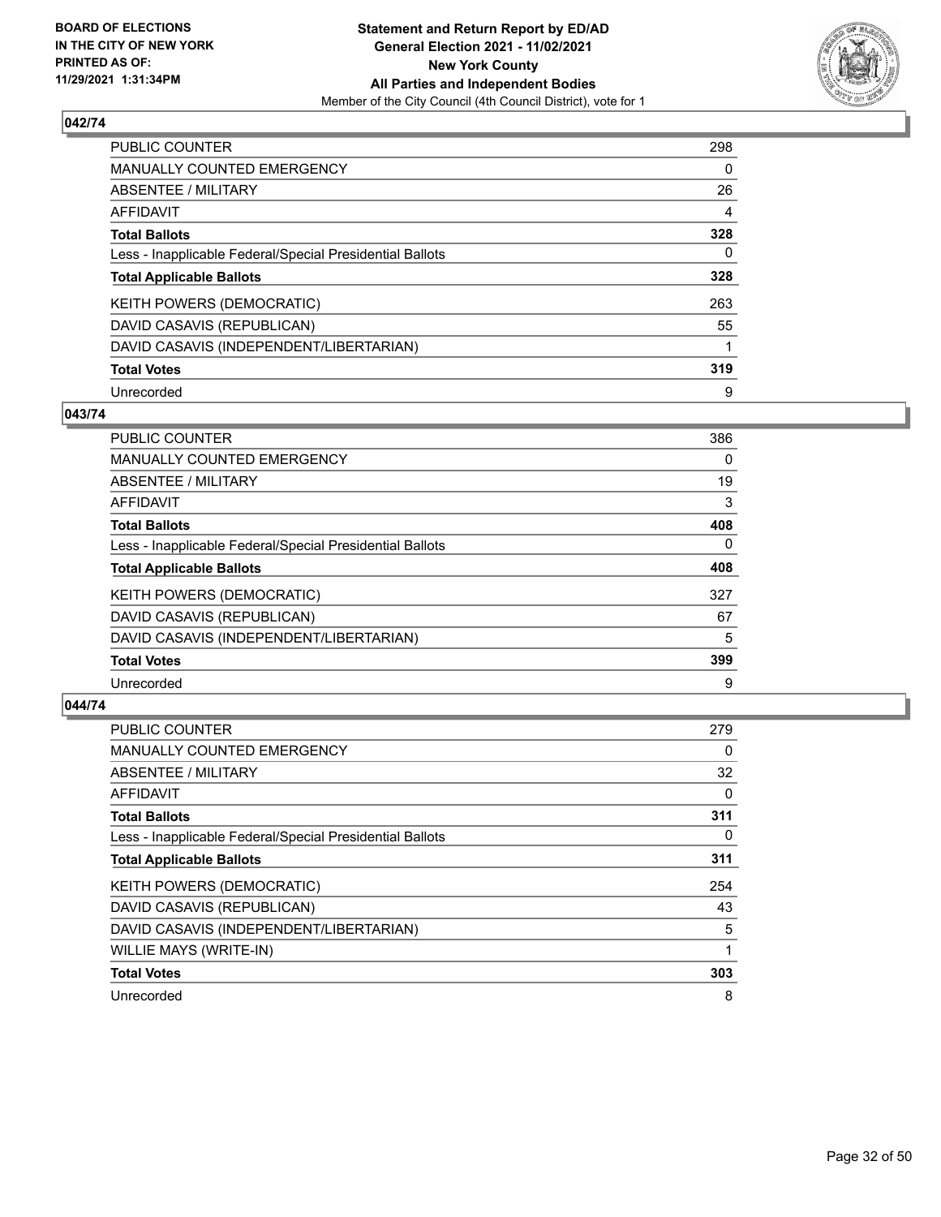## 042/74

| | |
|---|---|
| PUBLIC COUNTER | 298 |
| MANUALLY COUNTED EMERGENCY | 0 |
| ABSENTEE / MILITARY | 26 |
| AFFIDAVIT | 4 |
| **Total Ballots** | **328** |
| Less - Inapplicable Federal/Special Presidential Ballots | 0 |
| **Total Applicable Ballots** | **328** |
| KEITH POWERS (DEMOCRATIC) | 263 |
| DAVID CASAVIS (REPUBLICAN) | 55 |
| DAVID CASAVIS (INDEPENDENT/LIBERTARIAN) | 1 |
| **Total Votes** | **319** |
| Unrecorded | 9 |

## 043/74

| | |
|---|---|
| PUBLIC COUNTER | 386 |
| MANUALLY COUNTED EMERGENCY | 0 |
| ABSENTEE / MILITARY | 19 |
| AFFIDAVIT | 3 |
| **Total Ballots** | **408** |
| Less - Inapplicable Federal/Special Presidential Ballots | 0 |
| **Total Applicable Ballots** | **408** |
| KEITH POWERS (DEMOCRATIC) | 327 |
| DAVID CASAVIS (REPUBLICAN) | 67 |
| DAVID CASAVIS (INDEPENDENT/LIBERTARIAN) | 5 |
| **Total Votes** | **399** |
| Unrecorded | 9 |

## 044/74

| | |
|---|---|
| PUBLIC COUNTER | 279 |
| MANUALLY COUNTED EMERGENCY | 0 |
| ABSENTEE / MILITARY | 32 |
| AFFIDAVIT | 0 |
| **Total Ballots** | **311** |
| Less - Inapplicable Federal/Special Presidential Ballots | 0 |
| **Total Applicable Ballots** | **311** |
| KEITH POWERS (DEMOCRATIC) | 254 |
| DAVID CASAVIS (REPUBLICAN) | 43 |
| DAVID CASAVIS (INDEPENDENT/LIBERTARIAN) | 5 |
| WILLIE MAYS (WRITE-IN) | 1 |
| **Total Votes** | **303** |
| Unrecorded | 8 |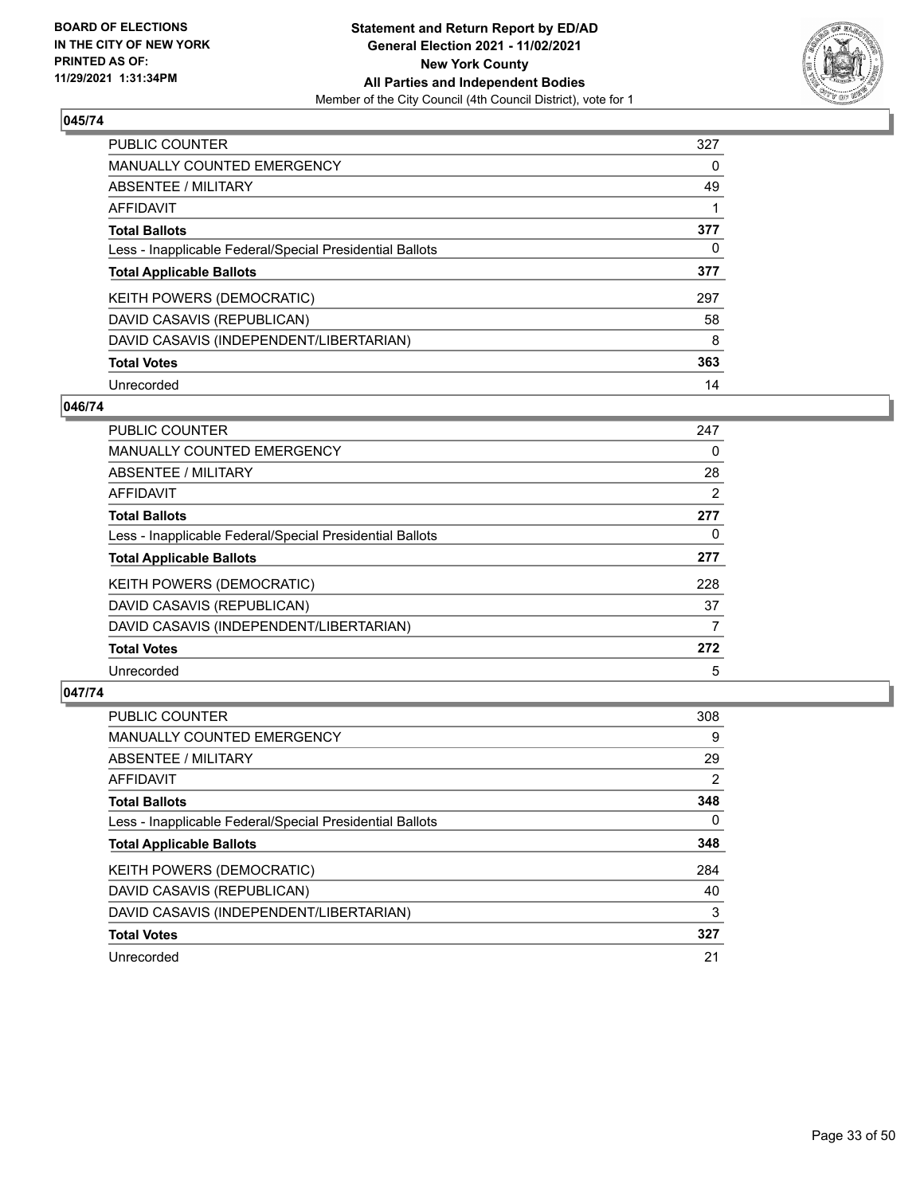**BOARD OF ELECTIONS IN THE CITY OF NEW YORK PRINTED AS OF: 11/29/2021 1:31:34PM**

**Statement and Return Report by ED/AD General Election 2021 - 11/02/2021 New York County All Parties and Independent Bodies**
Member of the City Council (4th Council District), vote for 1

## 045/74

| | |
|---|---|
| PUBLIC COUNTER | 327 |
| MANUALLY COUNTED EMERGENCY | 0 |
| ABSENTEE / MILITARY | 49 |
| AFFIDAVIT | 1 |
| **Total Ballots** | **377** |
| Less - Inapplicable Federal/Special Presidential Ballots | 0 |
| **Total Applicable Ballots** | **377** |
| KEITH POWERS (DEMOCRATIC) | 297 |
| DAVID CASAVIS (REPUBLICAN) | 58 |
| DAVID CASAVIS (INDEPENDENT/LIBERTARIAN) | 8 |
| **Total Votes** | **363** |
| Unrecorded | 14 |

## 046/74

| | |
|---|---|
| PUBLIC COUNTER | 247 |
| MANUALLY COUNTED EMERGENCY | 0 |
| ABSENTEE / MILITARY | 28 |
| AFFIDAVIT | 2 |
| **Total Ballots** | **277** |
| Less - Inapplicable Federal/Special Presidential Ballots | 0 |
| **Total Applicable Ballots** | **277** |
| KEITH POWERS (DEMOCRATIC) | 228 |
| DAVID CASAVIS (REPUBLICAN) | 37 |
| DAVID CASAVIS (INDEPENDENT/LIBERTARIAN) | 7 |
| **Total Votes** | **272** |
| Unrecorded | 5 |

## 047/74

| | |
|---|---|
| PUBLIC COUNTER | 308 |
| MANUALLY COUNTED EMERGENCY | 9 |
| ABSENTEE / MILITARY | 29 |
| AFFIDAVIT | 2 |
| **Total Ballots** | **348** |
| Less - Inapplicable Federal/Special Presidential Ballots | 0 |
| **Total Applicable Ballots** | **348** |
| KEITH POWERS (DEMOCRATIC) | 284 |
| DAVID CASAVIS (REPUBLICAN) | 40 |
| DAVID CASAVIS (INDEPENDENT/LIBERTARIAN) | 3 |
| **Total Votes** | **327** |
| Unrecorded | 21 |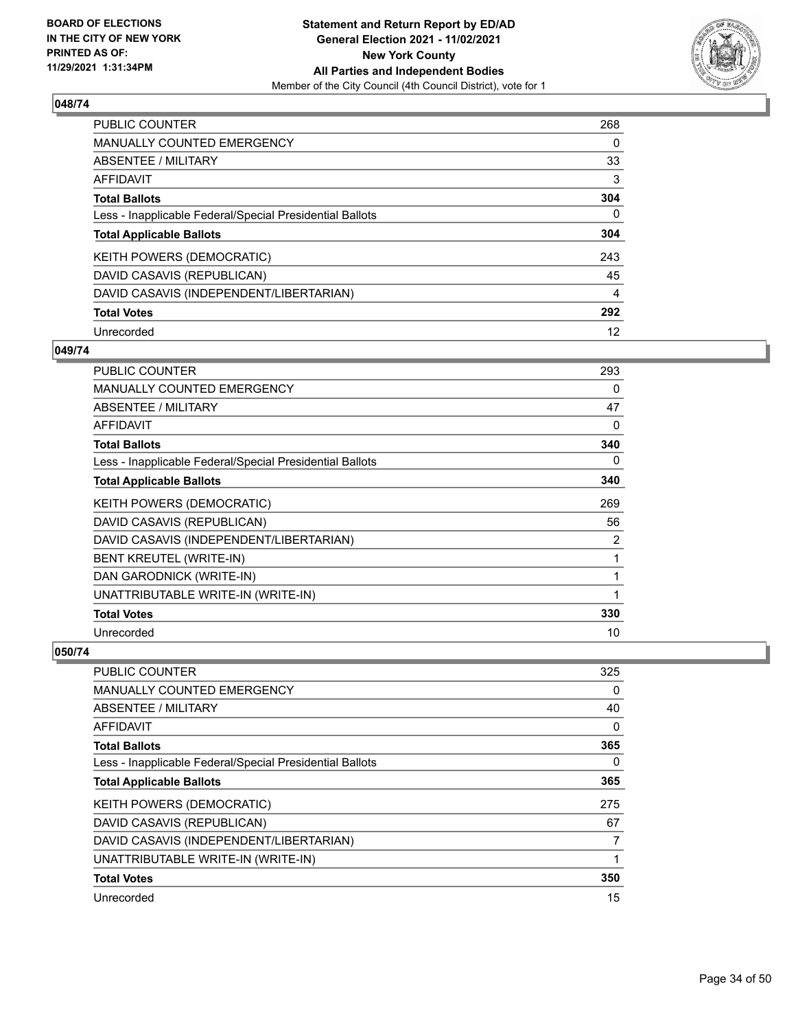### 048/74

| | |
|---|---|
| PUBLIC COUNTER | 268 |
| MANUALLY COUNTED EMERGENCY | 0 |
| ABSENTEE / MILITARY | 33 |
| AFFIDAVIT | 3 |
| **Total Ballots** | **304** |
| Less - Inapplicable Federal/Special Presidential Ballots | 0 |
| **Total Applicable Ballots** | **304** |
| KEITH POWERS (DEMOCRATIC) | 243 |
| DAVID CASAVIS (REPUBLICAN) | 45 |
| DAVID CASAVIS (INDEPENDENT/LIBERTARIAN) | 4 |
| **Total Votes** | **292** |
| Unrecorded | 12 |

### 049/74

| | |
|---|---|
| PUBLIC COUNTER | 293 |
| MANUALLY COUNTED EMERGENCY | 0 |
| ABSENTEE / MILITARY | 47 |
| AFFIDAVIT | 0 |
| **Total Ballots** | **340** |
| Less - Inapplicable Federal/Special Presidential Ballots | 0 |
| **Total Applicable Ballots** | **340** |
| KEITH POWERS (DEMOCRATIC) | 269 |
| DAVID CASAVIS (REPUBLICAN) | 56 |
| DAVID CASAVIS (INDEPENDENT/LIBERTARIAN) | 2 |
| BENT KREUTEL (WRITE-IN) | 1 |
| DAN GARODNICK (WRITE-IN) | 1 |
| UNATTRIBUTABLE WRITE-IN (WRITE-IN) | 1 |
| **Total Votes** | **330** |
| Unrecorded | 10 |

### 050/74

| | |
|---|---|
| PUBLIC COUNTER | 325 |
| MANUALLY COUNTED EMERGENCY | 0 |
| ABSENTEE / MILITARY | 40 |
| AFFIDAVIT | 0 |
| **Total Ballots** | **365** |
| Less - Inapplicable Federal/Special Presidential Ballots | 0 |
| **Total Applicable Ballots** | **365** |
| KEITH POWERS (DEMOCRATIC) | 275 |
| DAVID CASAVIS (REPUBLICAN) | 67 |
| DAVID CASAVIS (INDEPENDENT/LIBERTARIAN) | 7 |
| UNATTRIBUTABLE WRITE-IN (WRITE-IN) | 1 |
| **Total Votes** | **350** |
| Unrecorded | 15 |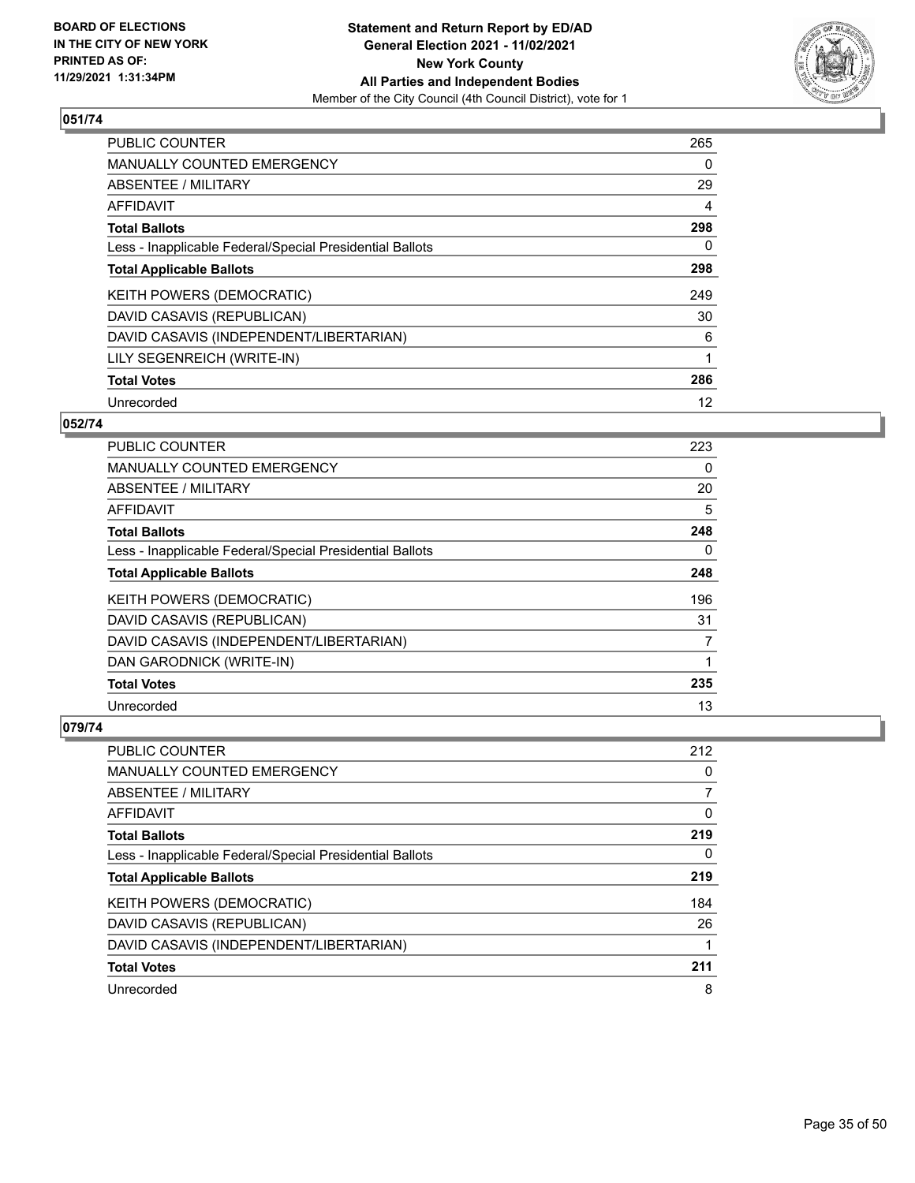## 051/74

| | |
|---|---|
| PUBLIC COUNTER | 265 |
| MANUALLY COUNTED EMERGENCY | 0 |
| ABSENTEE / MILITARY | 29 |
| AFFIDAVIT | 4 |
| **Total Ballots** | **298** |
| Less - Inapplicable Federal/Special Presidential Ballots | 0 |
| **Total Applicable Ballots** | **298** |
| KEITH POWERS (DEMOCRATIC) | 249 |
| DAVID CASAVIS (REPUBLICAN) | 30 |
| DAVID CASAVIS (INDEPENDENT/LIBERTARIAN) | 6 |
| LILY SEGENREICH (WRITE-IN) | 1 |
| **Total Votes** | **286** |
| Unrecorded | 12 |

## 052/74

| | |
|---|---|
| PUBLIC COUNTER | 223 |
| MANUALLY COUNTED EMERGENCY | 0 |
| ABSENTEE / MILITARY | 20 |
| AFFIDAVIT | 5 |
| **Total Ballots** | **248** |
| Less - Inapplicable Federal/Special Presidential Ballots | 0 |
| **Total Applicable Ballots** | **248** |
| KEITH POWERS (DEMOCRATIC) | 196 |
| DAVID CASAVIS (REPUBLICAN) | 31 |
| DAVID CASAVIS (INDEPENDENT/LIBERTARIAN) | 7 |
| DAN GARODNICK (WRITE-IN) | 1 |
| **Total Votes** | **235** |
| Unrecorded | 13 |

## 079/74

| | |
|---|---|
| PUBLIC COUNTER | 212 |
| MANUALLY COUNTED EMERGENCY | 0 |
| ABSENTEE / MILITARY | 7 |
| AFFIDAVIT | 0 |
| **Total Ballots** | **219** |
| Less - Inapplicable Federal/Special Presidential Ballots | 0 |
| **Total Applicable Ballots** | **219** |
| KEITH POWERS (DEMOCRATIC) | 184 |
| DAVID CASAVIS (REPUBLICAN) | 26 |
| DAVID CASAVIS (INDEPENDENT/LIBERTARIAN) | 1 |
| **Total Votes** | **211** |
| Unrecorded | 8 |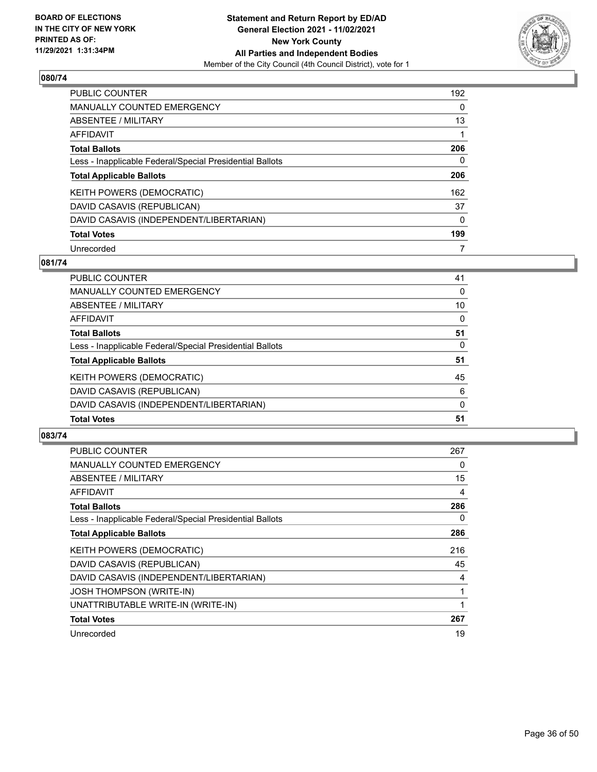## 080/74

| | |
|---|---|
| PUBLIC COUNTER | 192 |
| MANUALLY COUNTED EMERGENCY | 0 |
| ABSENTEE / MILITARY | 13 |
| AFFIDAVIT | 1 |
| **Total Ballots** | **206** |
| Less - Inapplicable Federal/Special Presidential Ballots | 0 |
| **Total Applicable Ballots** | **206** |
| KEITH POWERS (DEMOCRATIC) | 162 |
| DAVID CASAVIS (REPUBLICAN) | 37 |
| DAVID CASAVIS (INDEPENDENT/LIBERTARIAN) | 0 |
| **Total Votes** | **199** |
| Unrecorded | 7 |

## 081/74

| | |
|---|---|
| PUBLIC COUNTER | 41 |
| MANUALLY COUNTED EMERGENCY | 0 |
| ABSENTEE / MILITARY | 10 |
| AFFIDAVIT | 0 |
| **Total Ballots** | **51** |
| Less - Inapplicable Federal/Special Presidential Ballots | 0 |
| **Total Applicable Ballots** | **51** |
| KEITH POWERS (DEMOCRATIC) | 45 |
| DAVID CASAVIS (REPUBLICAN) | 6 |
| DAVID CASAVIS (INDEPENDENT/LIBERTARIAN) | 0 |
| **Total Votes** | **51** |

## 083/74

| | |
|---|---|
| PUBLIC COUNTER | 267 |
| MANUALLY COUNTED EMERGENCY | 0 |
| ABSENTEE / MILITARY | 15 |
| AFFIDAVIT | 4 |
| **Total Ballots** | **286** |
| Less - Inapplicable Federal/Special Presidential Ballots | 0 |
| **Total Applicable Ballots** | **286** |
| KEITH POWERS (DEMOCRATIC) | 216 |
| DAVID CASAVIS (REPUBLICAN) | 45 |
| DAVID CASAVIS (INDEPENDENT/LIBERTARIAN) | 4 |
| JOSH THOMPSON (WRITE-IN) | 1 |
| UNATTRIBUTABLE WRITE-IN (WRITE-IN) | 1 |
| **Total Votes** | **267** |
| Unrecorded | 19 |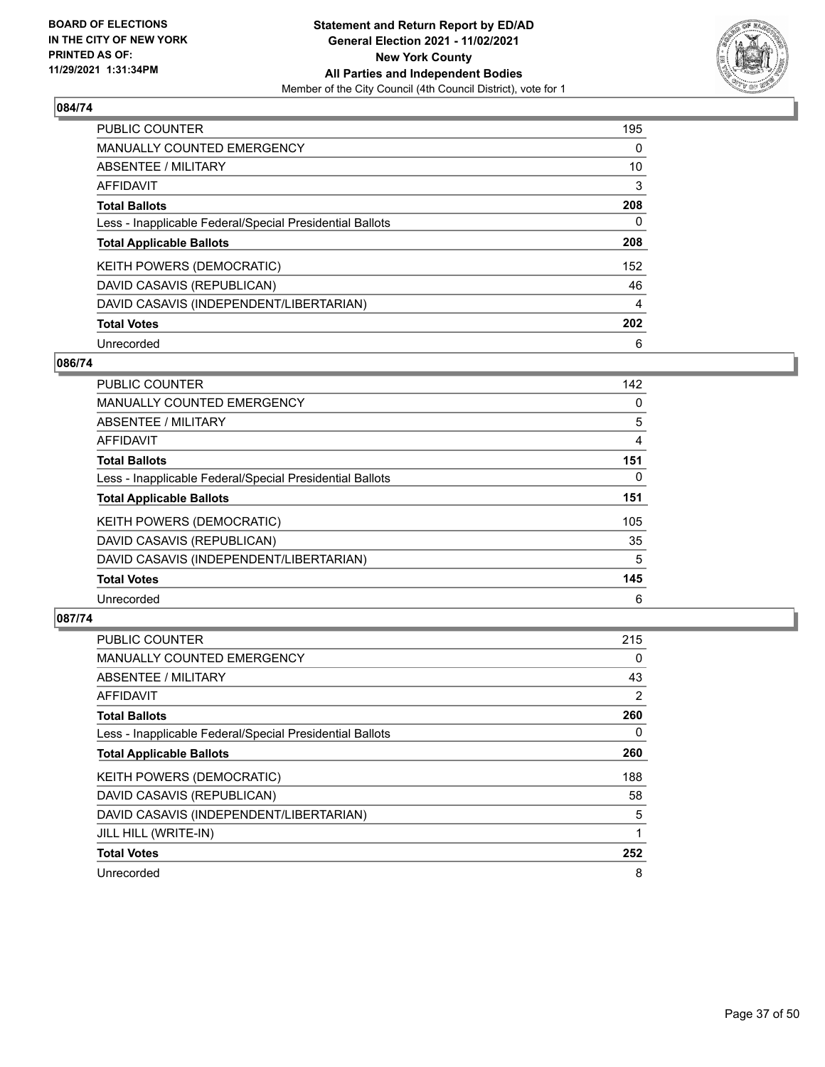## 084/74

| | |
|---|---|
| PUBLIC COUNTER | 195 |
| MANUALLY COUNTED EMERGENCY | 0 |
| ABSENTEE / MILITARY | 10 |
| AFFIDAVIT | 3 |
| **Total Ballots** | **208** |
| Less - Inapplicable Federal/Special Presidential Ballots | 0 |
| **Total Applicable Ballots** | **208** |
| KEITH POWERS (DEMOCRATIC) | 152 |
| DAVID CASAVIS (REPUBLICAN) | 46 |
| DAVID CASAVIS (INDEPENDENT/LIBERTARIAN) | 4 |
| **Total Votes** | **202** |
| Unrecorded | 6 |

## 086/74

| | |
|---|---|
| PUBLIC COUNTER | 142 |
| MANUALLY COUNTED EMERGENCY | 0 |
| ABSENTEE / MILITARY | 5 |
| AFFIDAVIT | 4 |
| **Total Ballots** | **151** |
| Less - Inapplicable Federal/Special Presidential Ballots | 0 |
| **Total Applicable Ballots** | **151** |
| KEITH POWERS (DEMOCRATIC) | 105 |
| DAVID CASAVIS (REPUBLICAN) | 35 |
| DAVID CASAVIS (INDEPENDENT/LIBERTARIAN) | 5 |
| **Total Votes** | **145** |
| Unrecorded | 6 |

## 087/74

| | |
|---|---|
| PUBLIC COUNTER | 215 |
| MANUALLY COUNTED EMERGENCY | 0 |
| ABSENTEE / MILITARY | 43 |
| AFFIDAVIT | 2 |
| **Total Ballots** | **260** |
| Less - Inapplicable Federal/Special Presidential Ballots | 0 |
| **Total Applicable Ballots** | **260** |
| KEITH POWERS (DEMOCRATIC) | 188 |
| DAVID CASAVIS (REPUBLICAN) | 58 |
| DAVID CASAVIS (INDEPENDENT/LIBERTARIAN) | 5 |
| JILL HILL (WRITE-IN) | 1 |
| **Total Votes** | **252** |
| Unrecorded | 8 |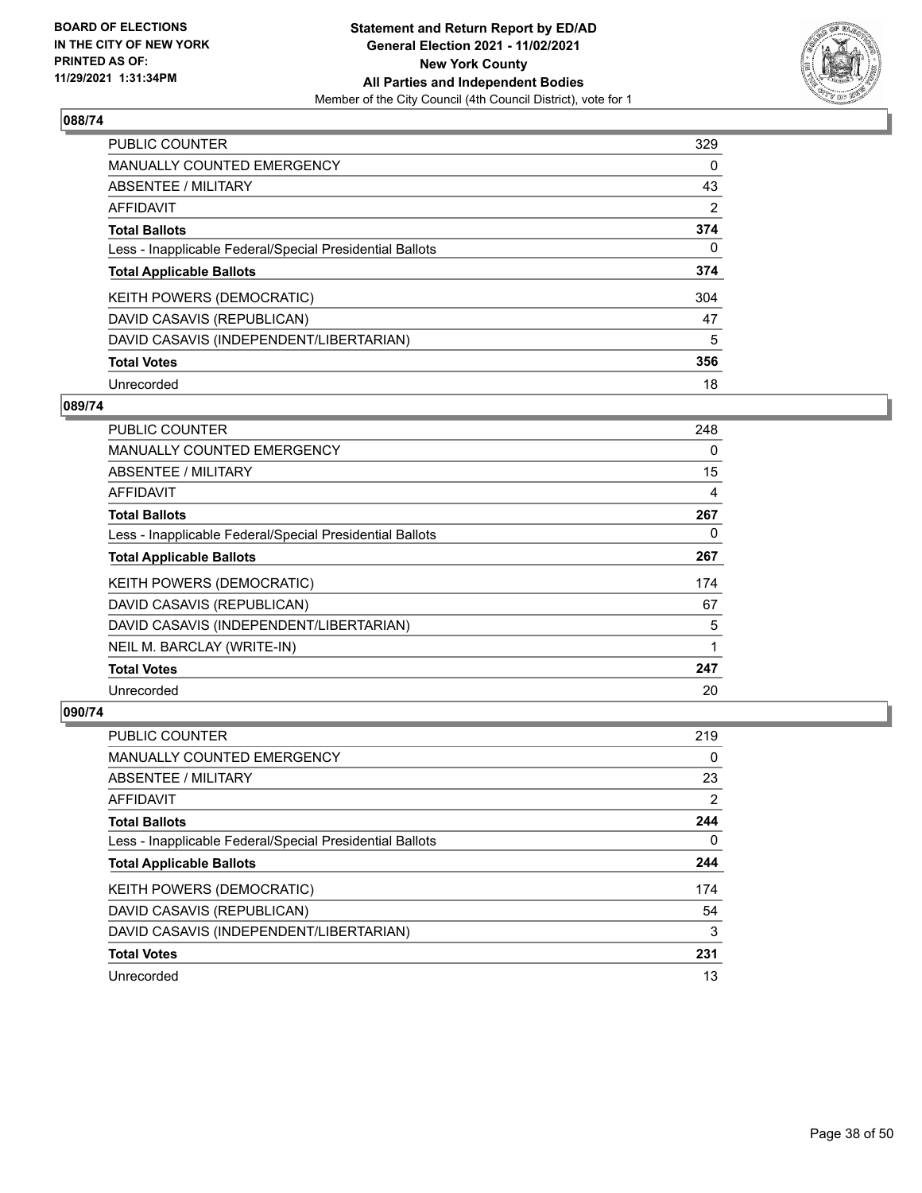**BOARD OF ELECTIONS IN THE CITY OF NEW YORK PRINTED AS OF: 11/29/2021 1:31:34PM**

**Statement and Return Report by ED/AD General Election 2021 - 11/02/2021 New York County All Parties and Independent Bodies**

Member of the City Council (4th Council District), vote for 1

### 088/74

| | |
|---|---|
| PUBLIC COUNTER | 329 |
| MANUALLY COUNTED EMERGENCY | 0 |
| ABSENTEE / MILITARY | 43 |
| AFFIDAVIT | 2 |
| **Total Ballots** | **374** |
| Less - Inapplicable Federal/Special Presidential Ballots | 0 |
| **Total Applicable Ballots** | **374** |
| KEITH POWERS (DEMOCRATIC) | 304 |
| DAVID CASAVIS (REPUBLICAN) | 47 |
| DAVID CASAVIS (INDEPENDENT/LIBERTARIAN) | 5 |
| **Total Votes** | **356** |
| Unrecorded | 18 |

### 089/74

| | |
|---|---|
| PUBLIC COUNTER | 248 |
| MANUALLY COUNTED EMERGENCY | 0 |
| ABSENTEE / MILITARY | 15 |
| AFFIDAVIT | 4 |
| **Total Ballots** | **267** |
| Less - Inapplicable Federal/Special Presidential Ballots | 0 |
| **Total Applicable Ballots** | **267** |
| KEITH POWERS (DEMOCRATIC) | 174 |
| DAVID CASAVIS (REPUBLICAN) | 67 |
| DAVID CASAVIS (INDEPENDENT/LIBERTARIAN) | 5 |
| NEIL M. BARCLAY (WRITE-IN) | 1 |
| **Total Votes** | **247** |
| Unrecorded | 20 |

### 090/74

| | |
|---|---|
| PUBLIC COUNTER | 219 |
| MANUALLY COUNTED EMERGENCY | 0 |
| ABSENTEE / MILITARY | 23 |
| AFFIDAVIT | 2 |
| **Total Ballots** | **244** |
| Less - Inapplicable Federal/Special Presidential Ballots | 0 |
| **Total Applicable Ballots** | **244** |
| KEITH POWERS (DEMOCRATIC) | 174 |
| DAVID CASAVIS (REPUBLICAN) | 54 |
| DAVID CASAVIS (INDEPENDENT/LIBERTARIAN) | 3 |
| **Total Votes** | **231** |
| Unrecorded | 13 |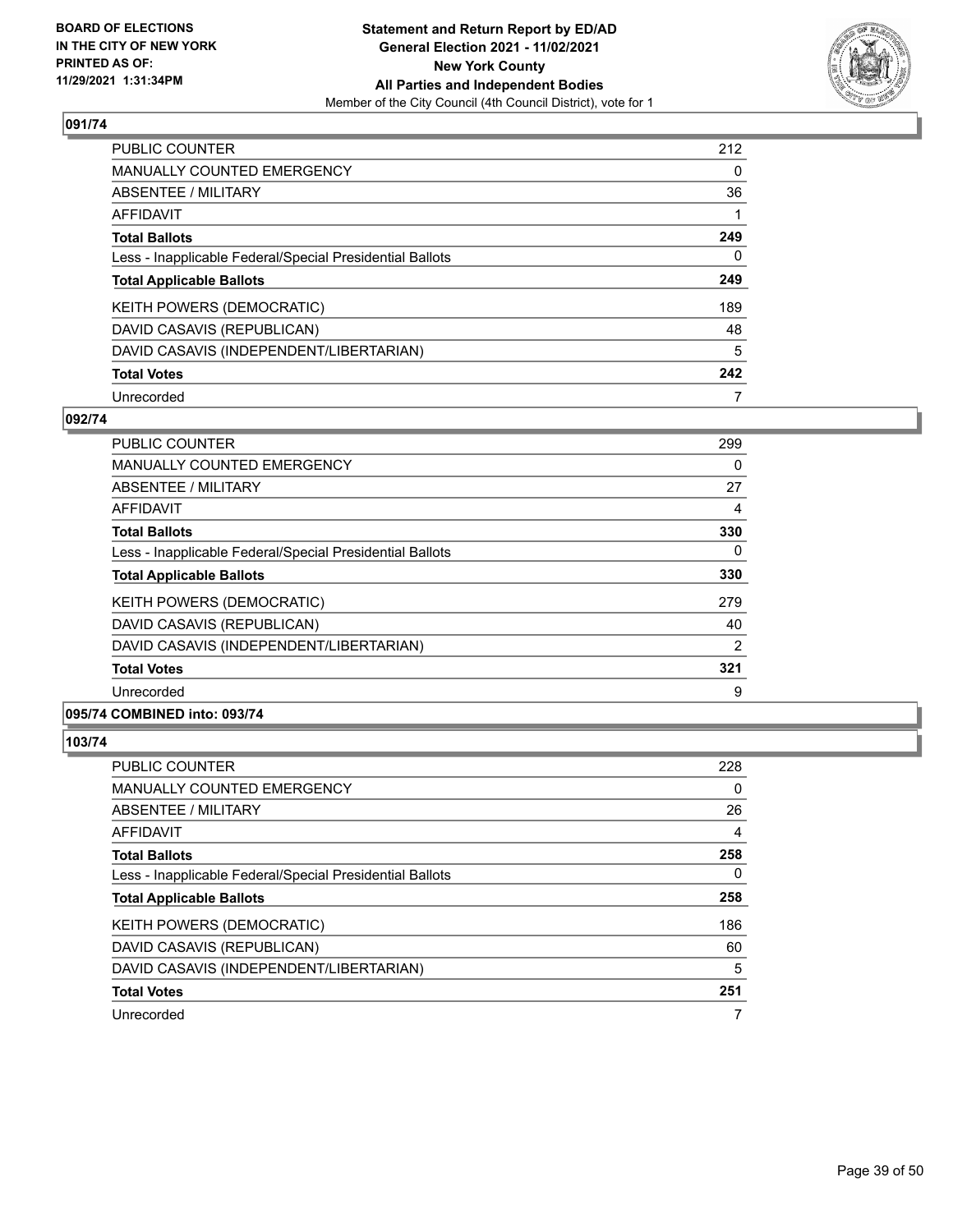### 091/74

| | |
|---|---|
| PUBLIC COUNTER | 212 |
| MANUALLY COUNTED EMERGENCY | 0 |
| ABSENTEE / MILITARY | 36 |
| AFFIDAVIT | 1 |
| **Total Ballots** | **249** |
| Less - Inapplicable Federal/Special Presidential Ballots | 0 |
| **Total Applicable Ballots** | **249** |
| KEITH POWERS (DEMOCRATIC) | 189 |
| DAVID CASAVIS (REPUBLICAN) | 48 |
| DAVID CASAVIS (INDEPENDENT/LIBERTARIAN) | 5 |
| **Total Votes** | **242** |
| Unrecorded | 7 |

### 092/74

| | |
|---|---|
| PUBLIC COUNTER | 299 |
| MANUALLY COUNTED EMERGENCY | 0 |
| ABSENTEE / MILITARY | 27 |
| AFFIDAVIT | 4 |
| **Total Ballots** | **330** |
| Less - Inapplicable Federal/Special Presidential Ballots | 0 |
| **Total Applicable Ballots** | **330** |
| KEITH POWERS (DEMOCRATIC) | 279 |
| DAVID CASAVIS (REPUBLICAN) | 40 |
| DAVID CASAVIS (INDEPENDENT/LIBERTARIAN) | 2 |
| **Total Votes** | **321** |
| Unrecorded | 9 |

### 095/74 COMBINED into: 093/74

### 103/74

| | |
|---|---|
| PUBLIC COUNTER | 228 |
| MANUALLY COUNTED EMERGENCY | 0 |
| ABSENTEE / MILITARY | 26 |
| AFFIDAVIT | 4 |
| **Total Ballots** | **258** |
| Less - Inapplicable Federal/Special Presidential Ballots | 0 |
| **Total Applicable Ballots** | **258** |
| KEITH POWERS (DEMOCRATIC) | 186 |
| DAVID CASAVIS (REPUBLICAN) | 60 |
| DAVID CASAVIS (INDEPENDENT/LIBERTARIAN) | 5 |
| **Total Votes** | **251** |
| Unrecorded | 7 |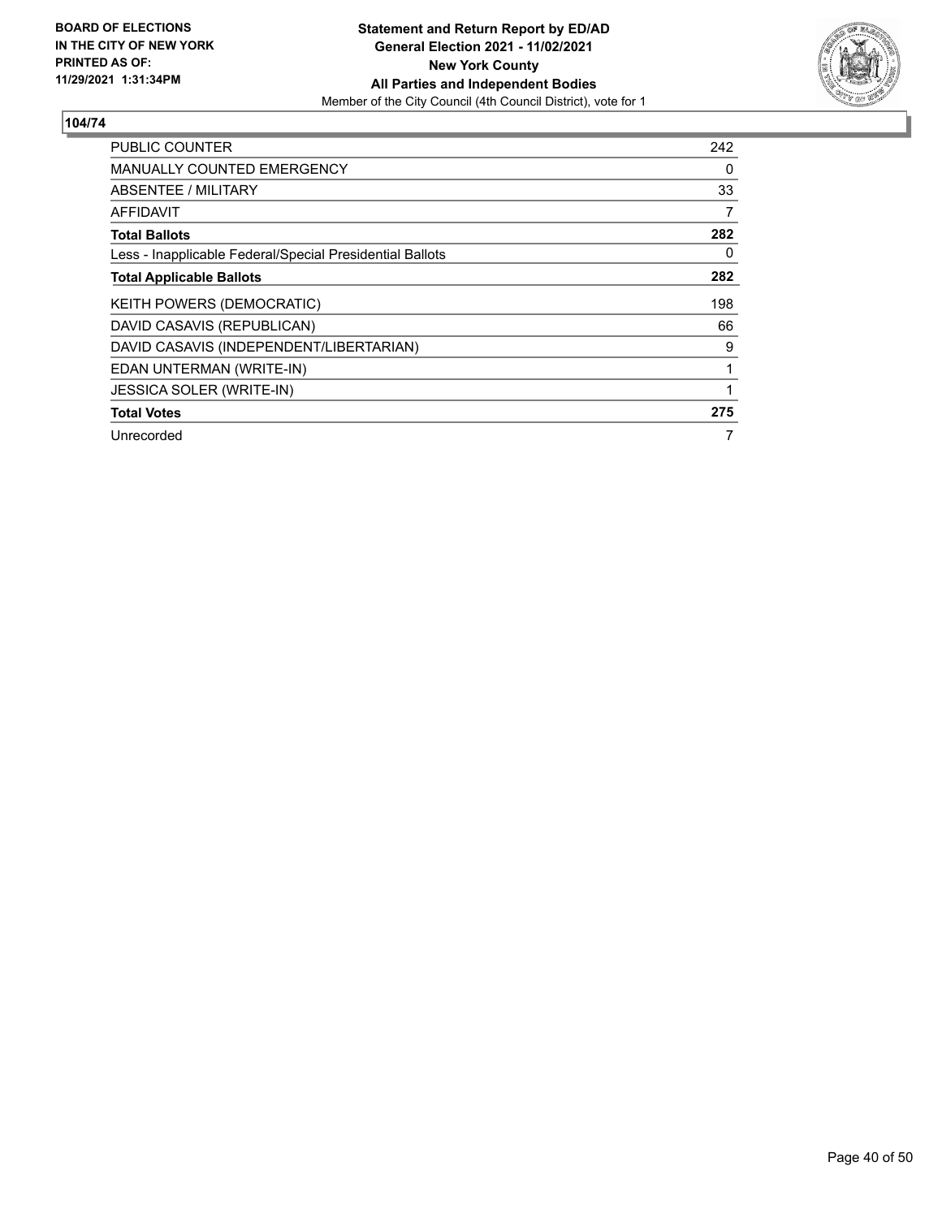BOARD OF ELECTIONS IN THE CITY OF NEW YORK
PRINTED AS OF: 11/29/2021 1:31:34PM

**Statement and Return Report by ED/AD**
**General Election 2021 - 11/02/2021**
**New York County**
**All Parties and Independent Bodies**
Member of the City Council (4th Council District), vote for 1

## 104/74

| | |
|---|---|
| PUBLIC COUNTER | 242 |
| MANUALLY COUNTED EMERGENCY | 0 |
| ABSENTEE / MILITARY | 33 |
| AFFIDAVIT | 7 |
| **Total Ballots** | **282** |
| Less - Inapplicable Federal/Special Presidential Ballots | 0 |
| **Total Applicable Ballots** | **282** |
| KEITH POWERS (DEMOCRATIC) | 198 |
| DAVID CASAVIS (REPUBLICAN) | 66 |
| DAVID CASAVIS (INDEPENDENT/LIBERTARIAN) | 9 |
| EDAN UNTERMAN (WRITE-IN) | 1 |
| JESSICA SOLER (WRITE-IN) | 1 |
| **Total Votes** | **275** |
| Unrecorded | 7 |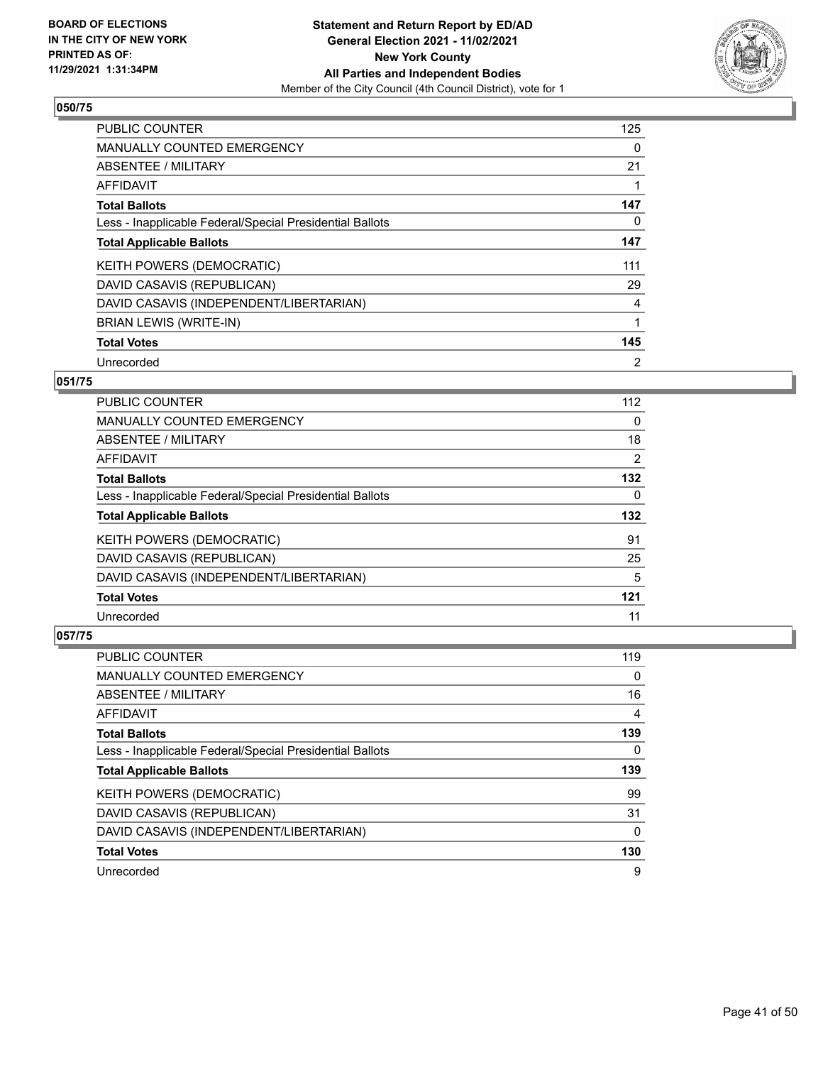## 050/75

| | |
|---|---|
| PUBLIC COUNTER | 125 |
| MANUALLY COUNTED EMERGENCY | 0 |
| ABSENTEE / MILITARY | 21 |
| AFFIDAVIT | 1 |
| **Total Ballots** | **147** |
| Less - Inapplicable Federal/Special Presidential Ballots | 0 |
| **Total Applicable Ballots** | **147** |
| KEITH POWERS (DEMOCRATIC) | 111 |
| DAVID CASAVIS (REPUBLICAN) | 29 |
| DAVID CASAVIS (INDEPENDENT/LIBERTARIAN) | 4 |
| BRIAN LEWIS (WRITE-IN) | 1 |
| **Total Votes** | **145** |
| Unrecorded | 2 |

## 051/75

| | |
|---|---|
| PUBLIC COUNTER | 112 |
| MANUALLY COUNTED EMERGENCY | 0 |
| ABSENTEE / MILITARY | 18 |
| AFFIDAVIT | 2 |
| **Total Ballots** | **132** |
| Less - Inapplicable Federal/Special Presidential Ballots | 0 |
| **Total Applicable Ballots** | **132** |
| KEITH POWERS (DEMOCRATIC) | 91 |
| DAVID CASAVIS (REPUBLICAN) | 25 |
| DAVID CASAVIS (INDEPENDENT/LIBERTARIAN) | 5 |
| **Total Votes** | **121** |
| Unrecorded | 11 |

## 057/75

| | |
|---|---|
| PUBLIC COUNTER | 119 |
| MANUALLY COUNTED EMERGENCY | 0 |
| ABSENTEE / MILITARY | 16 |
| AFFIDAVIT | 4 |
| **Total Ballots** | **139** |
| Less - Inapplicable Federal/Special Presidential Ballots | 0 |
| **Total Applicable Ballots** | **139** |
| KEITH POWERS (DEMOCRATIC) | 99 |
| DAVID CASAVIS (REPUBLICAN) | 31 |
| DAVID CASAVIS (INDEPENDENT/LIBERTARIAN) | 0 |
| **Total Votes** | **130** |
| Unrecorded | 9 |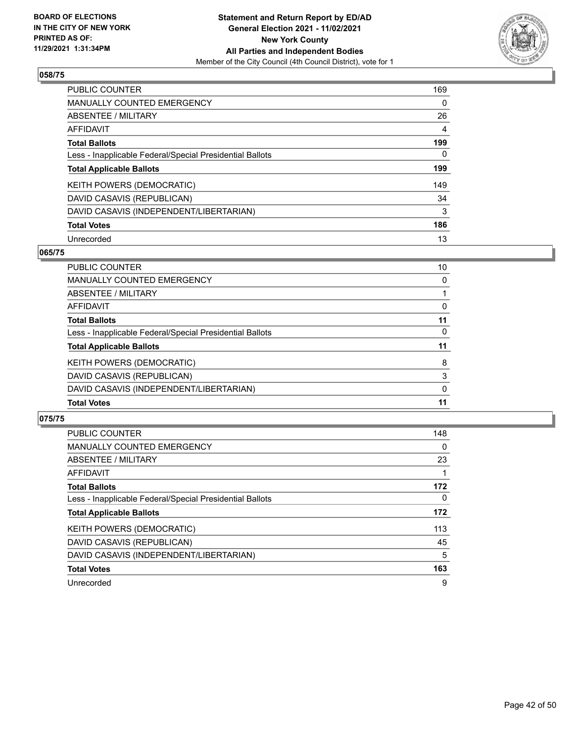**BOARD OF ELECTIONS IN THE CITY OF NEW YORK PRINTED AS OF: 11/29/2021 1:31:34PM**

**Statement and Return Report by ED/AD General Election 2021 - 11/02/2021 New York County All Parties and Independent Bodies**
Member of the City Council (4th Council District), vote for 1

### 058/75

| | |
|---|---|
| PUBLIC COUNTER | 169 |
| MANUALLY COUNTED EMERGENCY | 0 |
| ABSENTEE / MILITARY | 26 |
| AFFIDAVIT | 4 |
| **Total Ballots** | **199** |
| Less - Inapplicable Federal/Special Presidential Ballots | 0 |
| **Total Applicable Ballots** | **199** |
| KEITH POWERS (DEMOCRATIC) | 149 |
| DAVID CASAVIS (REPUBLICAN) | 34 |
| DAVID CASAVIS (INDEPENDENT/LIBERTARIAN) | 3 |
| **Total Votes** | **186** |
| Unrecorded | 13 |

### 065/75

| | |
|---|---|
| PUBLIC COUNTER | 10 |
| MANUALLY COUNTED EMERGENCY | 0 |
| ABSENTEE / MILITARY | 1 |
| AFFIDAVIT | 0 |
| **Total Ballots** | **11** |
| Less - Inapplicable Federal/Special Presidential Ballots | 0 |
| **Total Applicable Ballots** | **11** |
| KEITH POWERS (DEMOCRATIC) | 8 |
| DAVID CASAVIS (REPUBLICAN) | 3 |
| DAVID CASAVIS (INDEPENDENT/LIBERTARIAN) | 0 |
| **Total Votes** | **11** |

### 075/75

| | |
|---|---|
| PUBLIC COUNTER | 148 |
| MANUALLY COUNTED EMERGENCY | 0 |
| ABSENTEE / MILITARY | 23 |
| AFFIDAVIT | 1 |
| **Total Ballots** | **172** |
| Less - Inapplicable Federal/Special Presidential Ballots | 0 |
| **Total Applicable Ballots** | **172** |
| KEITH POWERS (DEMOCRATIC) | 113 |
| DAVID CASAVIS (REPUBLICAN) | 45 |
| DAVID CASAVIS (INDEPENDENT/LIBERTARIAN) | 5 |
| **Total Votes** | **163** |
| Unrecorded | 9 |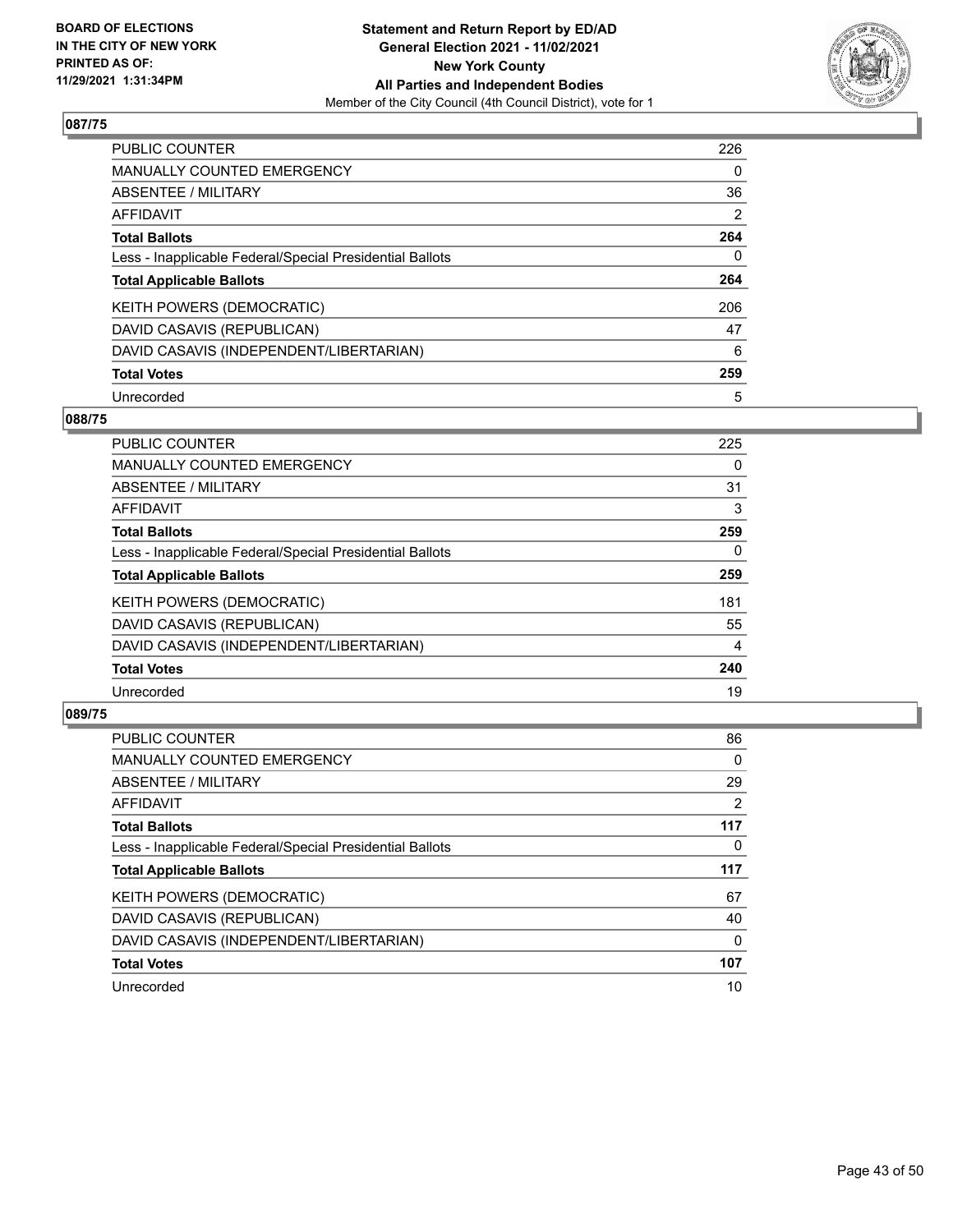**BOARD OF ELECTIONS IN THE CITY OF NEW YORK PRINTED AS OF: 11/29/2021 1:31:34PM**

**Statement and Return Report by ED/AD**
**General Election 2021 - 11/02/2021**
**New York County**
**All Parties and Independent Bodies**
Member of the City Council (4th Council District), vote for 1

### 087/75

| | |
|---|---|
| PUBLIC COUNTER | 226 |
| MANUALLY COUNTED EMERGENCY | 0 |
| ABSENTEE / MILITARY | 36 |
| AFFIDAVIT | 2 |
| **Total Ballots** | **264** |
| Less - Inapplicable Federal/Special Presidential Ballots | 0 |
| **Total Applicable Ballots** | **264** |
| KEITH POWERS (DEMOCRATIC) | 206 |
| DAVID CASAVIS (REPUBLICAN) | 47 |
| DAVID CASAVIS (INDEPENDENT/LIBERTARIAN) | 6 |
| **Total Votes** | **259** |
| Unrecorded | 5 |

### 088/75

| | |
|---|---|
| PUBLIC COUNTER | 225 |
| MANUALLY COUNTED EMERGENCY | 0 |
| ABSENTEE / MILITARY | 31 |
| AFFIDAVIT | 3 |
| **Total Ballots** | **259** |
| Less - Inapplicable Federal/Special Presidential Ballots | 0 |
| **Total Applicable Ballots** | **259** |
| KEITH POWERS (DEMOCRATIC) | 181 |
| DAVID CASAVIS (REPUBLICAN) | 55 |
| DAVID CASAVIS (INDEPENDENT/LIBERTARIAN) | 4 |
| **Total Votes** | **240** |
| Unrecorded | 19 |

### 089/75

| | |
|---|---|
| PUBLIC COUNTER | 86 |
| MANUALLY COUNTED EMERGENCY | 0 |
| ABSENTEE / MILITARY | 29 |
| AFFIDAVIT | 2 |
| **Total Ballots** | **117** |
| Less - Inapplicable Federal/Special Presidential Ballots | 0 |
| **Total Applicable Ballots** | **117** |
| KEITH POWERS (DEMOCRATIC) | 67 |
| DAVID CASAVIS (REPUBLICAN) | 40 |
| DAVID CASAVIS (INDEPENDENT/LIBERTARIAN) | 0 |
| **Total Votes** | **107** |
| Unrecorded | 10 |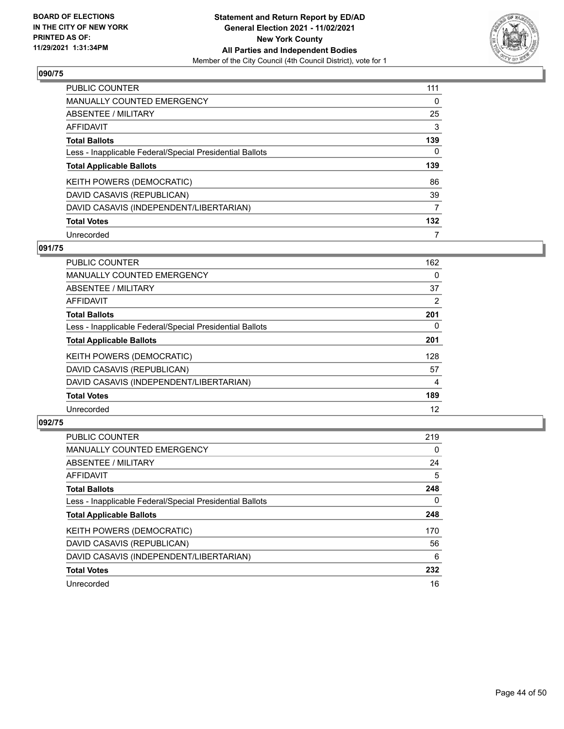**BOARD OF ELECTIONS IN THE CITY OF NEW YORK PRINTED AS OF: 11/29/2021 1:31:34PM**

**Statement and Return Report by ED/AD General Election 2021 - 11/02/2021 New York County All Parties and Independent Bodies**
Member of the City Council (4th Council District), vote for 1

## 090/75

| | |
|---|---|
| PUBLIC COUNTER | 111 |
| MANUALLY COUNTED EMERGENCY | 0 |
| ABSENTEE / MILITARY | 25 |
| AFFIDAVIT | 3 |
| **Total Ballots** | **139** |
| Less - Inapplicable Federal/Special Presidential Ballots | 0 |
| **Total Applicable Ballots** | **139** |
| KEITH POWERS (DEMOCRATIC) | 86 |
| DAVID CASAVIS (REPUBLICAN) | 39 |
| DAVID CASAVIS (INDEPENDENT/LIBERTARIAN) | 7 |
| **Total Votes** | **132** |
| Unrecorded | 7 |

## 091/75

| | |
|---|---|
| PUBLIC COUNTER | 162 |
| MANUALLY COUNTED EMERGENCY | 0 |
| ABSENTEE / MILITARY | 37 |
| AFFIDAVIT | 2 |
| **Total Ballots** | **201** |
| Less - Inapplicable Federal/Special Presidential Ballots | 0 |
| **Total Applicable Ballots** | **201** |
| KEITH POWERS (DEMOCRATIC) | 128 |
| DAVID CASAVIS (REPUBLICAN) | 57 |
| DAVID CASAVIS (INDEPENDENT/LIBERTARIAN) | 4 |
| **Total Votes** | **189** |
| Unrecorded | 12 |

## 092/75

| | |
|---|---|
| PUBLIC COUNTER | 219 |
| MANUALLY COUNTED EMERGENCY | 0 |
| ABSENTEE / MILITARY | 24 |
| AFFIDAVIT | 5 |
| **Total Ballots** | **248** |
| Less - Inapplicable Federal/Special Presidential Ballots | 0 |
| **Total Applicable Ballots** | **248** |
| KEITH POWERS (DEMOCRATIC) | 170 |
| DAVID CASAVIS (REPUBLICAN) | 56 |
| DAVID CASAVIS (INDEPENDENT/LIBERTARIAN) | 6 |
| **Total Votes** | **232** |
| Unrecorded | 16 |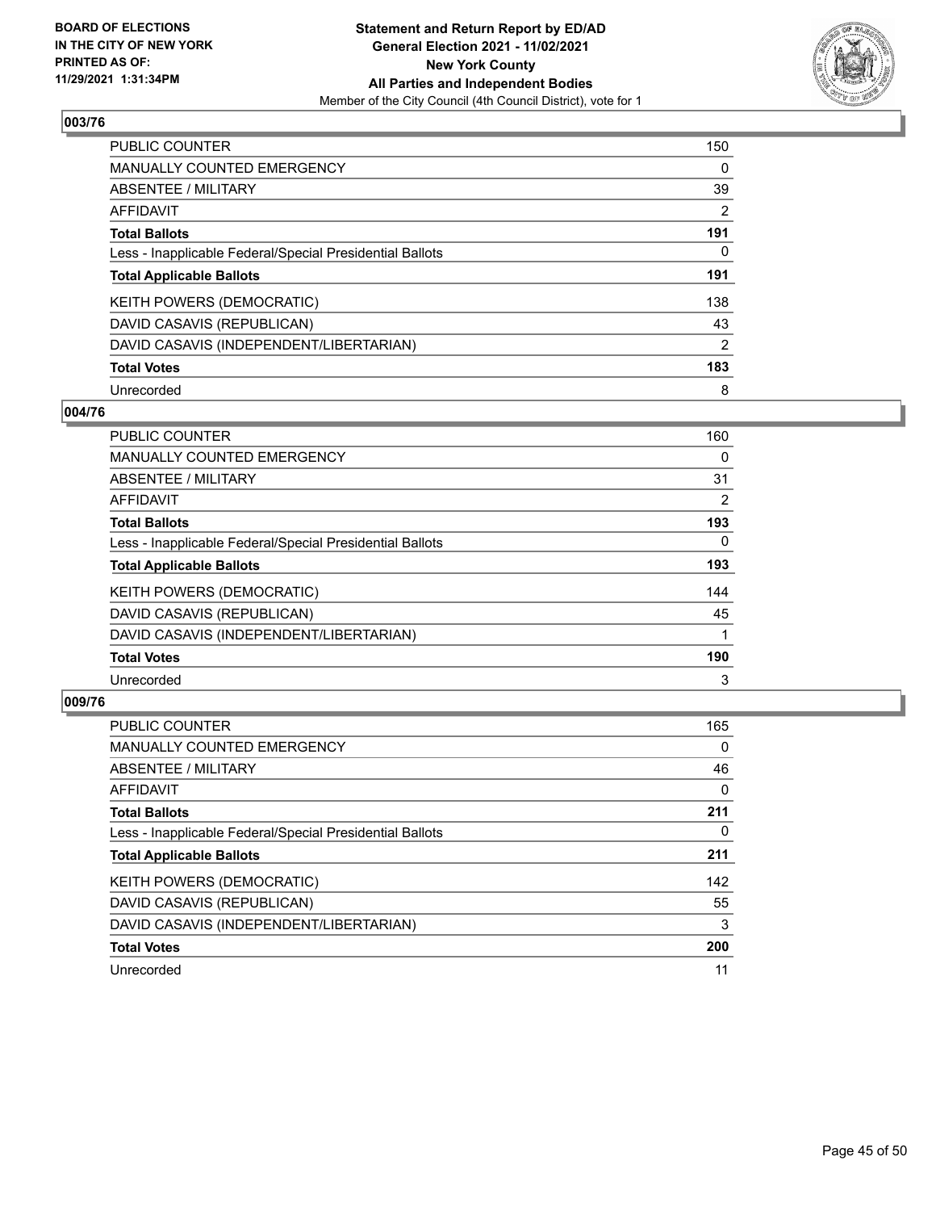**BOARD OF ELECTIONS IN THE CITY OF NEW YORK PRINTED AS OF: 11/29/2021 1:31:34PM**

**Statement and Return Report by ED/AD General Election 2021 - 11/02/2021 New York County All Parties and Independent Bodies**

Member of the City Council (4th Council District), vote for 1

## 003/76

| | |
|---|---|
| PUBLIC COUNTER | 150 |
| MANUALLY COUNTED EMERGENCY | 0 |
| ABSENTEE / MILITARY | 39 |
| AFFIDAVIT | 2 |
| **Total Ballots** | **191** |
| Less - Inapplicable Federal/Special Presidential Ballots | 0 |
| **Total Applicable Ballots** | **191** |
| KEITH POWERS (DEMOCRATIC) | 138 |
| DAVID CASAVIS (REPUBLICAN) | 43 |
| DAVID CASAVIS (INDEPENDENT/LIBERTARIAN) | 2 |
| **Total Votes** | **183** |
| Unrecorded | 8 |

## 004/76

| | |
|---|---|
| PUBLIC COUNTER | 160 |
| MANUALLY COUNTED EMERGENCY | 0 |
| ABSENTEE / MILITARY | 31 |
| AFFIDAVIT | 2 |
| **Total Ballots** | **193** |
| Less - Inapplicable Federal/Special Presidential Ballots | 0 |
| **Total Applicable Ballots** | **193** |
| KEITH POWERS (DEMOCRATIC) | 144 |
| DAVID CASAVIS (REPUBLICAN) | 45 |
| DAVID CASAVIS (INDEPENDENT/LIBERTARIAN) | 1 |
| **Total Votes** | **190** |
| Unrecorded | 3 |

## 009/76

| | |
|---|---|
| PUBLIC COUNTER | 165 |
| MANUALLY COUNTED EMERGENCY | 0 |
| ABSENTEE / MILITARY | 46 |
| AFFIDAVIT | 0 |
| **Total Ballots** | **211** |
| Less - Inapplicable Federal/Special Presidential Ballots | 0 |
| **Total Applicable Ballots** | **211** |
| KEITH POWERS (DEMOCRATIC) | 142 |
| DAVID CASAVIS (REPUBLICAN) | 55 |
| DAVID CASAVIS (INDEPENDENT/LIBERTARIAN) | 3 |
| **Total Votes** | **200** |
| Unrecorded | 11 |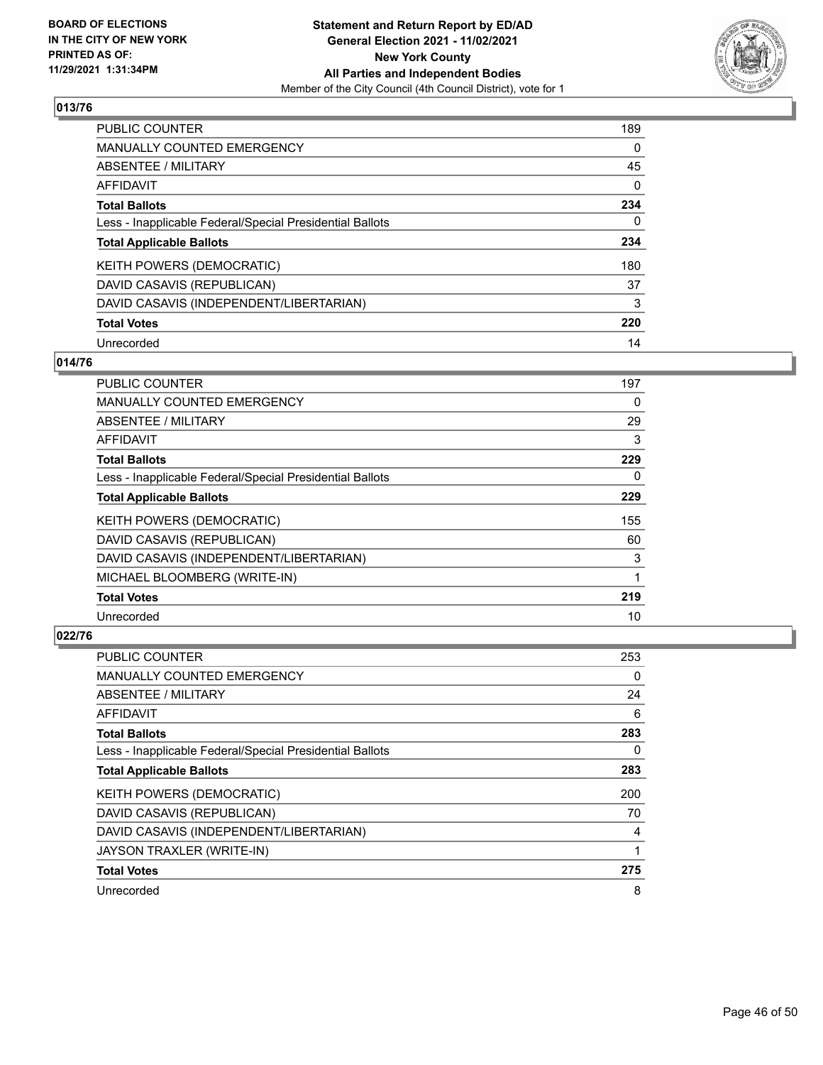## 013/76

| | |
|---|---|
| PUBLIC COUNTER | 189 |
| MANUALLY COUNTED EMERGENCY | 0 |
| ABSENTEE / MILITARY | 45 |
| AFFIDAVIT | 0 |
| **Total Ballots** | **234** |
| Less - Inapplicable Federal/Special Presidential Ballots | 0 |
| **Total Applicable Ballots** | **234** |
| KEITH POWERS (DEMOCRATIC) | 180 |
| DAVID CASAVIS (REPUBLICAN) | 37 |
| DAVID CASAVIS (INDEPENDENT/LIBERTARIAN) | 3 |
| **Total Votes** | **220** |
| Unrecorded | 14 |

## 014/76

| | |
|---|---|
| PUBLIC COUNTER | 197 |
| MANUALLY COUNTED EMERGENCY | 0 |
| ABSENTEE / MILITARY | 29 |
| AFFIDAVIT | 3 |
| **Total Ballots** | **229** |
| Less - Inapplicable Federal/Special Presidential Ballots | 0 |
| **Total Applicable Ballots** | **229** |
| KEITH POWERS (DEMOCRATIC) | 155 |
| DAVID CASAVIS (REPUBLICAN) | 60 |
| DAVID CASAVIS (INDEPENDENT/LIBERTARIAN) | 3 |
| MICHAEL BLOOMBERG (WRITE-IN) | 1 |
| **Total Votes** | **219** |
| Unrecorded | 10 |

## 022/76

| | |
|---|---|
| PUBLIC COUNTER | 253 |
| MANUALLY COUNTED EMERGENCY | 0 |
| ABSENTEE / MILITARY | 24 |
| AFFIDAVIT | 6 |
| **Total Ballots** | **283** |
| Less - Inapplicable Federal/Special Presidential Ballots | 0 |
| **Total Applicable Ballots** | **283** |
| KEITH POWERS (DEMOCRATIC) | 200 |
| DAVID CASAVIS (REPUBLICAN) | 70 |
| DAVID CASAVIS (INDEPENDENT/LIBERTARIAN) | 4 |
| JAYSON TRAXLER (WRITE-IN) | 1 |
| **Total Votes** | **275** |
| Unrecorded | 8 |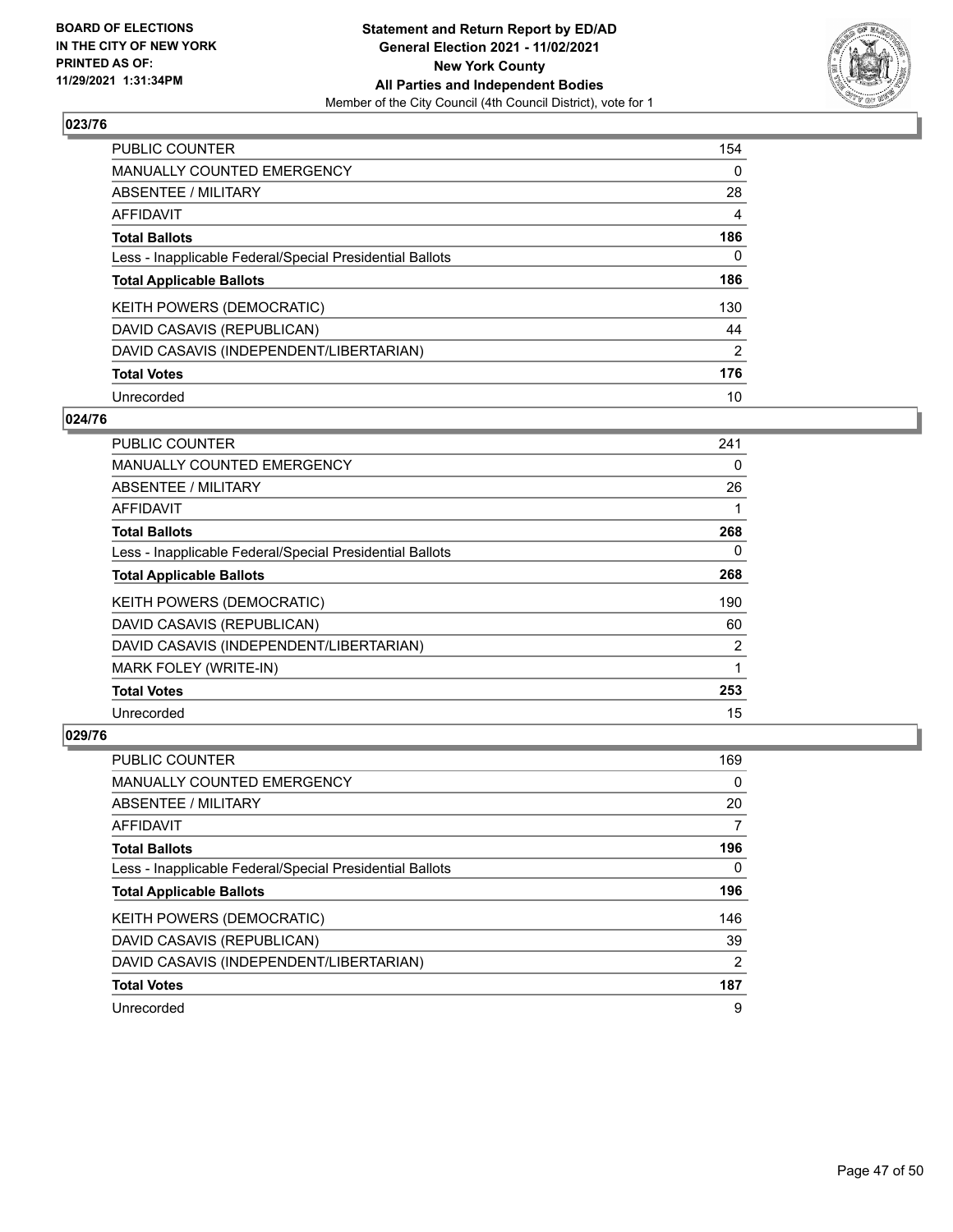## 023/76

| | |
|---|---|
| PUBLIC COUNTER | 154 |
| MANUALLY COUNTED EMERGENCY | 0 |
| ABSENTEE / MILITARY | 28 |
| AFFIDAVIT | 4 |
| **Total Ballots** | **186** |
| Less - Inapplicable Federal/Special Presidential Ballots | 0 |
| **Total Applicable Ballots** | **186** |
| KEITH POWERS (DEMOCRATIC) | 130 |
| DAVID CASAVIS (REPUBLICAN) | 44 |
| DAVID CASAVIS (INDEPENDENT/LIBERTARIAN) | 2 |
| **Total Votes** | **176** |
| Unrecorded | 10 |

## 024/76

| | |
|---|---|
| PUBLIC COUNTER | 241 |
| MANUALLY COUNTED EMERGENCY | 0 |
| ABSENTEE / MILITARY | 26 |
| AFFIDAVIT | 1 |
| **Total Ballots** | **268** |
| Less - Inapplicable Federal/Special Presidential Ballots | 0 |
| **Total Applicable Ballots** | **268** |
| KEITH POWERS (DEMOCRATIC) | 190 |
| DAVID CASAVIS (REPUBLICAN) | 60 |
| DAVID CASAVIS (INDEPENDENT/LIBERTARIAN) | 2 |
| MARK FOLEY (WRITE-IN) | 1 |
| **Total Votes** | **253** |
| Unrecorded | 15 |

## 029/76

| | |
|---|---|
| PUBLIC COUNTER | 169 |
| MANUALLY COUNTED EMERGENCY | 0 |
| ABSENTEE / MILITARY | 20 |
| AFFIDAVIT | 7 |
| **Total Ballots** | **196** |
| Less - Inapplicable Federal/Special Presidential Ballots | 0 |
| **Total Applicable Ballots** | **196** |
| KEITH POWERS (DEMOCRATIC) | 146 |
| DAVID CASAVIS (REPUBLICAN) | 39 |
| DAVID CASAVIS (INDEPENDENT/LIBERTARIAN) | 2 |
| **Total Votes** | **187** |
| Unrecorded | 9 |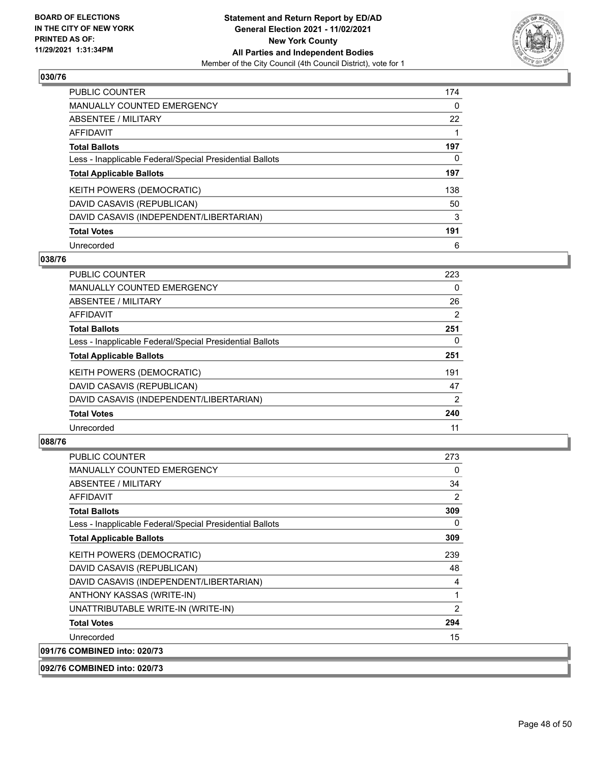**BOARD OF ELECTIONS IN THE CITY OF NEW YORK PRINTED AS OF: 11/29/2021 1:31:34PM**

**Statement and Return Report by ED/AD General Election 2021 - 11/02/2021 New York County All Parties and Independent Bodies**
Member of the City Council (4th Council District), vote for 1

## 030/76

| | |
|---|---|
| PUBLIC COUNTER | 174 |
| MANUALLY COUNTED EMERGENCY | 0 |
| ABSENTEE / MILITARY | 22 |
| AFFIDAVIT | 1 |
| **Total Ballots** | **197** |
| Less - Inapplicable Federal/Special Presidential Ballots | 0 |
| **Total Applicable Ballots** | **197** |
| KEITH POWERS (DEMOCRATIC) | 138 |
| DAVID CASAVIS (REPUBLICAN) | 50 |
| DAVID CASAVIS (INDEPENDENT/LIBERTARIAN) | 3 |
| **Total Votes** | **191** |
| Unrecorded | 6 |

## 038/76

| | |
|---|---|
| PUBLIC COUNTER | 223 |
| MANUALLY COUNTED EMERGENCY | 0 |
| ABSENTEE / MILITARY | 26 |
| AFFIDAVIT | 2 |
| **Total Ballots** | **251** |
| Less - Inapplicable Federal/Special Presidential Ballots | 0 |
| **Total Applicable Ballots** | **251** |
| KEITH POWERS (DEMOCRATIC) | 191 |
| DAVID CASAVIS (REPUBLICAN) | 47 |
| DAVID CASAVIS (INDEPENDENT/LIBERTARIAN) | 2 |
| **Total Votes** | **240** |
| Unrecorded | 11 |

## 088/76

| | |
|---|---|
| PUBLIC COUNTER | 273 |
| MANUALLY COUNTED EMERGENCY | 0 |
| ABSENTEE / MILITARY | 34 |
| AFFIDAVIT | 2 |
| **Total Ballots** | **309** |
| Less - Inapplicable Federal/Special Presidential Ballots | 0 |
| **Total Applicable Ballots** | **309** |
| KEITH POWERS (DEMOCRATIC) | 239 |
| DAVID CASAVIS (REPUBLICAN) | 48 |
| DAVID CASAVIS (INDEPENDENT/LIBERTARIAN) | 4 |
| ANTHONY KASSAS (WRITE-IN) | 1 |
| UNATTRIBUTABLE WRITE-IN (WRITE-IN) | 2 |
| **Total Votes** | **294** |
| Unrecorded | 15 |

## 091/76 COMBINED into: 020/73

## 092/76 COMBINED into: 020/73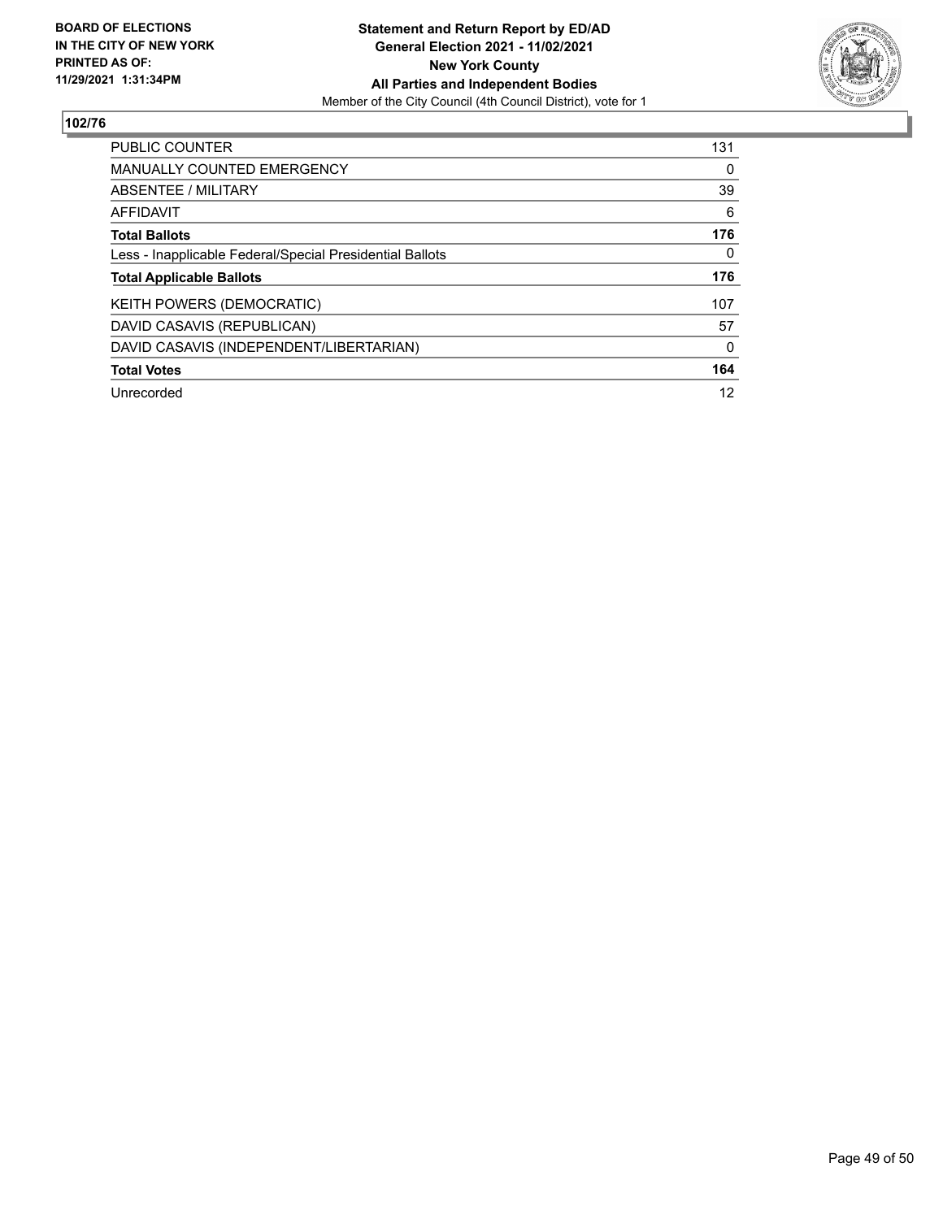**BOARD OF ELECTIONS IN THE CITY OF NEW YORK PRINTED AS OF: 11/29/2021 1:31:34PM**

**Statement and Return Report by ED/AD General Election 2021 - 11/02/2021 New York County All Parties and Independent Bodies**

Member of the City Council (4th Council District), vote for 1

## 102/76

| | |
|---|---|
| PUBLIC COUNTER | 131 |
| MANUALLY COUNTED EMERGENCY | 0 |
| ABSENTEE / MILITARY | 39 |
| AFFIDAVIT | 6 |
| **Total Ballots** | **176** |
| Less - Inapplicable Federal/Special Presidential Ballots | 0 |
| **Total Applicable Ballots** | **176** |
| KEITH POWERS (DEMOCRATIC) | 107 |
| DAVID CASAVIS (REPUBLICAN) | 57 |
| DAVID CASAVIS (INDEPENDENT/LIBERTARIAN) | 0 |
| **Total Votes** | **164** |
| Unrecorded | 12 |